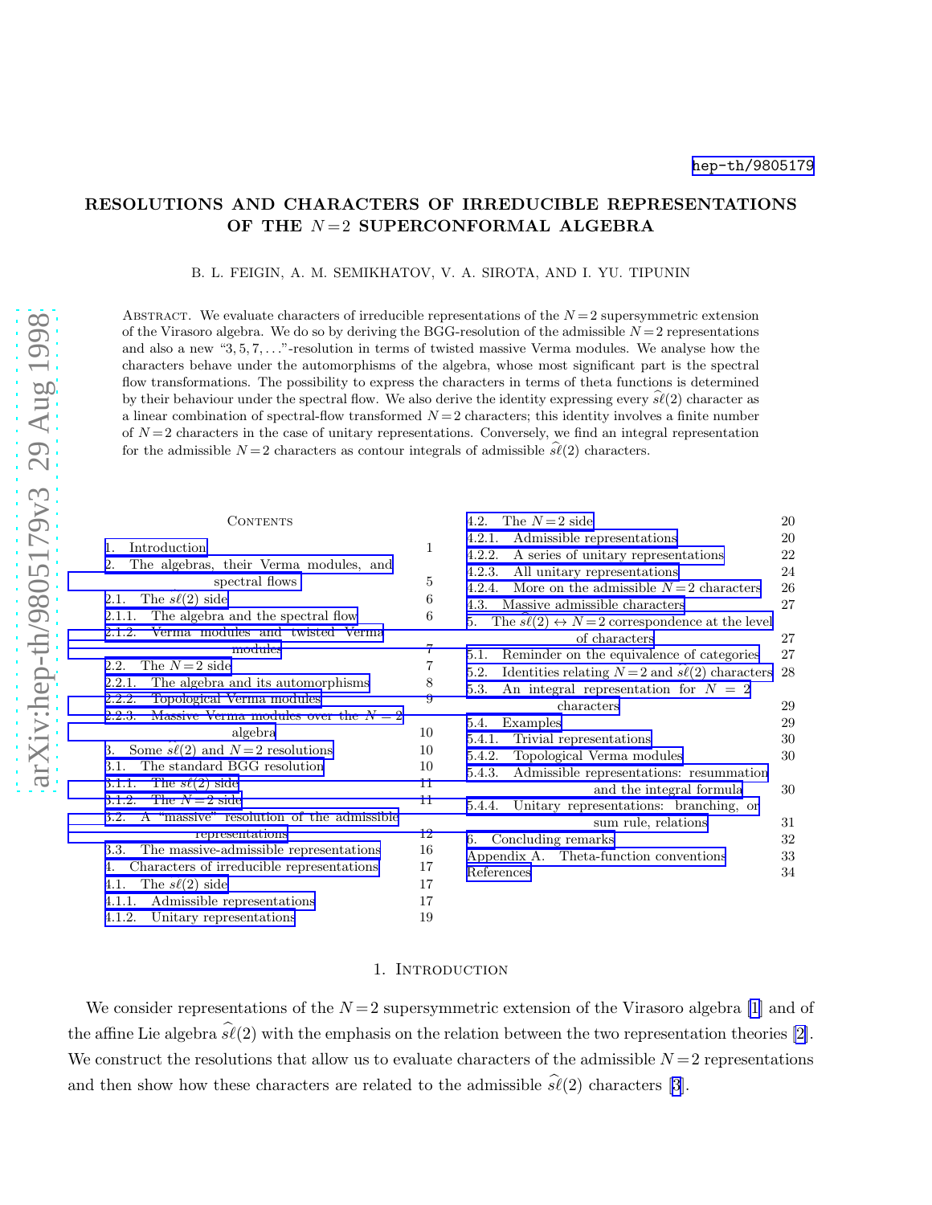hep-th/9805179

# RESOLUTIONS AND CHARACTERS OF IRREDUCIBLE REPRESENTATIONS OF THE $N=2$ SUPERCONFORMAL ALGEBRA

B. L. FEIGIN, A. M. SEMIKHATOV, V. A. SIROTA, AND I. YU. TIPUNIN

Abstract. We evaluate characters of irreducible representations of the $N=2$ supersymmetric extension of the Virasoro algebra. We do so by deriving the BGG-resolution of the admissible $N=2$ representations and also a new "3, 5, 7, ..."-resolution in terms of twisted massive Verma modules. We analyse how the characters behave under the automorphisms of the algebra, whose most significant part is the spectral flow transformations. The possibility to express the characters in terms of theta functions is determined by their behaviour under the spectral flow. We also derive the identity expressing every $\widehat{s\ell}(2)$ character as a linear combination of spectral-flow transformed $N=2$ characters; this identity involves a finite number of $N=2$ characters in the case of unitary representations. Conversely, we find an integral representation for the admissible $N=2$ characters as contour integrals of admissible $\widehat{s\ell}(2)$ characters.

Contents

| | |
|---|---|
| 1. Introduction | 1 |
| 2. The algebras, their Verma modules, and spectral flows | 5 |
| 2.1. The $s\ell(2)$ side | 6 |
| 2.1.1. The algebra and the spectral flow | 6 |
| 2.1.2. Verma modules and twisted Verma modules | 7 |
| 2.2. The $N=2$ side | 7 |
| 2.2.1. The algebra and its automorphisms | 8 |
| 2.2.2. Topological Verma modules | 9 |
| 2.2.3. Massive Verma modules over the $N=2$ algebra | 10 |
| 3. Some $s\ell(2)$ and $N=2$ resolutions | 10 |
| 3.1. The standard BGG resolution | 10 |
| 3.1.1. The $s\ell(2)$ side | 11 |
| 3.1.2. The $N=2$ side | 11 |
| 3.2. A "massive" resolution of the admissible representations | 12 |
| 3.3. The massive-admissible representations | 16 |
| 4. Characters of irreducible representations | 17 |
| 4.1. The $s\ell(2)$ side | 17 |
| 4.1.1. Admissible representations | 17 |
| 4.1.2. Unitary representations | 19 |
| 4.2. The $N=2$ side | 20 |
| 4.2.1. Admissible representations | 20 |
| 4.2.2. A series of unitary representations | 22 |
| 4.2.3. All unitary representations | 24 |
| 4.2.4. More on the admissible $N=2$ characters | 26 |
| 4.3. Massive admissible characters | 27 |
| 5. The $\widehat{s\ell}(2) \leftrightarrow N=2$ correspondence at the level of characters | 27 |
| 5.1. Reminder on the equivalence of categories | 27 |
| 5.2. Identities relating $N=2$ and $\widehat{s\ell}(2)$ characters | 28 |
| 5.3. An integral representation for $N=2$ characters | 29 |
| 5.4. Examples | 29 |
| 5.4.1. Trivial representations | 30 |
| 5.4.2. Topological Verma modules | 30 |
| 5.4.3. Admissible representations: resummation and the integral formula | 30 |
| 5.4.4. Unitary representations: branching, or sum rule, relations | 31 |
| 6. Concluding remarks | 32 |
| Appendix A. Theta-function conventions | 33 |
| References | 34 |

## 1. Introduction

We consider representations of the $N=2$ supersymmetric extension of the Virasoro algebra [1] and of the affine Lie algebra $\widehat{s\ell}(2)$ with the emphasis on the relation between the two representation theories [2]. We construct the resolutions that allow us to evaluate characters of the admissible $N=2$ representations and then show how these characters are related to the admissible $\widehat{s\ell}(2)$ characters [3].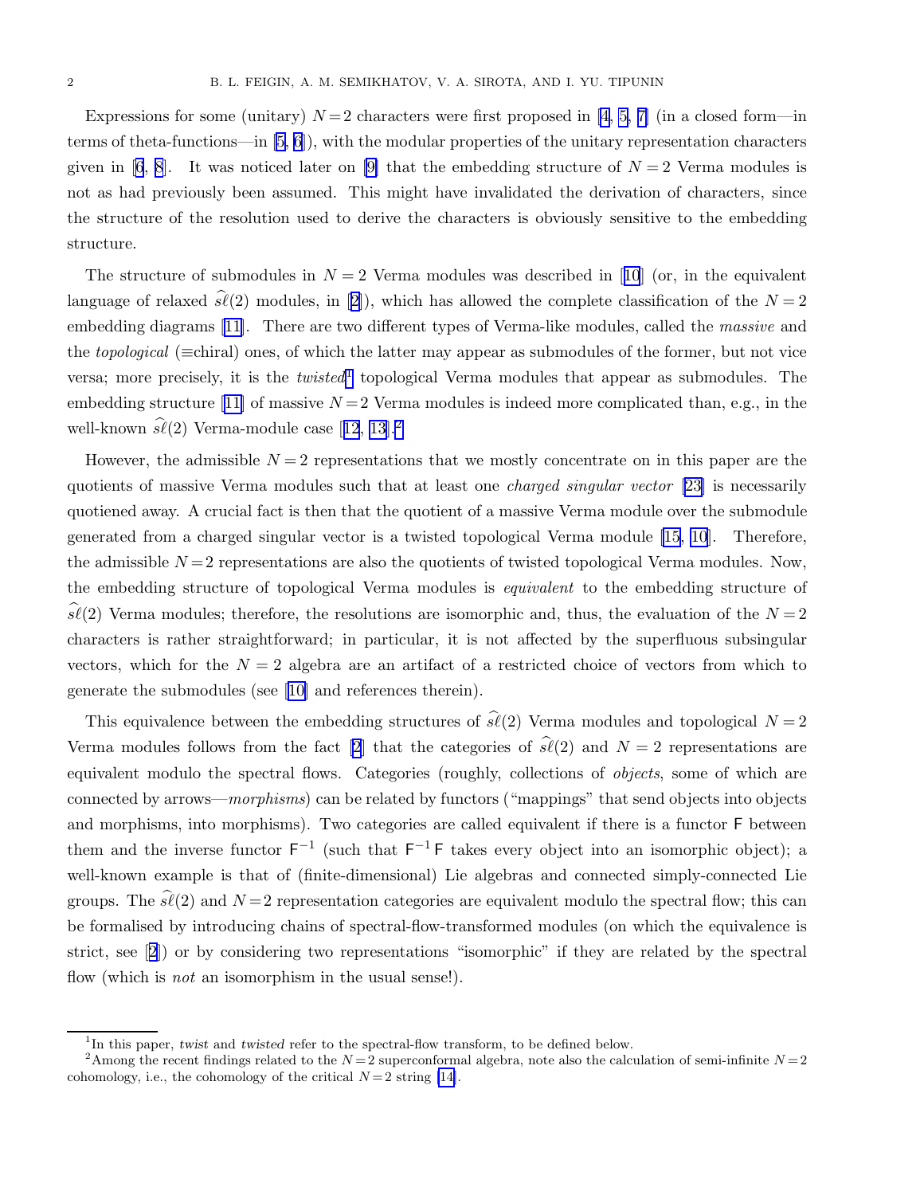Expressions for some (unitary) $N=2$ characters were first proposed in [4, 5, 7] (in a closed form—in terms of theta-functions—in [5, 6]), with the modular properties of the unitary representation characters given in [6, 8]. It was noticed later on [9] that the embedding structure of $N=2$ Verma modules is not as had previously been assumed. This might have invalidated the derivation of characters, since the structure of the resolution used to derive the characters is obviously sensitive to the embedding structure.

The structure of submodules in $N=2$ Verma modules was described in [10] (or, in the equivalent language of relaxed $\widehat{s\ell}(2)$ modules, in [2]), which has allowed the complete classification of the $N=2$ embedding diagrams [11]. There are two different types of Verma-like modules, called the *massive* and the *topological* (≡chiral) ones, of which the latter may appear as submodules of the former, but not vice versa; more precisely, it is the *twisted*[1] topological Verma modules that appear as submodules. The embedding structure [11] of massive $N=2$ Verma modules is indeed more complicated than, e.g., in the well-known $\widehat{s\ell}(2)$ Verma-module case [12, 13].[2]

However, the admissible $N=2$ representations that we mostly concentrate on in this paper are the quotients of massive Verma modules such that at least one *charged singular vector* [23] is necessarily quotiened away. A crucial fact is then that the quotient of a massive Verma module over the submodule generated from a charged singular vector is a twisted topological Verma module [15, 10]. Therefore, the admissible $N=2$ representations are also the quotients of twisted topological Verma modules. Now, the embedding structure of topological Verma modules is *equivalent* to the embedding structure of $\widehat{s\ell}(2)$ Verma modules; therefore, the resolutions are isomorphic and, thus, the evaluation of the $N=2$ characters is rather straightforward; in particular, it is not affected by the superfluous subsingular vectors, which for the $N=2$ algebra are an artifact of a restricted choice of vectors from which to generate the submodules (see [10] and references therein).

This equivalence between the embedding structures of $\widehat{s\ell}(2)$ Verma modules and topological $N=2$ Verma modules follows from the fact [2] that the categories of $\widehat{s\ell}(2)$ and $N=2$ representations are equivalent modulo the spectral flows. Categories (roughly, collections of *objects*, some of which are connected by arrows—*morphisms*) can be related by functors ("mappings" that send objects into objects and morphisms, into morphisms). Two categories are called equivalent if there is a functor $\mathsf{F}$ between them and the inverse functor $\mathsf{F}^{-1}$ (such that $\mathsf{F}^{-1}\mathsf{F}$ takes every object into an isomorphic object); a well-known example is that of (finite-dimensional) Lie algebras and connected simply-connected Lie groups. The $\widehat{s\ell}(2)$ and $N=2$ representation categories are equivalent modulo the spectral flow; this can be formalised by introducing chains of spectral-flow-transformed modules (on which the equivalence is strict, see [2]) or by considering two representations "isomorphic" if they are related by the spectral flow (which is *not* an isomorphism in the usual sense!).

---

[1] In this paper, *twist* and *twisted* refer to the spectral-flow transform, to be defined below.

[2] Among the recent findings related to the $N=2$ superconformal algebra, note also the calculation of semi-infinite $N=2$ cohomology, i.e., the cohomology of the critical $N=2$ string [14].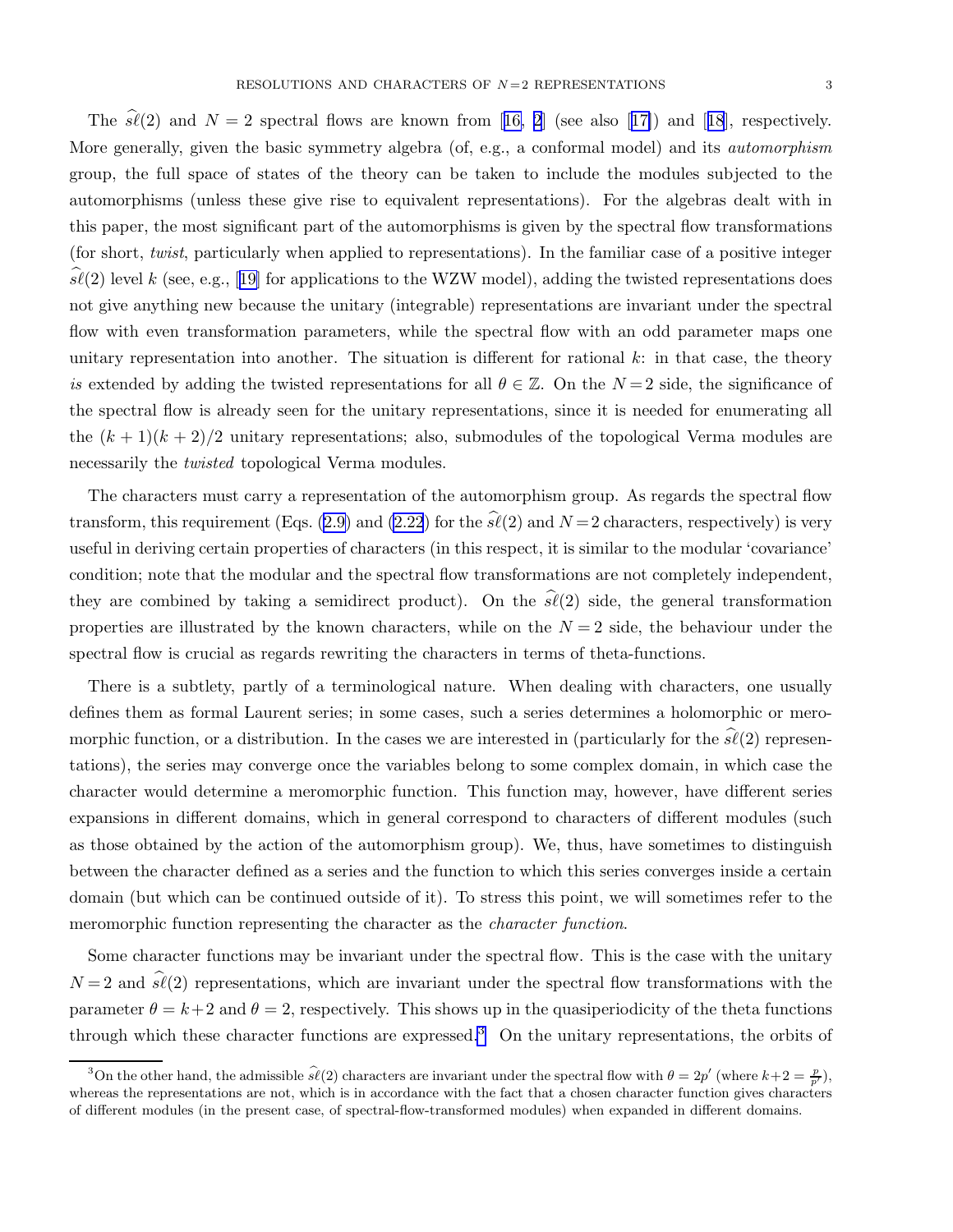The $\widehat{s\ell}(2)$ and $N=2$ spectral flows are known from [16, 2] (see also [17]) and [18], respectively. More generally, given the basic symmetry algebra (of, e.g., a conformal model) and its *automorphism* group, the full space of states of the theory can be taken to include the modules subjected to the automorphisms (unless these give rise to equivalent representations). For the algebras dealt with in this paper, the most significant part of the automorphisms is given by the spectral flow transformations (for short, *twist*, particularly when applied to representations). In the familiar case of a positive integer $\widehat{s\ell}(2)$ level $k$ (see, e.g., [19] for applications to the WZW model), adding the twisted representations does not give anything new because the unitary (integrable) representations are invariant under the spectral flow with even transformation parameters, while the spectral flow with an odd parameter maps one unitary representation into another. The situation is different for rational $k$: in that case, the theory *is* extended by adding the twisted representations for all $\theta \in \mathbb{Z}$. On the $N=2$ side, the significance of the spectral flow is already seen for the unitary representations, since it is needed for enumerating all the $(k+1)(k+2)/2$ unitary representations; also, submodules of the topological Verma modules are necessarily the *twisted* topological Verma modules.

The characters must carry a representation of the automorphism group. As regards the spectral flow transform, this requirement (Eqs. (2.9) and (2.22) for the $\widehat{s\ell}(2)$ and $N=2$ characters, respectively) is very useful in deriving certain properties of characters (in this respect, it is similar to the modular 'covariance' condition; note that the modular and the spectral flow transformations are not completely independent, they are combined by taking a semidirect product). On the $\widehat{s\ell}(2)$ side, the general transformation properties are illustrated by the known characters, while on the $N=2$ side, the behaviour under the spectral flow is crucial as regards rewriting the characters in terms of theta-functions.

There is a subtlety, partly of a terminological nature. When dealing with characters, one usually defines them as formal Laurent series; in some cases, such a series determines a holomorphic or meromorphic function, or a distribution. In the cases we are interested in (particularly for the $\widehat{s\ell}(2)$ representations), the series may converge once the variables belong to some complex domain, in which case the character would determine a meromorphic function. This function may, however, have different series expansions in different domains, which in general correspond to characters of different modules (such as those obtained by the action of the automorphism group). We, thus, have sometimes to distinguish between the character defined as a series and the function to which this series converges inside a certain domain (but which can be continued outside of it). To stress this point, we will sometimes refer to the meromorphic function representing the character as the *character function*.

Some character functions may be invariant under the spectral flow. This is the case with the unitary $N=2$ and $\widehat{s\ell}(2)$ representations, which are invariant under the spectral flow transformations with the parameter $\theta = k+2$ and $\theta = 2$, respectively. This shows up in the quasiperiodicity of the theta functions through which these character functions are expressed.[3] On the unitary representations, the orbits of

[3] On the other hand, the admissible $\widehat{s\ell}(2)$ characters are invariant under the spectral flow with $\theta = 2p'$ (where $k+2 = \frac{p}{p'}$), whereas the representations are not, which is in accordance with the fact that a chosen character function gives characters of different modules (in the present case, of spectral-flow-transformed modules) when expanded in different domains.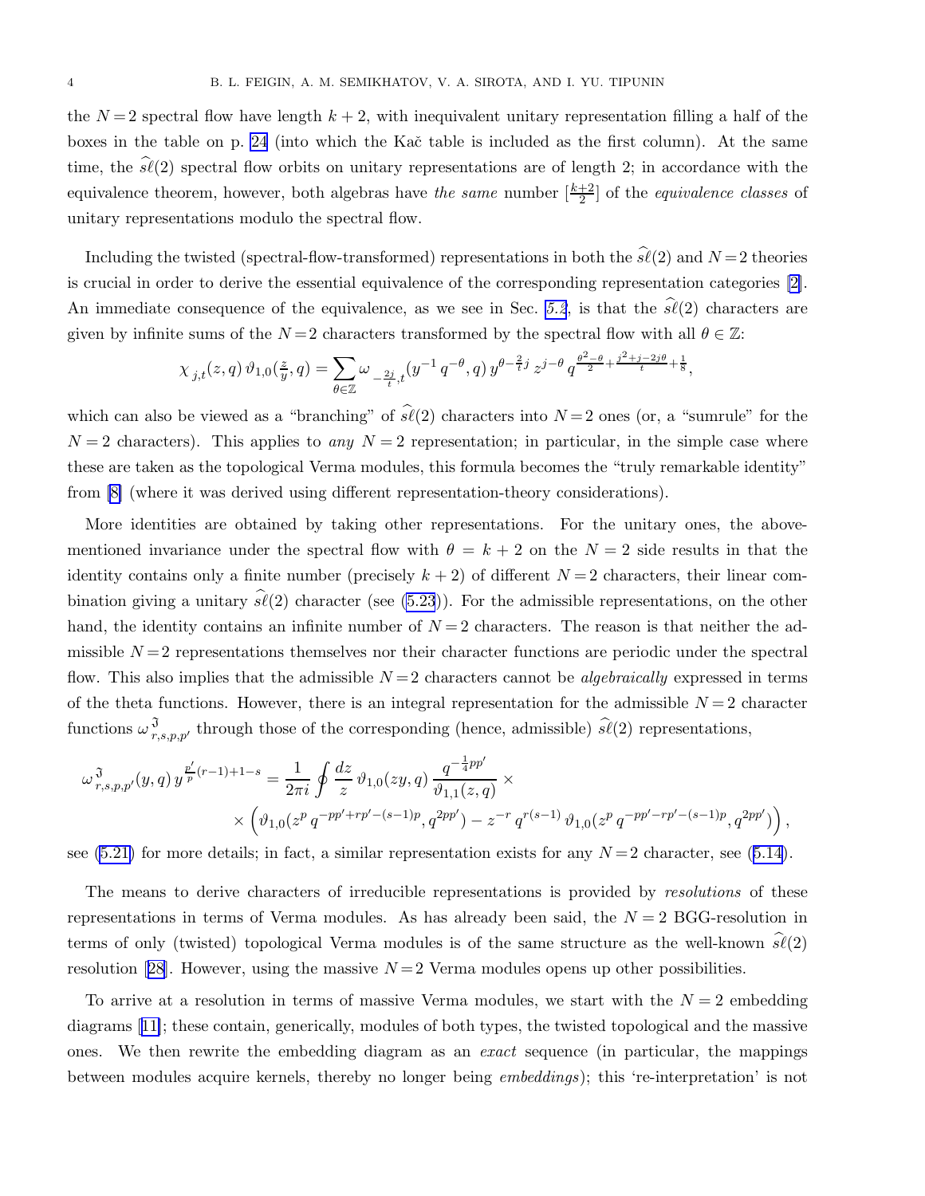the $N=2$ spectral flow have length $k+2$, with inequivalent unitary representation filling a half of the boxes in the table on p. 24 (into which the Kač table is included as the first column). At the same time, the $\widehat{s\ell}(2)$ spectral flow orbits on unitary representations are of length 2; in accordance with the equivalence theorem, however, both algebras have *the same* number $[\frac{k+2}{2}]$ of the *equivalence classes* of unitary representations modulo the spectral flow.

Including the twisted (spectral-flow-transformed) representations in both the $\widehat{s\ell}(2)$ and $N=2$ theories is crucial in order to derive the essential equivalence of the corresponding representation categories [2]. An immediate consequence of the equivalence, as we see in Sec. 5.2, is that the $\widehat{s\ell}(2)$ characters are given by infinite sums of the $N=2$ characters transformed by the spectral flow with all $\theta \in \mathbb{Z}$:

$$\chi_{j,t}(z,q)\,\vartheta_{1,0}(\tfrac{z}{y},q) = \sum_{\theta\in\mathbb{Z}} \omega_{-\frac{2j}{t},t}(y^{-1}\,q^{-\theta},q)\,y^{\theta-\frac{2}{t}j}\,z^{j-\theta}\,q^{\frac{\theta^2-\theta}{2}+\frac{j^2+j-2j\theta}{t}+\frac{1}{8}},$$

which can also be viewed as a "branching" of $\widehat{s\ell}(2)$ characters into $N=2$ ones (or, a "sumrule" for the $N=2$ characters). This applies to *any* $N=2$ representation; in particular, in the simple case where these are taken as the topological Verma modules, this formula becomes the "truly remarkable identity" from [8] (where it was derived using different representation-theory considerations).

More identities are obtained by taking other representations. For the unitary ones, the above-mentioned invariance under the spectral flow with $\theta = k+2$ on the $N=2$ side results in that the identity contains only a finite number (precisely $k+2$) of different $N=2$ characters, their linear combination giving a unitary $\widehat{s\ell}(2)$ character (see (5.23)). For the admissible representations, on the other hand, the identity contains an infinite number of $N=2$ characters. The reason is that neither the admissible $N=2$ representations themselves nor their character functions are periodic under the spectral flow. This also implies that the admissible $N=2$ characters cannot be *algebraically* expressed in terms of the theta functions. However, there is an integral representation for the admissible $N=2$ character functions $\omega^{\mathfrak{I}}_{r,s,p,p'}$ through those of the corresponding (hence, admissible) $\widehat{s\ell}(2)$ representations,

$$\begin{aligned}\omega^{\mathfrak{I}}_{r,s,p,p'}(y,q)\,y^{\frac{p'}{p}(r-1)+1-s} = \frac{1}{2\pi i}\oint \frac{dz}{z}\,\vartheta_{1,0}(zy,q)\,\frac{q^{-\frac{1}{4}pp'}}{\vartheta_{1,1}(z,q)}\times\\ \times\Bigl(\vartheta_{1,0}(z^p\,q^{-pp'+rp'-(s-1)p},q^{2pp'}) - z^{-r}\,q^{r(s-1)}\,\vartheta_{1,0}(z^p\,q^{-pp'-rp'-(s-1)p},q^{2pp'})\Bigr),\end{aligned}$$

see (5.21) for more details; in fact, a similar representation exists for any $N=2$ character, see (5.14).

The means to derive characters of irreducible representations is provided by *resolutions* of these representations in terms of Verma modules. As has already been said, the $N=2$ BGG-resolution in terms of only (twisted) topological Verma modules is of the same structure as the well-known $\widehat{s\ell}(2)$ resolution [28]. However, using the massive $N=2$ Verma modules opens up other possibilities.

To arrive at a resolution in terms of massive Verma modules, we start with the $N=2$ embedding diagrams [11]; these contain, generically, modules of both types, the twisted topological and the massive ones. We then rewrite the embedding diagram as an *exact* sequence (in particular, the mappings between modules acquire kernels, thereby no longer being *embeddings*); this 're-interpretation' is not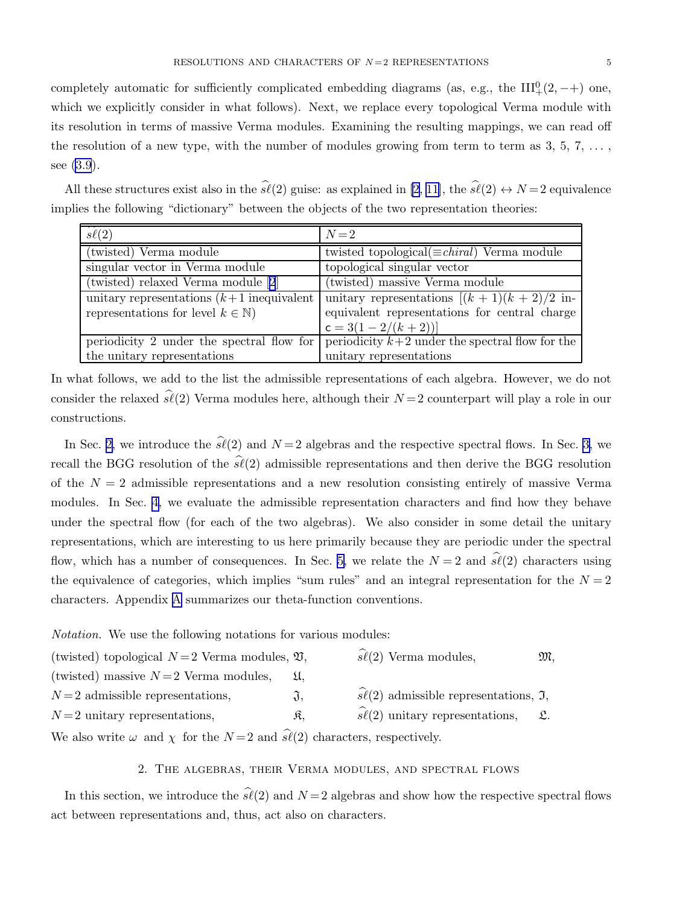completely automatic for sufficiently complicated embedding diagrams (as, e.g., the $\mathrm{III}^0_+(2,-+)$ one, which we explicitly consider in what follows). Next, we replace every topological Verma module with its resolution in terms of massive Verma modules. Examining the resulting mappings, we can read off the resolution of a new type, with the number of modules growing from term to term as 3, 5, 7, ..., see (3.9).

All these structures exist also in the $\widehat{s\ell}(2)$ guise: as explained in [2, 11], the $\widehat{s\ell}(2) \leftrightarrow N=2$ equivalence implies the following "dictionary" between the objects of the two representation theories:

| $\widehat{s\ell}(2)$ | $N=2$ |
|---|---|
| (twisted) Verma module | twisted topological($\equiv$*chiral*) Verma module |
| singular vector in Verma module | topological singular vector |
| (twisted) relaxed Verma module [2] | (twisted) massive Verma module |
| unitary representations ($k+1$ inequivalent representations for level $k \in \mathbb{N}$) | unitary representations $[(k+1)(k+2)/2$ inequivalent representations for central charge $\mathsf{c} = 3(1-2/(k+2))]$ |
| periodicity 2 under the spectral flow for the unitary representations | periodicity $k+2$ under the spectral flow for the unitary representations |

In what follows, we add to the list the admissible representations of each algebra. However, we do not consider the relaxed $\widehat{s\ell}(2)$ Verma modules here, although their $N=2$ counterpart will play a role in our constructions.

In Sec. 2, we introduce the $\widehat{s\ell}(2)$ and $N=2$ algebras and the respective spectral flows. In Sec. 3, we recall the BGG resolution of the $\widehat{s\ell}(2)$ admissible representations and then derive the BGG resolution of the $N=2$ admissible representations and a new resolution consisting entirely of massive Verma modules. In Sec. 4, we evaluate the admissible representation characters and find how they behave under the spectral flow (for each of the two algebras). We also consider in some detail the unitary representations, which are interesting to us here primarily because they are periodic under the spectral flow, which has a number of consequences. In Sec. 5, we relate the $N=2$ and $\widehat{s\ell}(2)$ characters using the equivalence of categories, which implies "sum rules" and an integral representation for the $N=2$ characters. Appendix A summarizes our theta-function conventions.

*Notation.* We use the following notations for various modules:

| | | | |
|---|---|---|---|
| (twisted) topological $N=2$ Verma modules, | $\mathfrak{V}$, | $\widehat{s\ell}(2)$ Verma modules, | $\mathfrak{M}$, |
| (twisted) massive $N=2$ Verma modules, | $\mathfrak{U}$, | | |
| $N=2$ admissible representations, | $\mathfrak{J}$, | $\widehat{s\ell}(2)$ admissible representations, | $\mathfrak{I}$, |
| $N=2$ unitary representations, | $\mathfrak{K}$, | $\widehat{s\ell}(2)$ unitary representations, | $\mathfrak{L}$. |

We also write $\omega$ and $\chi$ for the $N=2$ and $\widehat{s\ell}(2)$ characters, respectively.

## 2. The algebras, their Verma modules, and spectral flows

In this section, we introduce the $\widehat{s\ell}(2)$ and $N=2$ algebras and show how the respective spectral flows act between representations and, thus, act also on characters.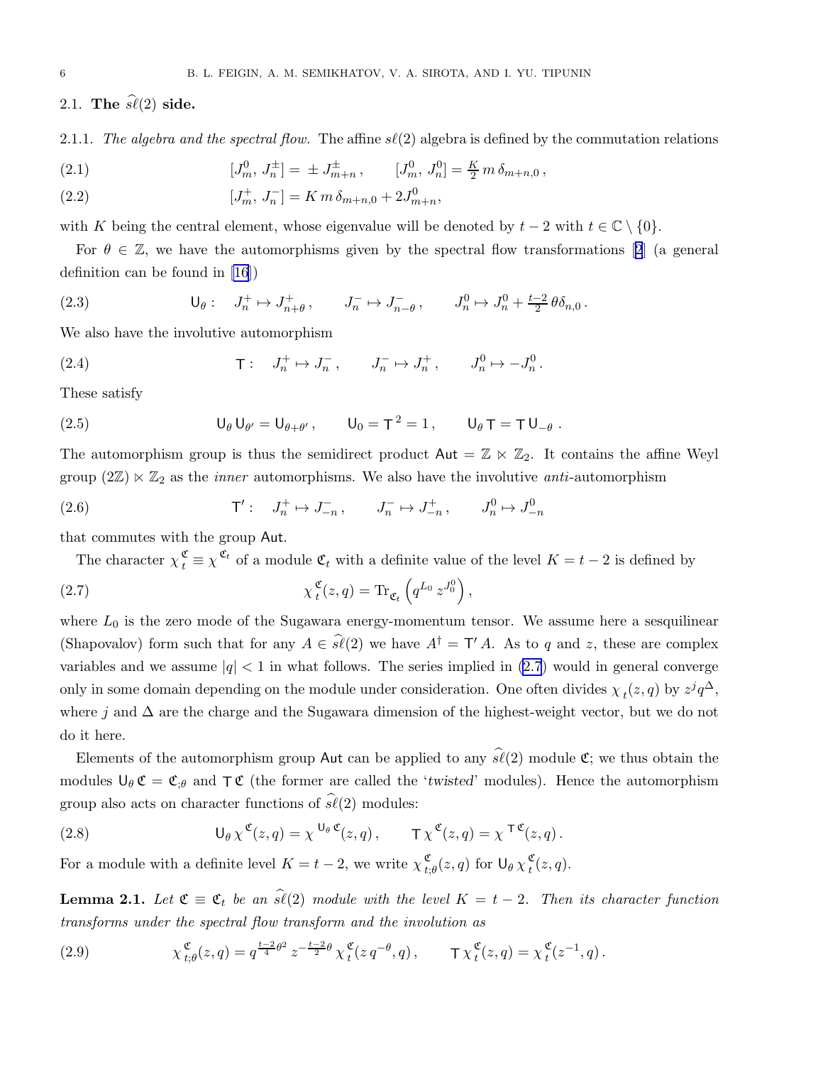### 2.1. The $\widehat{s\ell}(2)$ side.

2.1.1. *The algebra and the spectral flow.* The affine $s\ell(2)$ algebra is defined by the commutation relations

$$[J^0_m,\,J^\pm_n] = \,\pm\,J^\pm_{m+n}\,, \qquad [J^0_m,\,J^0_n] = \tfrac{K}{2}\,m\,\delta_{m+n,0}\,, \tag{2.1}$$

$$[J^+_m,\,J^-_n] = K\,m\,\delta_{m+n,0} + 2J^0_{m+n}, \tag{2.2}$$

with $K$ being the central element, whose eigenvalue will be denoted by $t-2$ with $t \in \mathbb{C}\setminus\{0\}$.

For $\theta \in \mathbb{Z}$, we have the automorphisms given by the spectral flow transformations [2] (a general definition can be found in [16])

$$\mathsf{U}_\theta: \quad J^+_n \mapsto J^+_{n+\theta}\,, \qquad J^-_n \mapsto J^-_{n-\theta}\,, \qquad J^0_n \mapsto J^0_n + \tfrac{t-2}{2}\,\theta\delta_{n,0}\,. \tag{2.3}$$

We also have the involutive automorphism

$$\mathsf{T}: \quad J^+_n \mapsto J^-_n\,, \qquad J^-_n \mapsto J^+_n\,, \qquad J^0_n \mapsto -J^0_n\,. \tag{2.4}$$

These satisfy

$$\mathsf{U}_\theta\,\mathsf{U}_{\theta'} = \mathsf{U}_{\theta+\theta'}\,, \qquad \mathsf{U}_0 = \mathsf{T}^{\,2} = 1\,, \qquad \mathsf{U}_\theta\,\mathsf{T} = \mathsf{T}\,\mathsf{U}_{-\theta}\,. \tag{2.5}$$

The automorphism group is thus the semidirect product $\mathsf{Aut} = \mathbb{Z} \ltimes \mathbb{Z}_2$. It contains the affine Weyl group $(2\mathbb{Z}) \ltimes \mathbb{Z}_2$ as the *inner* automorphisms. We also have the involutive *anti*-automorphism

$$\mathsf{T}': \quad J^+_n \mapsto J^-_{-n}\,, \qquad J^-_n \mapsto J^+_{-n}\,, \qquad J^0_n \mapsto J^0_{-n} \tag{2.6}$$

that commutes with the group $\mathsf{Aut}$.

The character $\chi^{\mathfrak{C}}_{\,t} \equiv \chi^{\,\mathfrak{C}_t}$ of a module $\mathfrak{C}_t$ with a definite value of the level $K = t-2$ is defined by

$$\chi^{\mathfrak{C}}_{\,t}(z,q) = \mathrm{Tr}_{\mathfrak{C}_t}\left(q^{L_0}\,z^{J^0_0}\right), \tag{2.7}$$

where $L_0$ is the zero mode of the Sugawara energy-momentum tensor. We assume here a sesquilinear (Shapovalov) form such that for any $A \in \widehat{s\ell}(2)$ we have $A^\dagger = \mathsf{T}'\,A$. As to $q$ and $z$, these are complex variables and we assume $|q| < 1$ in what follows. The series implied in (2.7) would in general converge only in some domain depending on the module under consideration. One often divides $\chi_{\,t}(z,q)$ by $z^j q^\Delta$, where $j$ and $\Delta$ are the charge and the Sugawara dimension of the highest-weight vector, but we do not do it here.

Elements of the automorphism group $\mathsf{Aut}$ can be applied to any $\widehat{s\ell}(2)$ module $\mathfrak{C}$; we thus obtain the modules $\mathsf{U}_\theta\,\mathfrak{C} = \mathfrak{C}_{;\theta}$ and $\mathsf{T}\,\mathfrak{C}$ (the former are called the '*twisted*' modules). Hence the automorphism group also acts on character functions of $\widehat{s\ell}(2)$ modules:

$$\mathsf{U}_\theta\,\chi^{\,\mathfrak{C}}(z,q) = \chi^{\,\mathsf{U}_\theta\,\mathfrak{C}}(z,q)\,, \qquad \mathsf{T}\,\chi^{\,\mathfrak{C}}(z,q) = \chi^{\,\mathsf{T}\,\mathfrak{C}}(z,q)\,. \tag{2.8}$$

For a module with a definite level $K = t-2$, we write $\chi^{\,\mathfrak{C}}_{\,t;\theta}(z,q)$ for $\mathsf{U}_\theta\,\chi^{\,\mathfrak{C}}_{\,t}(z,q)$.

**Lemma 2.1.** *Let $\mathfrak{C} \equiv \mathfrak{C}_t$ be an $\widehat{s\ell}(2)$ module with the level $K = t-2$. Then its character function transforms under the spectral flow transform and the involution as*

$$\chi^{\,\mathfrak{C}}_{\,t;\theta}(z,q) = q^{\frac{t-2}{4}\theta^2}\,z^{-\frac{t-2}{2}\theta}\,\chi^{\,\mathfrak{C}}_{\,t}(z\,q^{-\theta},q)\,, \qquad \mathsf{T}\,\chi^{\,\mathfrak{C}}_{\,t}(z,q) = \chi^{\,\mathfrak{C}}_{\,t}(z^{-1},q)\,. \tag{2.9}$$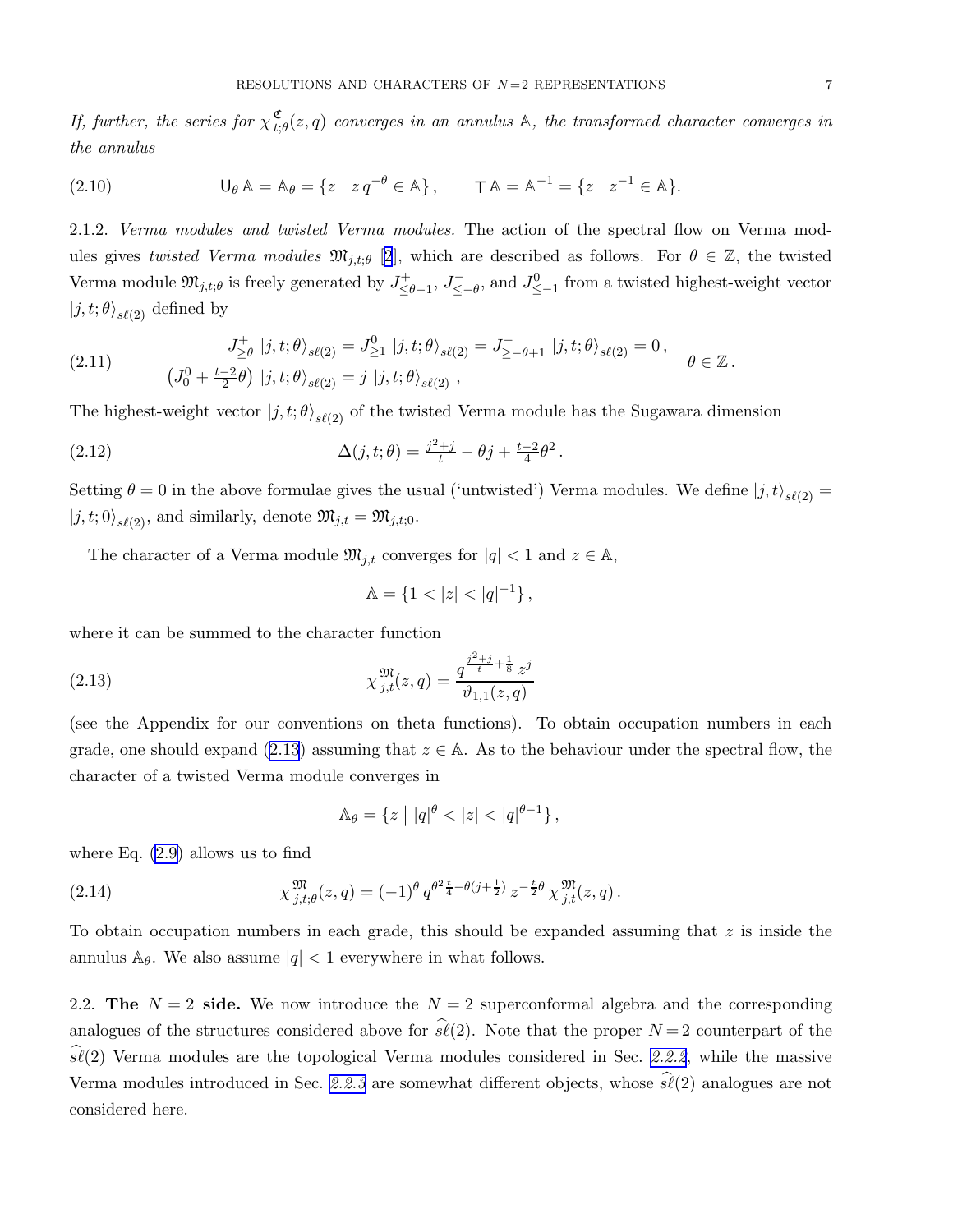*If, further, the series for $\chi^{\mathfrak{C}}_{t;\theta}(z,q)$ converges in an annulus $\mathbb{A}$, the transformed character converges in the annulus*

$$\mathsf{U}_\theta\,\mathbb{A} = \mathbb{A}_\theta = \{z \mid z\,q^{-\theta} \in \mathbb{A}\}\,, \qquad \mathsf{T}\,\mathbb{A} = \mathbb{A}^{-1} = \{z \mid z^{-1} \in \mathbb{A}\}. \tag{2.10}$$

2.1.2. *Verma modules and twisted Verma modules.* The action of the spectral flow on Verma modules gives *twisted Verma modules* $\mathfrak{M}_{j,t;\theta}$ [2], which are described as follows. For $\theta \in \mathbb{Z}$, the twisted Verma module $\mathfrak{M}_{j,t;\theta}$ is freely generated by $J^+_{\leq\theta-1}$, $J^-_{\leq-\theta}$, and $J^0_{\leq -1}$ from a twisted highest-weight vector $|j,t;\theta\rangle_{s\ell(2)}$ defined by

$$\begin{gathered} J^+_{\geq\theta}\;|j,t;\theta\rangle_{s\ell(2)} = J^0_{\geq 1}\;|j,t;\theta\rangle_{s\ell(2)} = J^-_{\geq-\theta+1}\;|j,t;\theta\rangle_{s\ell(2)} = 0\,, \\ \left(J^0_0 + \tfrac{t-2}{2}\theta\right)\;|j,t;\theta\rangle_{s\ell(2)} = j\;|j,t;\theta\rangle_{s\ell(2)}\;, \end{gathered} \qquad \theta \in \mathbb{Z}\,. \tag{2.11}$$

The highest-weight vector $|j,t;\theta\rangle_{s\ell(2)}$ of the twisted Verma module has the Sugawara dimension

$$\Delta(j,t;\theta) = \tfrac{j^2+j}{t} - \theta j + \tfrac{t-2}{4}\theta^2\,. \tag{2.12}$$

Setting $\theta = 0$ in the above formulae gives the usual ('untwisted') Verma modules. We define $|j,t\rangle_{s\ell(2)} = |j,t;0\rangle_{s\ell(2)}$, and similarly, denote $\mathfrak{M}_{j,t} = \mathfrak{M}_{j,t;0}$.

The character of a Verma module $\mathfrak{M}_{j,t}$ converges for $|q| < 1$ and $z \in \mathbb{A}$,

$$\mathbb{A} = \{1 < |z| < |q|^{-1}\}\,,$$

where it can be summed to the character function

$$\chi^{\mathfrak{M}}_{j,t}(z,q) = \frac{q^{\frac{j^2+j}{t}+\frac{1}{8}}\,z^j}{\vartheta_{1,1}(z,q)} \tag{2.13}$$

(see the Appendix for our conventions on theta functions). To obtain occupation numbers in each grade, one should expand (2.13) assuming that $z \in \mathbb{A}$. As to the behaviour under the spectral flow, the character of a twisted Verma module converges in

$$\mathbb{A}_\theta = \{z \mid |q|^\theta < |z| < |q|^{\theta-1}\}\,,$$

where Eq. (2.9) allows us to find

$$\chi^{\mathfrak{M}}_{j,t;\theta}(z,q) = (-1)^\theta\,q^{\theta^2\frac{t}{4}-\theta(j+\frac{1}{2})}\,z^{-\frac{t}{2}\theta}\,\chi^{\mathfrak{M}}_{j,t}(z,q)\,. \tag{2.14}$$

To obtain occupation numbers in each grade, this should be expanded assuming that $z$ is inside the annulus $\mathbb{A}_\theta$. We also assume $|q| < 1$ everywhere in what follows.

2.2. **The $N = 2$ side.** We now introduce the $N = 2$ superconformal algebra and the corresponding analogues of the structures considered above for $\widehat{s\ell}(2)$. Note that the proper $N=2$ counterpart of the $\widehat{s\ell}(2)$ Verma modules are the topological Verma modules considered in Sec. *2.2.2*, while the massive Verma modules introduced in Sec. *2.2.3* are somewhat different objects, whose $\widehat{s\ell}(2)$ analogues are not considered here.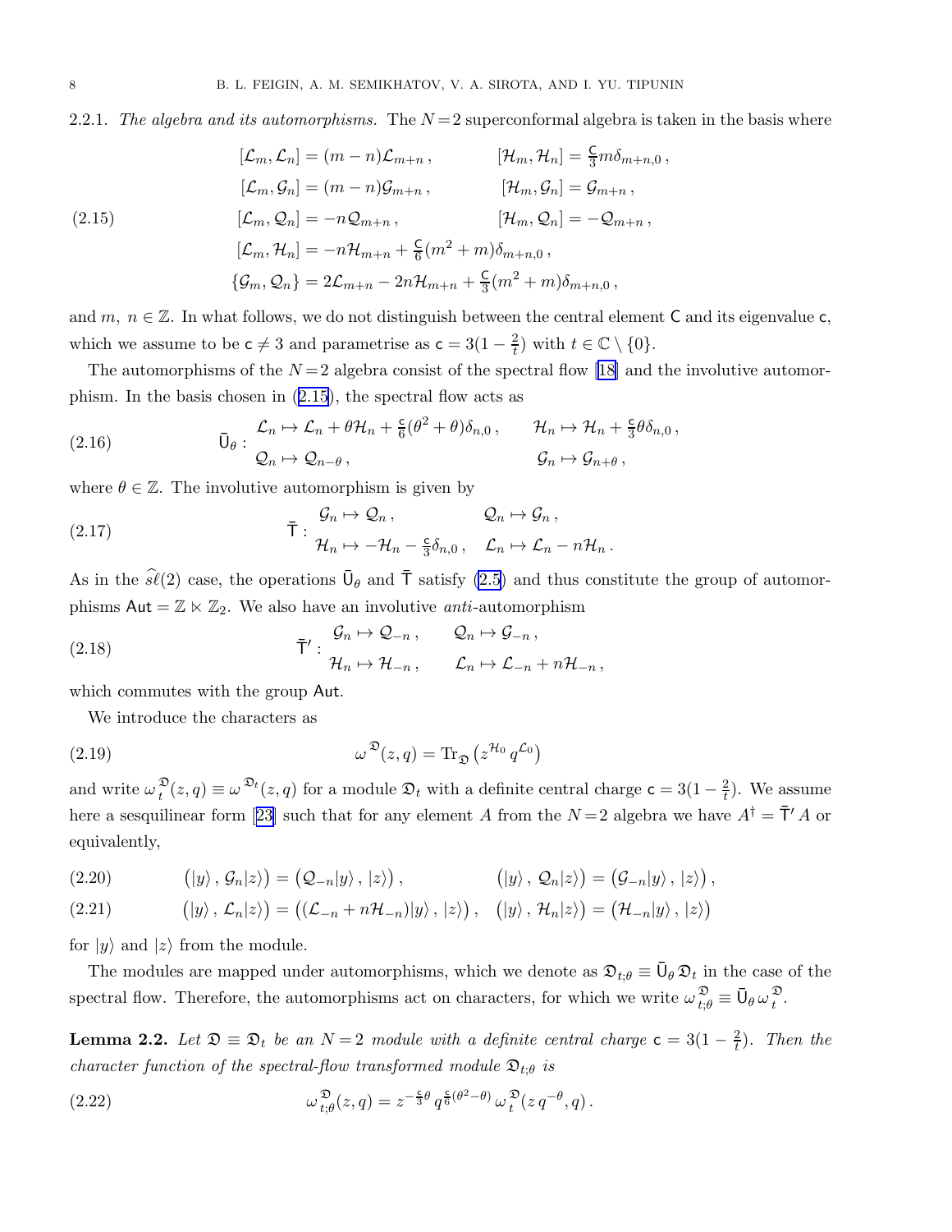2.2.1. *The algebra and its automorphisms.* The $N=2$ superconformal algebra is taken in the basis where

$$
\begin{aligned}
&[\mathcal{L}_m, \mathcal{L}_n] = (m-n)\mathcal{L}_{m+n}\,, && [\mathcal{H}_m, \mathcal{H}_n] = \tfrac{\mathsf{C}}{3} m \delta_{m+n,0}\,,\\
&[\mathcal{L}_m, \mathcal{G}_n] = (m-n)\mathcal{G}_{m+n}\,, && [\mathcal{H}_m, \mathcal{G}_n] = \mathcal{G}_{m+n}\,,\\
&[\mathcal{L}_m, \mathcal{Q}_n] = -n\mathcal{Q}_{m+n}\,, && [\mathcal{H}_m, \mathcal{Q}_n] = -\mathcal{Q}_{m+n}\,,\\
&[\mathcal{L}_m, \mathcal{H}_n] = -n\mathcal{H}_{m+n} + \tfrac{\mathsf{C}}{6}(m^2+m)\delta_{m+n,0}\,, &&\\
&\{\mathcal{G}_m, \mathcal{Q}_n\} = 2\mathcal{L}_{m+n} - 2n\mathcal{H}_{m+n} + \tfrac{\mathsf{C}}{3}(m^2+m)\delta_{m+n,0}\,, &&
\end{aligned}
\tag{2.15}
$$

and $m,\ n \in \mathbb{Z}$. In what follows, we do not distinguish between the central element $\mathsf{C}$ and its eigenvalue $\mathsf{c}$, which we assume to be $\mathsf{c} \neq 3$ and parametrise as $\mathsf{c} = 3(1-\frac{2}{t})$ with $t \in \mathbb{C}\setminus\{0\}$.

The automorphisms of the $N=2$ algebra consist of the spectral flow [18] and the involutive automorphism. In the basis chosen in (2.15), the spectral flow acts as

$$
\bar{\mathsf{U}}_\theta : \begin{array}{ll} \mathcal{L}_n \mapsto \mathcal{L}_n + \theta\mathcal{H}_n + \frac{\mathsf{c}}{6}(\theta^2+\theta)\delta_{n,0}\,, & \mathcal{H}_n \mapsto \mathcal{H}_n + \frac{\mathsf{c}}{3}\theta\delta_{n,0}\,,\\ \mathcal{Q}_n \mapsto \mathcal{Q}_{n-\theta}\,, & \mathcal{G}_n \mapsto \mathcal{G}_{n+\theta}\,, \end{array}
\tag{2.16}
$$

where $\theta \in \mathbb{Z}$. The involutive automorphism is given by

$$
\bar{\mathsf{T}} : \begin{array}{ll} \mathcal{G}_n \mapsto \mathcal{Q}_n\,, & \mathcal{Q}_n \mapsto \mathcal{G}_n\,,\\ \mathcal{H}_n \mapsto -\mathcal{H}_n - \frac{\mathsf{c}}{3}\delta_{n,0}\,, & \mathcal{L}_n \mapsto \mathcal{L}_n - n\mathcal{H}_n\,. \end{array}
\tag{2.17}
$$

As in the $\widehat{s\ell}(2)$ case, the operations $\bar{\mathsf{U}}_\theta$ and $\bar{\mathsf{T}}$ satisfy (2.5) and thus constitute the group of automorphisms $\mathsf{Aut} = \mathbb{Z} \ltimes \mathbb{Z}_2$. We also have an involutive *anti*-automorphism

$$
\bar{\mathsf{T}}' : \begin{array}{ll} \mathcal{G}_n \mapsto \mathcal{Q}_{-n}\,, & \mathcal{Q}_n \mapsto \mathcal{G}_{-n}\,,\\ \mathcal{H}_n \mapsto \mathcal{H}_{-n}\,, & \mathcal{L}_n \mapsto \mathcal{L}_{-n} + n\mathcal{H}_{-n}\,, \end{array}
\tag{2.18}
$$

which commutes with the group $\mathsf{Aut}$.

We introduce the characters as

$$
\omega^{\mathfrak{D}}(z,q) = \mathrm{Tr}_{\mathfrak{D}}\left(z^{\mathcal{H}_0}\, q^{\mathcal{L}_0}\right)
\tag{2.19}
$$

and write $\omega_t^{\mathfrak{D}}(z,q) \equiv \omega^{\mathfrak{D}_t}(z,q)$ for a module $\mathfrak{D}_t$ with a definite central charge $\mathsf{c} = 3(1-\frac{2}{t})$. We assume here a sesquilinear form [23] such that for any element $A$ from the $N=2$ algebra we have $A^\dagger = \bar{\mathsf{T}}' A$ or equivalently,

$$
\big(|y\rangle\,,\,\mathcal{G}_n|z\rangle\big) = \big(\mathcal{Q}_{-n}|y\rangle\,,\,|z\rangle\big)\,, \qquad \big(|y\rangle\,,\,\mathcal{Q}_n|z\rangle\big) = \big(\mathcal{G}_{-n}|y\rangle\,,\,|z\rangle\big)\,,
\tag{2.20}
$$

$$
\big(|y\rangle\,,\,\mathcal{L}_n|z\rangle\big) = \big((\mathcal{L}_{-n} + n\mathcal{H}_{-n})|y\rangle\,,\,|z\rangle\big)\,, \quad \big(|y\rangle\,,\,\mathcal{H}_n|z\rangle\big) = \big(\mathcal{H}_{-n}|y\rangle\,,\,|z\rangle\big)
\tag{2.21}
$$

for $|y\rangle$ and $|z\rangle$ from the module.

The modules are mapped under automorphisms, which we denote as $\mathfrak{D}_{t;\theta} \equiv \bar{\mathsf{U}}_\theta\,\mathfrak{D}_t$ in the case of the spectral flow. Therefore, the automorphisms act on characters, for which we write $\omega_{t;\theta}^{\mathfrak{D}} \equiv \bar{\mathsf{U}}_\theta\,\omega_t^{\mathfrak{D}}$.

**Lemma 2.2.** *Let $\mathfrak{D} \equiv \mathfrak{D}_t$ be an $N=2$ module with a definite central charge $\mathsf{c} = 3(1-\frac{2}{t})$. Then the character function of the spectral-flow transformed module $\mathfrak{D}_{t;\theta}$ is*

$$
\omega_{t;\theta}^{\mathfrak{D}}(z,q) = z^{-\frac{\mathsf{c}}{3}\theta}\, q^{\frac{\mathsf{c}}{6}(\theta^2-\theta)}\, \omega_t^{\mathfrak{D}}(z\,q^{-\theta},q)\,.
\tag{2.22}
$$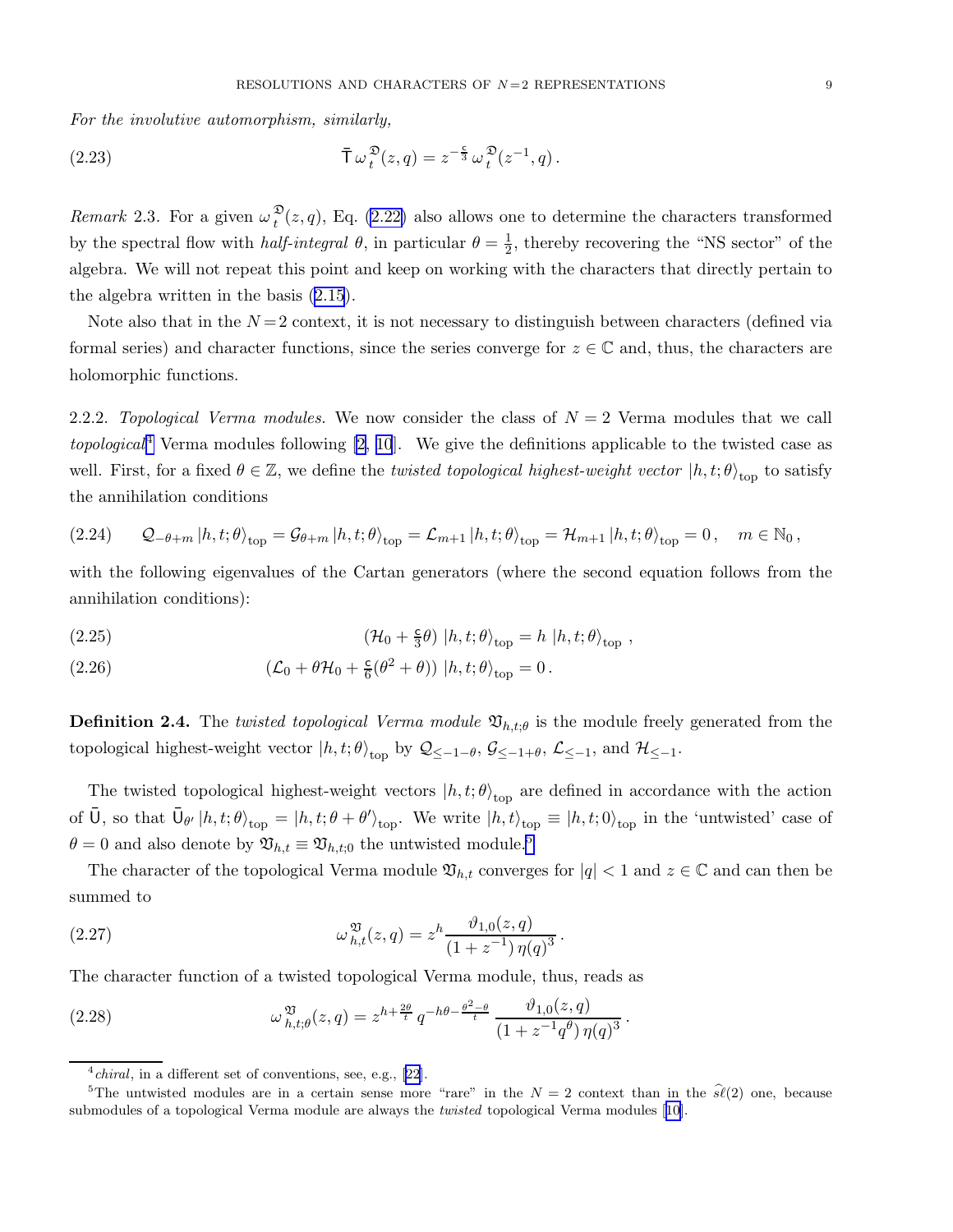*For the involutive automorphism, similarly,*

$$\bar{\mathsf{T}}\,\omega_{t}^{\mathfrak{D}}(z,q) = z^{-\frac{\mathsf{c}}{3}}\,\omega_{t}^{\mathfrak{D}}(z^{-1},q)\,. \tag{2.23}$$

*Remark* 2.3. For a given $\omega_{t}^{\mathfrak{D}}(z,q)$, Eq. (2.22) also allows one to determine the characters transformed by the spectral flow with *half-integral* $\theta$, in particular $\theta = \frac{1}{2}$, thereby recovering the "NS sector" of the algebra. We will not repeat this point and keep on working with the characters that directly pertain to the algebra written in the basis (2.15).

Note also that in the $N=2$ context, it is not necessary to distinguish between characters (defined via formal series) and character functions, since the series converge for $z \in \mathbb{C}$ and, thus, the characters are holomorphic functions.

2.2.2. *Topological Verma modules.* We now consider the class of $N=2$ Verma modules that we call *topological*[4] Verma modules following [2, 10]. We give the definitions applicable to the twisted case as well. First, for a fixed $\theta \in \mathbb{Z}$, we define the *twisted topological highest-weight vector* $|h,t;\theta\rangle_{\rm top}$ to satisfy the annihilation conditions

$$\mathcal{Q}_{-\theta+m}\,|h,t;\theta\rangle_{\rm top} = \mathcal{G}_{\theta+m}\,|h,t;\theta\rangle_{\rm top} = \mathcal{L}_{m+1}\,|h,t;\theta\rangle_{\rm top} = \mathcal{H}_{m+1}\,|h,t;\theta\rangle_{\rm top} = 0\,,\quad m \in \mathbb{N}_0\,, \tag{2.24}$$

with the following eigenvalues of the Cartan generators (where the second equation follows from the annihilation conditions):

$$(\mathcal{H}_0 + \tfrac{\mathsf{c}}{3}\theta)\;|h,t;\theta\rangle_{\rm top} = h\;|h,t;\theta\rangle_{\rm top}\,, \tag{2.25}$$

$$(\mathcal{L}_0 + \theta\mathcal{H}_0 + \tfrac{\mathsf{c}}{6}(\theta^2+\theta))\;|h,t;\theta\rangle_{\rm top} = 0\,. \tag{2.26}$$

**Definition 2.4.** The *twisted topological Verma module* $\mathfrak{V}_{h,t;\theta}$ is the module freely generated from the topological highest-weight vector $|h,t;\theta\rangle_{\rm top}$ by $\mathcal{Q}_{\leq -1-\theta}$, $\mathcal{G}_{\leq -1+\theta}$, $\mathcal{L}_{\leq -1}$, and $\mathcal{H}_{\leq -1}$.

The twisted topological highest-weight vectors $|h,t;\theta\rangle_{\rm top}$ are defined in accordance with the action of $\bar{\mathsf{U}}$, so that $\bar{\mathsf{U}}_{\theta'}\,|h,t;\theta\rangle_{\rm top} = |h,t;\theta+\theta'\rangle_{\rm top}$. We write $|h,t\rangle_{\rm top} \equiv |h,t;0\rangle_{\rm top}$ in the 'untwisted' case of $\theta = 0$ and also denote by $\mathfrak{V}_{h,t} \equiv \mathfrak{V}_{h,t;0}$ the untwisted module.[5]

The character of the topological Verma module $\mathfrak{V}_{h,t}$ converges for $|q| < 1$ and $z \in \mathbb{C}$ and can then be summed to

$$\omega_{h,t}^{\mathfrak{V}}(z,q) = z^{h}\frac{\vartheta_{1,0}(z,q)}{(1+z^{-1})\,\eta(q)^3}\,. \tag{2.27}$$

The character function of a twisted topological Verma module, thus, reads as

$$\omega_{h,t;\theta}^{\mathfrak{V}}(z,q) = z^{h+\frac{2\theta}{t}}\,q^{-h\theta-\frac{\theta^2-\theta}{t}}\,\frac{\vartheta_{1,0}(z,q)}{(1+z^{-1}q^{\theta})\,\eta(q)^3}\,. \tag{2.28}$$

---

[4] *chiral*, in a different set of conventions, see, e.g., [22].

[5] The untwisted modules are in a certain sense more "rare" in the $N=2$ context than in the $\widehat{s\ell}(2)$ one, because submodules of a topological Verma module are always the *twisted* topological Verma modules [10].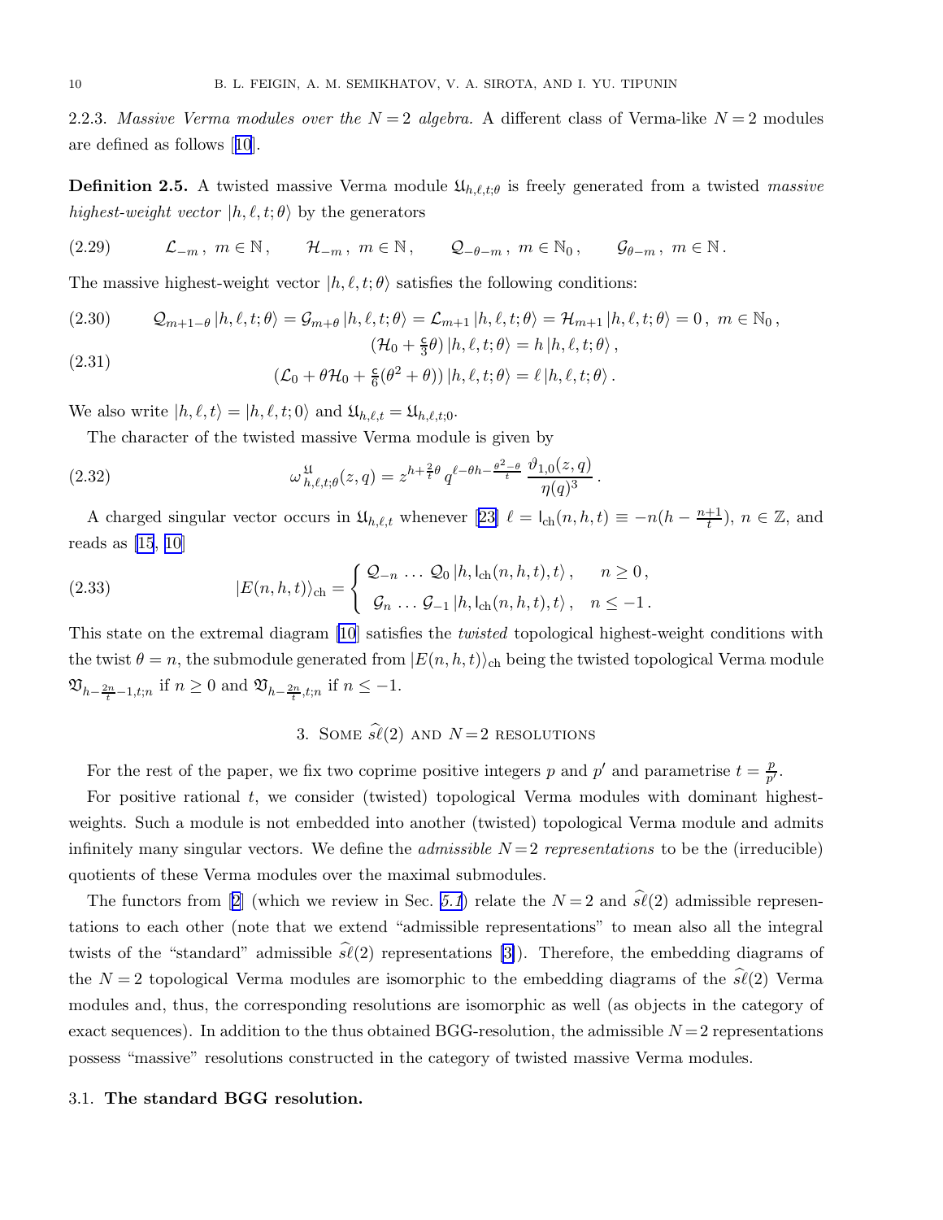2.2.3. *Massive Verma modules over the $N=2$ algebra.* A different class of Verma-like $N=2$ modules are defined as follows [10].

**Definition 2.5.** A twisted massive Verma module $\mathfrak{U}_{h,\ell,t;\theta}$ is freely generated from a twisted *massive highest-weight vector* $|h,\ell,t;\theta\rangle$ by the generators

$$\mathcal{L}_{-m}\,,\ m\in\mathbb{N}\,,\qquad \mathcal{H}_{-m}\,,\ m\in\mathbb{N}\,,\qquad \mathcal{Q}_{-\theta-m}\,,\ m\in\mathbb{N}_0\,,\qquad \mathcal{G}_{\theta-m}\,,\ m\in\mathbb{N}\,. \tag{2.29}$$

The massive highest-weight vector $|h,\ell,t;\theta\rangle$ satisfies the following conditions:

$$\mathcal{Q}_{m+1-\theta}\,|h,\ell,t;\theta\rangle = \mathcal{G}_{m+\theta}\,|h,\ell,t;\theta\rangle = \mathcal{L}_{m+1}\,|h,\ell,t;\theta\rangle = \mathcal{H}_{m+1}\,|h,\ell,t;\theta\rangle = 0\,,\ m\in\mathbb{N}_0\,, \tag{2.30}$$

$$\begin{gathered}(\mathcal{H}_0 + \tfrac{\mathsf{c}}{3}\theta)\,|h,\ell,t;\theta\rangle = h\,|h,\ell,t;\theta\rangle\,,\\ (\mathcal{L}_0 + \theta\mathcal{H}_0 + \tfrac{\mathsf{c}}{6}(\theta^2+\theta))\,|h,\ell,t;\theta\rangle = \ell\,|h,\ell,t;\theta\rangle\,.\end{gathered} \tag{2.31}$$

We also write $|h,\ell,t\rangle = |h,\ell,t;0\rangle$ and $\mathfrak{U}_{h,\ell,t} = \mathfrak{U}_{h,\ell,t;0}$.

The character of the twisted massive Verma module is given by

$$\omega^{\,\mathfrak{U}}_{\,h,\ell,t;\theta}(z,q) = z^{h+\frac{2}{t}\theta}\,q^{\ell-\theta h-\frac{\theta^2-\theta}{t}}\,\frac{\vartheta_{1,0}(z,q)}{\eta(q)^3}\,. \tag{2.32}$$

A charged singular vector occurs in $\mathfrak{U}_{h,\ell,t}$ whenever [23] $\ell = \mathsf{l}_{\mathrm{ch}}(n,h,t) \equiv -n(h-\frac{n+1}{t})$, $n\in\mathbb{Z}$, and reads as [15, 10]

$$|E(n,h,t)\rangle_{\mathrm{ch}} = \begin{cases} \mathcal{Q}_{-n}\,\ldots\,\mathcal{Q}_0\,|h,\mathsf{l}_{\mathrm{ch}}(n,h,t),t\rangle\,, & n\geq 0\,,\\ \mathcal{G}_n\,\ldots\,\mathcal{G}_{-1}\,|h,\mathsf{l}_{\mathrm{ch}}(n,h,t),t\rangle\,, & n\leq -1\,.\end{cases} \tag{2.33}$$

This state on the extremal diagram [10] satisfies the *twisted* topological highest-weight conditions with the twist $\theta=n$, the submodule generated from $|E(n,h,t)\rangle_{\mathrm{ch}}$ being the twisted topological Verma module $\mathfrak{V}_{h-\frac{2n}{t}-1,t;n}$ if $n\geq 0$ and $\mathfrak{V}_{h-\frac{2n}{t},t;n}$ if $n\leq -1$.

## 3. Some $\widehat{s\ell}(2)$ and $N=2$ resolutions

For the rest of the paper, we fix two coprime positive integers $p$ and $p'$ and parametrise $t=\frac{p}{p'}$.

For positive rational $t$, we consider (twisted) topological Verma modules with dominant highest-weights. Such a module is not embedded into another (twisted) topological Verma module and admits infinitely many singular vectors. We define the *admissible $N=2$ representations* to be the (irreducible) quotients of these Verma modules over the maximal submodules.

The functors from [2] (which we review in Sec. *5.1*) relate the $N=2$ and $\widehat{s\ell}(2)$ admissible representations to each other (note that we extend "admissible representations" to mean also all the integral twists of the "standard" admissible $\widehat{s\ell}(2)$ representations [3]). Therefore, the embedding diagrams of the $N=2$ topological Verma modules are isomorphic to the embedding diagrams of the $\widehat{s\ell}(2)$ Verma modules and, thus, the corresponding resolutions are isomorphic as well (as objects in the category of exact sequences). In addition to the thus obtained BGG-resolution, the admissible $N=2$ representations possess "massive" resolutions constructed in the category of twisted massive Verma modules.

### 3.1. **The standard BGG resolution.**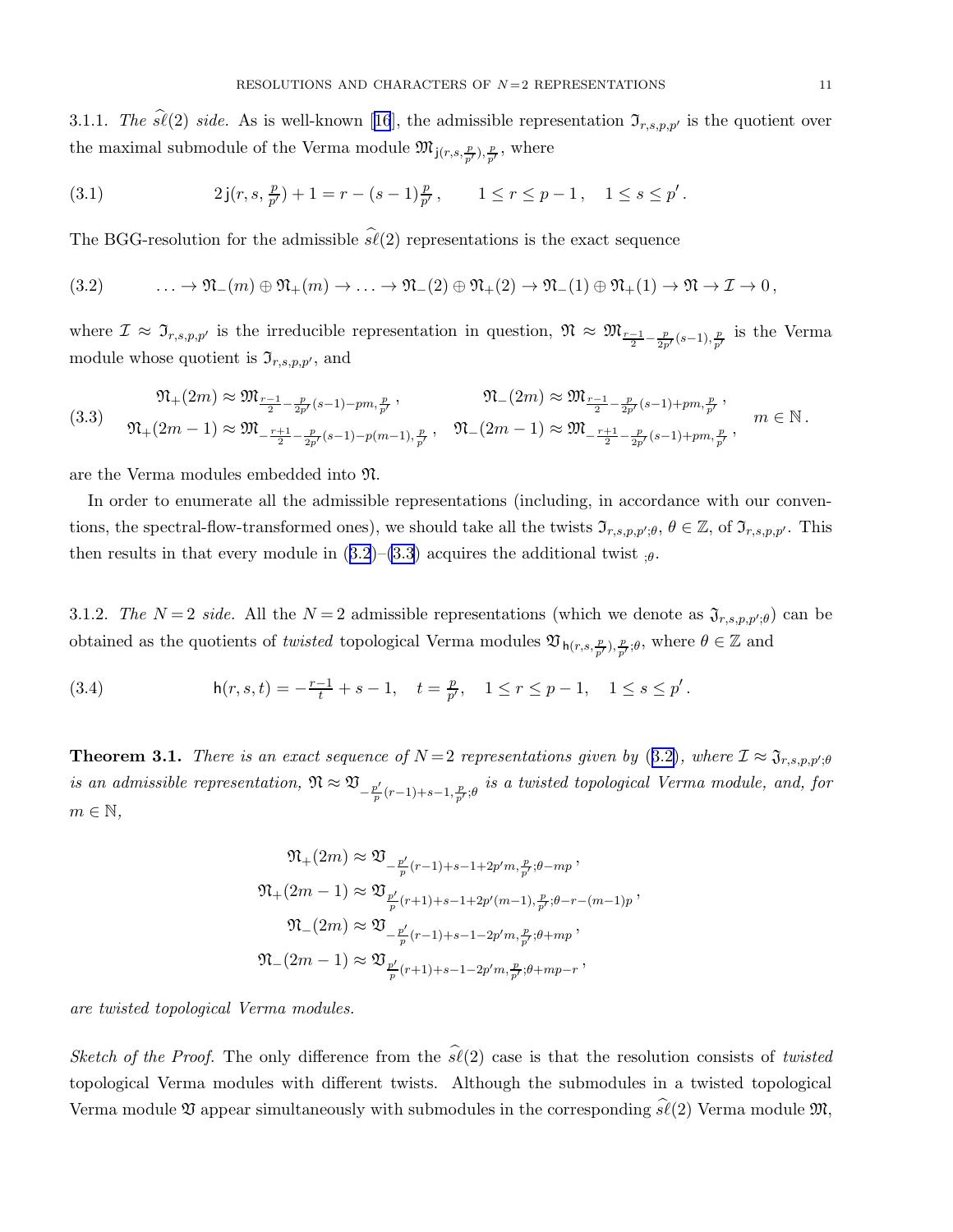3.1.1. *The $\widehat{s\ell}(2)$ side.* As is well-known [16], the admissible representation $\mathfrak{I}_{r,s,p,p'}$ is the quotient over the maximal submodule of the Verma module $\mathfrak{M}_{\mathsf{j}(r,s,\frac{p}{p'}),\frac{p}{p'}}$, where

$$2\,\mathsf{j}(r,s,\tfrac{p}{p'})+1 = r-(s-1)\tfrac{p}{p'}\,,\qquad 1\leq r\leq p-1\,,\quad 1\leq s\leq p'\,. \tag{3.1}$$

The BGG-resolution for the admissible $\widehat{s\ell}(2)$ representations is the exact sequence

$$\ldots\to\mathfrak{N}_-(m)\oplus\mathfrak{N}_+(m)\to\ldots\to\mathfrak{N}_-(2)\oplus\mathfrak{N}_+(2)\to\mathfrak{N}_-(1)\oplus\mathfrak{N}_+(1)\to\mathfrak{N}\to\mathcal{I}\to 0\,, \tag{3.2}$$

where $\mathcal{I}\approx\mathfrak{I}_{r,s,p,p'}$ is the irreducible representation in question, $\mathfrak{N}\approx\mathfrak{M}_{\frac{r-1}{2}-\frac{p}{2p'}(s-1),\frac{p}{p'}}$ is the Verma module whose quotient is $\mathfrak{I}_{r,s,p,p'}$, and

$$\begin{aligned}
&\mathfrak{N}_+(2m)\approx\mathfrak{M}_{\frac{r-1}{2}-\frac{p}{2p'}(s-1)-pm,\frac{p}{p'}}\,, &&\mathfrak{N}_-(2m)\approx\mathfrak{M}_{\frac{r-1}{2}-\frac{p}{2p'}(s-1)+pm,\frac{p}{p'}}\,,\\
&\mathfrak{N}_+(2m-1)\approx\mathfrak{M}_{-\frac{r+1}{2}-\frac{p}{2p'}(s-1)-p(m-1),\frac{p}{p'}}\,, &&\mathfrak{N}_-(2m-1)\approx\mathfrak{M}_{-\frac{r+1}{2}-\frac{p}{2p'}(s-1)+pm,\frac{p}{p'}}\,,
\end{aligned}\qquad m\in\mathbb{N}\,. \tag{3.3}$$

are the Verma modules embedded into $\mathfrak{N}$.

In order to enumerate all the admissible representations (including, in accordance with our conventions, the spectral-flow-transformed ones), we should take all the twists $\mathfrak{I}_{r,s,p,p';\theta}$, $\theta\in\mathbb{Z}$, of $\mathfrak{I}_{r,s,p,p'}$. This then results in that every module in (3.2)–(3.3) acquires the additional twist ${}_{;\theta}$.

3.1.2. *The $N=2$ side.* All the $N=2$ admissible representations (which we denote as $\mathfrak{J}_{r,s,p,p';\theta}$) can be obtained as the quotients of *twisted* topological Verma modules $\mathfrak{V}_{\mathsf{h}(r,s,\frac{p}{p'}),\frac{p}{p'};\theta}$, where $\theta\in\mathbb{Z}$ and

$$\mathsf{h}(r,s,t) = -\tfrac{r-1}{t}+s-1,\quad t=\tfrac{p}{p'},\quad 1\leq r\leq p-1,\quad 1\leq s\leq p'\,. \tag{3.4}$$

**Theorem 3.1.** *There is an exact sequence of $N=2$ representations given by (3.2), where $\mathcal{I}\approx\mathfrak{J}_{r,s,p,p';\theta}$ is an admissible representation, $\mathfrak{N}\approx\mathfrak{V}_{-\frac{p'}{p}(r-1)+s-1,\frac{p}{p'};\theta}$ is a twisted topological Verma module, and, for $m\in\mathbb{N}$,*

$$\begin{aligned}
\mathfrak{N}_+(2m)&\approx\mathfrak{V}_{-\frac{p'}{p}(r-1)+s-1+2p'm,\frac{p}{p'};\theta-mp}\,,\\
\mathfrak{N}_+(2m-1)&\approx\mathfrak{V}_{\frac{p'}{p}(r+1)+s-1+2p'(m-1),\frac{p}{p'};\theta-r-(m-1)p}\,,\\
\mathfrak{N}_-(2m)&\approx\mathfrak{V}_{-\frac{p'}{p}(r-1)+s-1-2p'm,\frac{p}{p'};\theta+mp}\,,\\
\mathfrak{N}_-(2m-1)&\approx\mathfrak{V}_{\frac{p'}{p}(r+1)+s-1-2p'm,\frac{p}{p'};\theta+mp-r}\,,
\end{aligned}$$

*are twisted topological Verma modules.*

*Sketch of the Proof.* The only difference from the $\widehat{s\ell}(2)$ case is that the resolution consists of *twisted* topological Verma modules with different twists. Although the submodules in a twisted topological Verma module $\mathfrak{V}$ appear simultaneously with submodules in the corresponding $\widehat{s\ell}(2)$ Verma module $\mathfrak{M}$,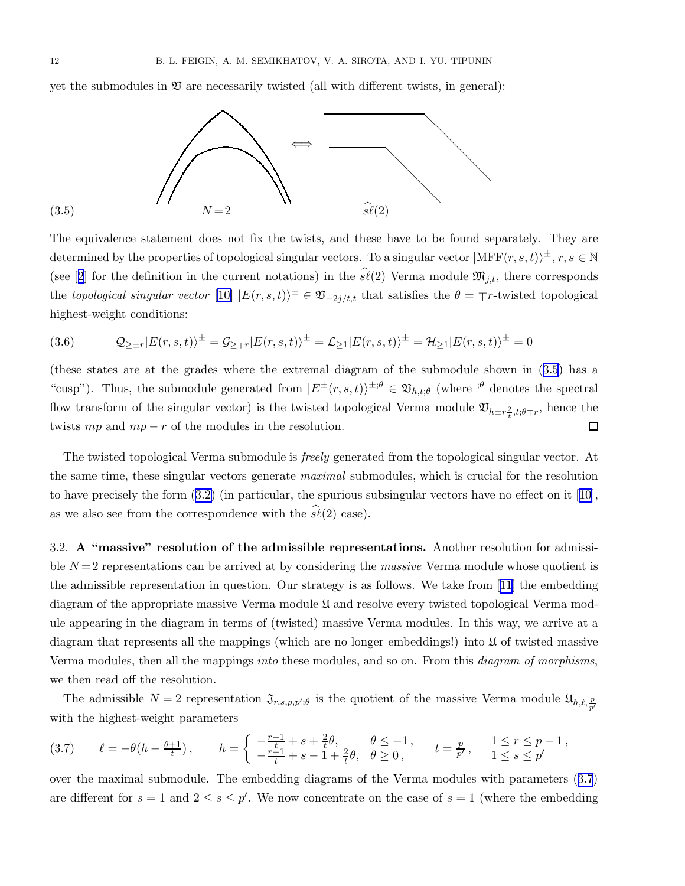yet the submodules in $\mathfrak{V}$ are necessarily twisted (all with different twists, in general):

(3.5) $N=2$ $\Longleftrightarrow$ $\widehat{s\ell}(2)$

The equivalence statement does not fix the twists, and these have to be found separately. They are determined by the properties of topological singular vectors. To a singular vector $|\mathrm{MFF}(r,s,t)\rangle^{\pm}$, $r,s \in \mathbb{N}$ (see [2] for the definition in the current notations) in the $\widehat{s\ell}(2)$ Verma module $\mathfrak{M}_{j,t}$, there corresponds the *topological singular vector* [10] $|E(r,s,t)\rangle^{\pm} \in \mathfrak{V}_{-2j/t,t}$ that satisfies the $\theta = \mp r$-twisted topological highest-weight conditions:

$$
\mathcal{Q}_{\geq \pm r}|E(r,s,t)\rangle^{\pm} = \mathcal{G}_{\geq \mp r}|E(r,s,t)\rangle^{\pm} = \mathcal{L}_{\geq 1}|E(r,s,t)\rangle^{\pm} = \mathcal{H}_{\geq 1}|E(r,s,t)\rangle^{\pm} = 0 \tag{3.6}
$$

(these states are at the grades where the extremal diagram of the submodule shown in (3.5) has a "cusp"). Thus, the submodule generated from $|E^{\pm}(r,s,t)\rangle^{\pm;\theta} \in \mathfrak{V}_{h,t;\theta}$ (where ${}^{;\theta}$ denotes the spectral flow transform of the singular vector) is the twisted topological Verma module $\mathfrak{V}_{h \pm r\frac{2}{t},t;\theta \mp r}$, hence the twists $mp$ and $mp-r$ of the modules in the resolution. $\square$

The twisted topological Verma submodule is *freely* generated from the topological singular vector. At the same time, these singular vectors generate *maximal* submodules, which is crucial for the resolution to have precisely the form (3.2) (in particular, the spurious subsingular vectors have no effect on it [10], as we also see from the correspondence with the $\widehat{s\ell}(2)$ case).

3.2. **A "massive" resolution of the admissible representations.** Another resolution for admissible $N=2$ representations can be arrived at by considering the *massive* Verma module whose quotient is the admissible representation in question. Our strategy is as follows. We take from [11] the embedding diagram of the appropriate massive Verma module $\mathfrak{U}$ and resolve every twisted topological Verma module appearing in the diagram in terms of (twisted) massive Verma modules. In this way, we arrive at a diagram that represents all the mappings (which are no longer embeddings!) into $\mathfrak{U}$ of twisted massive Verma modules, then all the mappings *into* these modules, and so on. From this *diagram of morphisms*, we then read off the resolution.

The admissible $N=2$ representation $\mathfrak{I}_{r,s,p,p';\theta}$ is the quotient of the massive Verma module $\mathfrak{U}_{h,\ell,\frac{p}{p'}}$ with the highest-weight parameters

$$
\ell = -\theta(h - \tfrac{\theta+1}{t}), \qquad h = \begin{cases} -\frac{r-1}{t} + s + \frac{2}{t}\theta, & \theta \leq -1\,, \\ -\frac{r-1}{t} + s - 1 + \frac{2}{t}\theta, & \theta \geq 0\,, \end{cases} \qquad t = \frac{p}{p'}\,, \qquad \begin{array}{l} 1 \leq r \leq p-1\,, \\ 1 \leq s \leq p' \end{array} \tag{3.7}
$$

over the maximal submodule. The embedding diagrams of the Verma modules with parameters (3.7) are different for $s=1$ and $2 \leq s \leq p'$. We now concentrate on the case of $s=1$ (where the embedding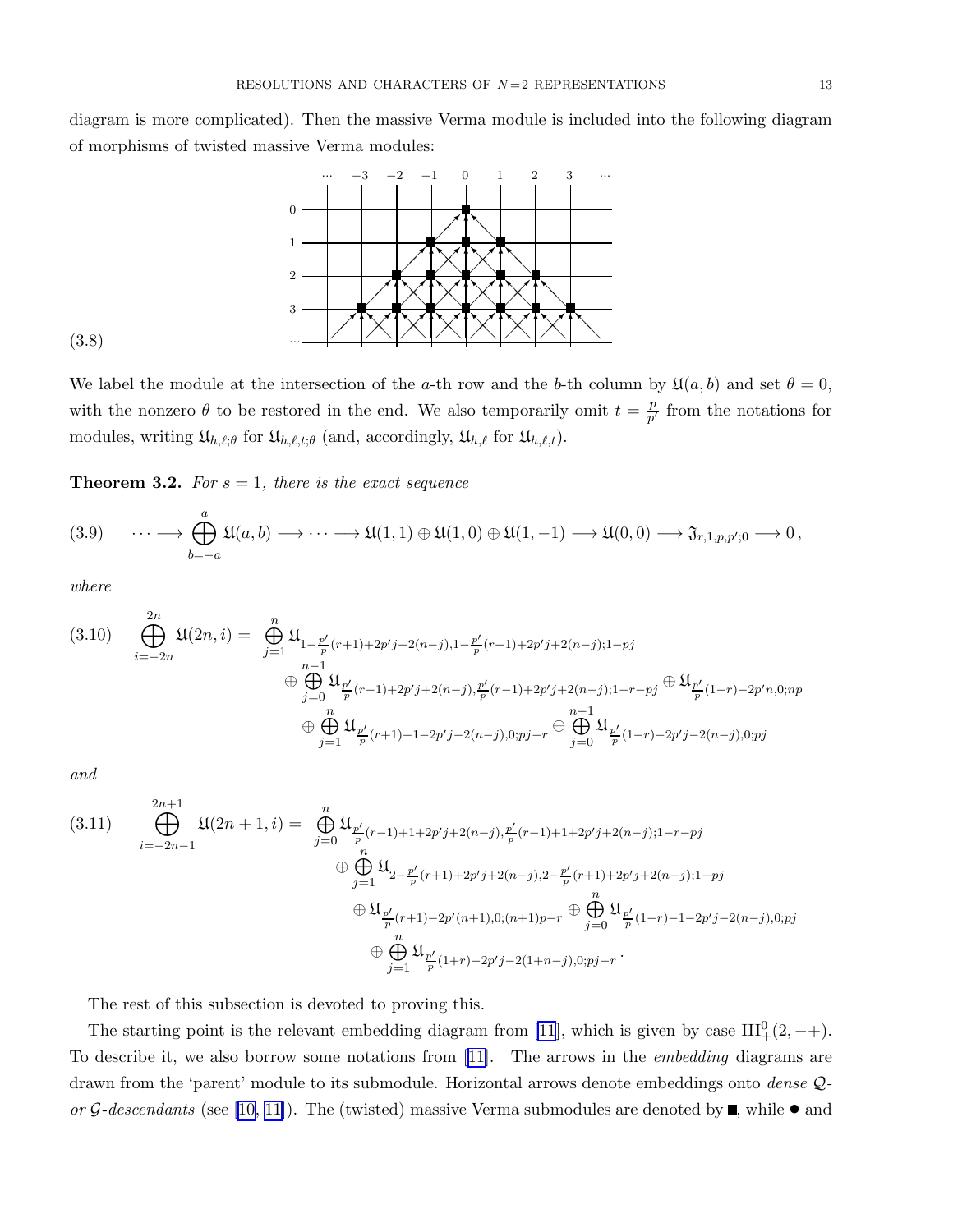diagram is more complicated). Then the massive Verma module is included into the following diagram of morphisms of twisted massive Verma modules:

(3.8)

We label the module at the intersection of the $a$-th row and the $b$-th column by $\mathfrak{U}(a,b)$ and set $\theta = 0$, with the nonzero $\theta$ to be restored in the end. We also temporarily omit $t = \frac{p}{p'}$ from the notations for modules, writing $\mathfrak{U}_{h,\ell;\theta}$ for $\mathfrak{U}_{h,\ell,t;\theta}$ (and, accordingly, $\mathfrak{U}_{h,\ell}$ for $\mathfrak{U}_{h,\ell,t}$).

**Theorem 3.2.** *For $s = 1$, there is the exact sequence*

$$(3.9) \qquad \cdots \longrightarrow \bigoplus_{b=-a}^{a} \mathfrak{U}(a,b) \longrightarrow \cdots \longrightarrow \mathfrak{U}(1,1) \oplus \mathfrak{U}(1,0) \oplus \mathfrak{U}(1,-1) \longrightarrow \mathfrak{U}(0,0) \longrightarrow \mathfrak{I}_{r,1,p,p';0} \longrightarrow 0\,,$$

*where*

$$(3.10) \qquad \bigoplus_{i=-2n}^{2n} \mathfrak{U}(2n,i) = \bigoplus_{j=1}^{n} \mathfrak{U}_{1-\frac{p'}{p}(r+1)+2p'j+2(n-j),1-\frac{p'}{p}(r+1)+2p'j+2(n-j);1-pj} \oplus \bigoplus_{j=0}^{n-1} \mathfrak{U}_{\frac{p'}{p}(r-1)+2p'j+2(n-j),\frac{p'}{p}(r-1)+2p'j+2(n-j);1-r-pj} \oplus \mathfrak{U}_{\frac{p'}{p}(1-r)-2p'n,0;np} \oplus \bigoplus_{j=1}^{n} \mathfrak{U}_{\frac{p'}{p}(r+1)-1-2p'j-2(n-j),0;pj-r} \oplus \bigoplus_{j=0}^{n-1} \mathfrak{U}_{\frac{p'}{p}(1-r)-2p'j-2(n-j),0;pj}$$

*and*

$$(3.11) \qquad \bigoplus_{i=-2n-1}^{2n+1} \mathfrak{U}(2n+1,i) = \bigoplus_{j=0}^{n} \mathfrak{U}_{\frac{p'}{p}(r-1)+1+2p'j+2(n-j),\frac{p'}{p}(r-1)+1+2p'j+2(n-j);1-r-pj} \oplus \bigoplus_{j=1}^{n} \mathfrak{U}_{2-\frac{p'}{p}(r+1)+2p'j+2(n-j),2-\frac{p'}{p}(r+1)+2p'j+2(n-j);1-pj} \oplus \mathfrak{U}_{\frac{p'}{p}(r+1)-2p'(n+1),0;(n+1)p-r} \oplus \bigoplus_{j=0}^{n} \mathfrak{U}_{\frac{p'}{p}(1-r)-1-2p'j-2(n-j),0;pj} \oplus \bigoplus_{j=1}^{n} \mathfrak{U}_{\frac{p'}{p}(1+r)-2p'j-2(1+n-j),0;pj-r}\,.$$

The rest of this subsection is devoted to proving this.

The starting point is the relevant embedding diagram from [11], which is given by case $\mathrm{III}^0_+(2,-+)$. To describe it, we also borrow some notations from [11]. The arrows in the *embedding* diagrams are drawn from the 'parent' module to its submodule. Horizontal arrows denote embeddings onto *dense $\mathcal{Q}$- or $\mathcal{G}$-descendants* (see [10, 11]). The (twisted) massive Verma submodules are denoted by ■, while ● and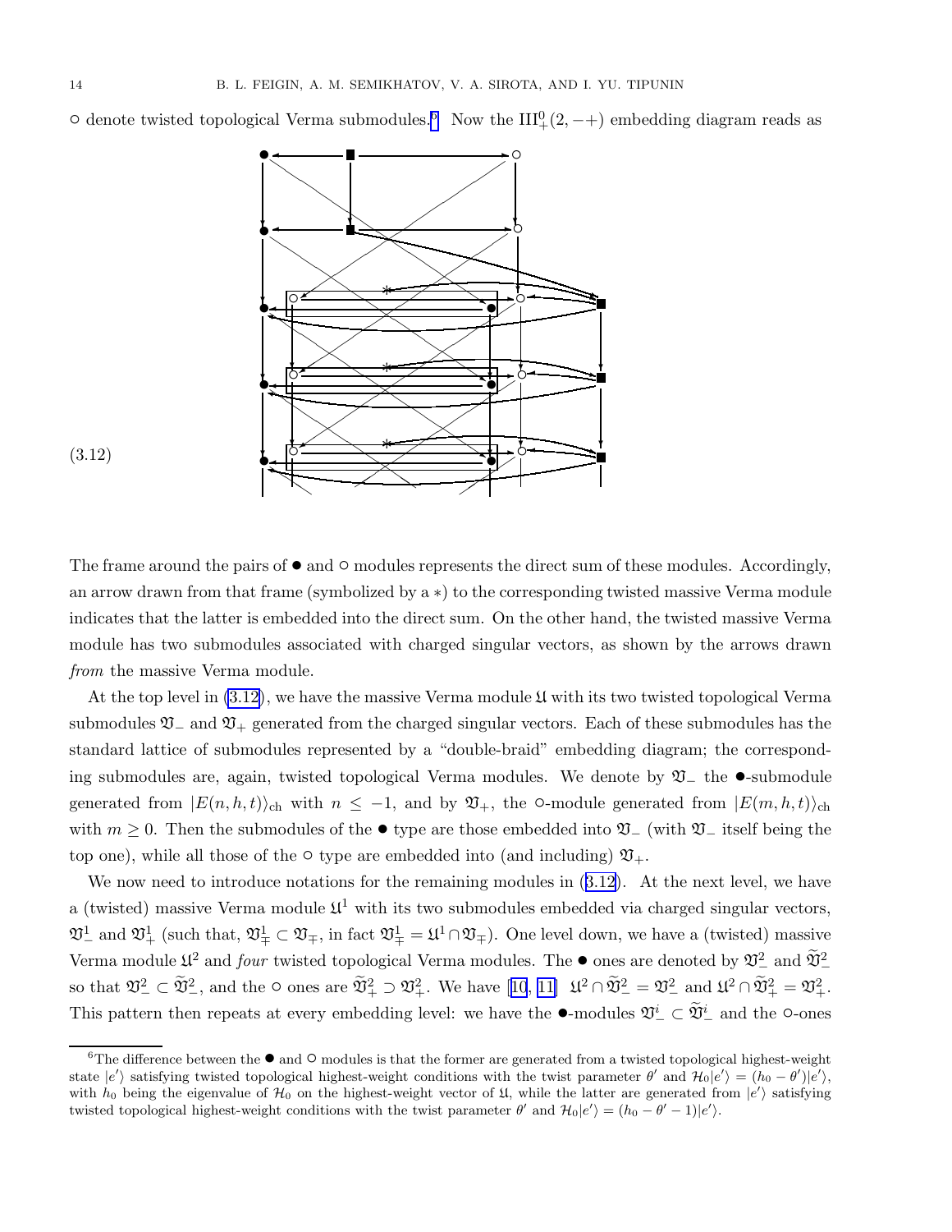○ denote twisted topological Verma submodules.[6] Now the $\mathrm{III}^0_+(2,-+)$ embedding diagram reads as

(3.12)

The frame around the pairs of ● and ○ modules represents the direct sum of these modules. Accordingly, an arrow drawn from that frame (symbolized by a $*$) to the corresponding twisted massive Verma module indicates that the latter is embedded into the direct sum. On the other hand, the twisted massive Verma module has two submodules associated with charged singular vectors, as shown by the arrows drawn *from* the massive Verma module.

At the top level in (3.12), we have the massive Verma module $\mathfrak{U}$ with its two twisted topological Verma submodules $\mathfrak{V}_-$ and $\mathfrak{V}_+$ generated from the charged singular vectors. Each of these submodules has the standard lattice of submodules represented by a "double-braid" embedding diagram; the corresponding submodules are, again, twisted topological Verma modules. We denote by $\mathfrak{V}_-$ the ●-submodule generated from $|E(n,h,t)\rangle_{\mathrm{ch}}$ with $n \leq -1$, and by $\mathfrak{V}_+$, the ○-module generated from $|E(m,h,t)\rangle_{\mathrm{ch}}$ with $m \geq 0$. Then the submodules of the ● type are those embedded into $\mathfrak{V}_-$ (with $\mathfrak{V}_-$ itself being the top one), while all those of the ○ type are embedded into (and including) $\mathfrak{V}_+$.

We now need to introduce notations for the remaining modules in (3.12). At the next level, we have a (twisted) massive Verma module $\mathfrak{U}^1$ with its two submodules embedded via charged singular vectors, $\mathfrak{V}^1_-$ and $\mathfrak{V}^1_+$ (such that, $\mathfrak{V}^1_\mp \subset \mathfrak{V}_\mp$, in fact $\mathfrak{V}^1_\mp = \mathfrak{U}^1 \cap \mathfrak{V}_\mp$). One level down, we have a (twisted) massive Verma module $\mathfrak{U}^2$ and *four* twisted topological Verma modules. The ● ones are denoted by $\mathfrak{V}^2_-$ and $\widetilde{\mathfrak{V}}^2_-$ so that $\mathfrak{V}^2_- \subset \widetilde{\mathfrak{V}}^2_-$, and the ○ ones are $\widetilde{\mathfrak{V}}^2_+ \supset \mathfrak{V}^2_+$. We have [10, 11] $\mathfrak{U}^2 \cap \widetilde{\mathfrak{V}}^2_- = \mathfrak{V}^2_-$ and $\mathfrak{U}^2 \cap \widetilde{\mathfrak{V}}^2_+ = \mathfrak{V}^2_+$. This pattern then repeats at every embedding level: we have the ●-modules $\mathfrak{V}^i_- \subset \widetilde{\mathfrak{V}}^i_-$ and the ○-ones

[6] The difference between the ● and ○ modules is that the former are generated from a twisted topological highest-weight state $|e'\rangle$ satisfying twisted topological highest-weight conditions with the twist parameter $\theta'$ and $\mathcal{H}_0|e'\rangle = (h_0 - \theta')|e'\rangle$, with $h_0$ being the eigenvalue of $\mathcal{H}_0$ on the highest-weight vector of $\mathfrak{U}$, while the latter are generated from $|e'\rangle$ satisfying twisted topological highest-weight conditions with the twist parameter $\theta'$ and $\mathcal{H}_0|e'\rangle = (h_0 - \theta' - 1)|e'\rangle$.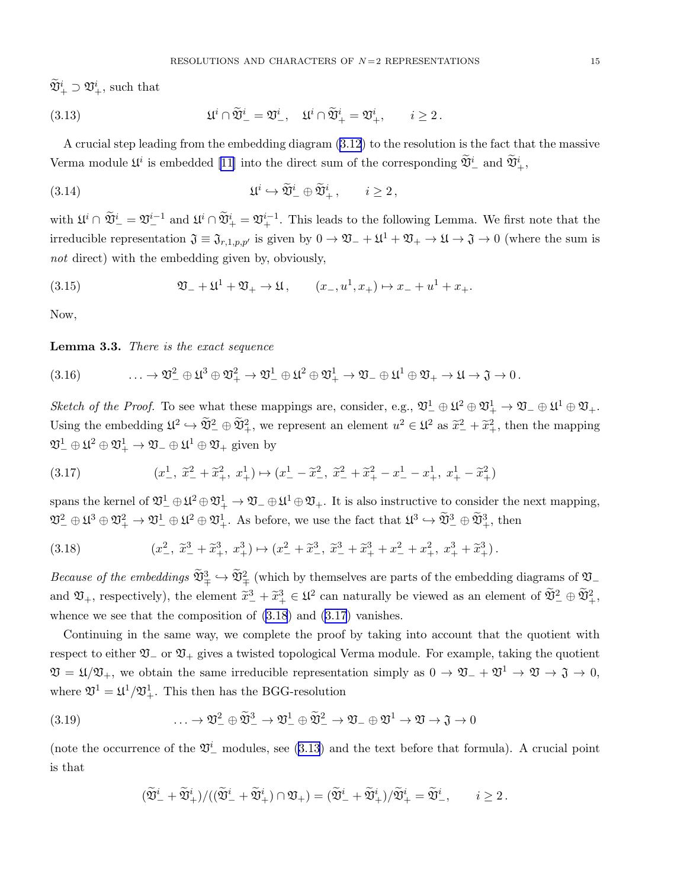$\widetilde{\mathfrak{V}}^i_+ \supset \mathfrak{V}^i_+$, such that

$$\mathfrak{U}^i \cap \widetilde{\mathfrak{V}}^i_- = \mathfrak{V}^i_-, \quad \mathfrak{U}^i \cap \widetilde{\mathfrak{V}}^i_+ = \mathfrak{V}^i_+, \qquad i \geq 2\,. \tag{3.13}$$

A crucial step leading from the embedding diagram (3.12) to the resolution is the fact that the massive Verma module $\mathfrak{U}^i$ is embedded [11] into the direct sum of the corresponding $\widetilde{\mathfrak{V}}^i_-$ and $\widetilde{\mathfrak{V}}^i_+$,

$$\mathfrak{U}^i \hookrightarrow \widetilde{\mathfrak{V}}^i_- \oplus \widetilde{\mathfrak{V}}^i_+\,, \qquad i \geq 2\,, \tag{3.14}$$

with $\mathfrak{U}^i \cap \widetilde{\mathfrak{V}}^i_- = \mathfrak{V}^{i-1}_-$ and $\mathfrak{U}^i \cap \widetilde{\mathfrak{V}}^i_+ = \mathfrak{V}^{i-1}_+$. This leads to the following Lemma. We first note that the irreducible representation $\mathfrak{J} \equiv \mathfrak{J}_{r,1,p,p'}$ is given by $0 \to \mathfrak{V}_- + \mathfrak{U}^1 + \mathfrak{V}_+ \to \mathfrak{U} \to \mathfrak{J} \to 0$ (where the sum is *not* direct) with the embedding given by, obviously,

$$\mathfrak{V}_- + \mathfrak{U}^1 + \mathfrak{V}_+ \to \mathfrak{U}\,, \qquad (x_-, u^1, x_+) \mapsto x_- + u^1 + x_+. \tag{3.15}$$

Now,

**Lemma 3.3.** *There is the exact sequence*

$$\ldots \to \mathfrak{V}^2_- \oplus \mathfrak{U}^3 \oplus \mathfrak{V}^2_+ \to \mathfrak{V}^1_- \oplus \mathfrak{U}^2 \oplus \mathfrak{V}^1_+ \to \mathfrak{V}_- \oplus \mathfrak{U}^1 \oplus \mathfrak{V}_+ \to \mathfrak{U} \to \mathfrak{J} \to 0\,. \tag{3.16}$$

*Sketch of the Proof.* To see what these mappings are, consider, e.g., $\mathfrak{V}^1_- \oplus \mathfrak{U}^2 \oplus \mathfrak{V}^1_+ \to \mathfrak{V}_- \oplus \mathfrak{U}^1 \oplus \mathfrak{V}_+$. Using the embedding $\mathfrak{U}^2 \hookrightarrow \widetilde{\mathfrak{V}}^2_- \oplus \widetilde{\mathfrak{V}}^2_+$, we represent an element $u^2 \in \mathfrak{U}^2$ as $\widetilde{x}^2_- + \widetilde{x}^2_+$, then the mapping $\mathfrak{V}^1_- \oplus \mathfrak{U}^2 \oplus \mathfrak{V}^1_+ \to \mathfrak{V}_- \oplus \mathfrak{U}^1 \oplus \mathfrak{V}_+$ given by

$$(x^1_-,\ \widetilde{x}^2_- + \widetilde{x}^2_+,\ x^1_+) \mapsto (x^1_- - \widetilde{x}^2_-,\ \widetilde{x}^2_- + \widetilde{x}^2_+ - x^1_- - x^1_+,\ x^1_+ - \widetilde{x}^2_+) \tag{3.17}$$

spans the kernel of $\mathfrak{V}^1_- \oplus \mathfrak{U}^2 \oplus \mathfrak{V}^1_+ \to \mathfrak{V}_- \oplus \mathfrak{U}^1 \oplus \mathfrak{V}_+$. It is also instructive to consider the next mapping, $\mathfrak{V}^2_- \oplus \mathfrak{U}^3 \oplus \mathfrak{V}^2_+ \to \mathfrak{V}^1_- \oplus \mathfrak{U}^2 \oplus \mathfrak{V}^1_+$. As before, we use the fact that $\mathfrak{U}^3 \hookrightarrow \widetilde{\mathfrak{V}}^3_- \oplus \widetilde{\mathfrak{V}}^3_+$, then

$$(x^2_-,\ \widetilde{x}^3_- + \widetilde{x}^3_+,\ x^3_+) \mapsto (x^2_- + \widetilde{x}^3_-,\ \widetilde{x}^3_- + \widetilde{x}^3_+ + x^2_- + x^2_+,\ x^3_+ + \widetilde{x}^3_+)\,. \tag{3.18}$$

*Because of the embeddings* $\widetilde{\mathfrak{V}}^3_\mp \hookrightarrow \widetilde{\mathfrak{V}}^2_\mp$ (which by themselves are parts of the embedding diagrams of $\mathfrak{V}_-$ and $\mathfrak{V}_+$, respectively), the element $\widetilde{x}^3_- + \widetilde{x}^3_+ \in \mathfrak{U}^2$ can naturally be viewed as an element of $\widetilde{\mathfrak{V}}^2_- \oplus \widetilde{\mathfrak{V}}^2_+$, whence we see that the composition of (3.18) and (3.17) vanishes.

Continuing in the same way, we complete the proof by taking into account that the quotient with respect to either $\mathfrak{V}_-$ or $\mathfrak{V}_+$ gives a twisted topological Verma module. For example, taking the quotient $\mathfrak{V} = \mathfrak{U}/\mathfrak{V}_+$, we obtain the same irreducible representation simply as $0 \to \mathfrak{V}_- + \mathfrak{V}^1 \to \mathfrak{V} \to \mathfrak{J} \to 0$, where $\mathfrak{V}^1 = \mathfrak{U}^1/\mathfrak{V}^1_+$. This then has the BGG-resolution

$$\ldots \to \mathfrak{V}^2_- \oplus \widetilde{\mathfrak{V}}^3_- \to \mathfrak{V}^1_- \oplus \widetilde{\mathfrak{V}}^2_- \to \mathfrak{V}_- \oplus \mathfrak{V}^1 \to \mathfrak{V} \to \mathfrak{J} \to 0 \tag{3.19}$$

(note the occurrence of the $\mathfrak{V}^i_-$ modules, see (3.13) and the text before that formula). A crucial point is that

$$(\widetilde{\mathfrak{V}}^i_- + \widetilde{\mathfrak{V}}^i_+)/((\widetilde{\mathfrak{V}}^i_- + \widetilde{\mathfrak{V}}^i_+) \cap \mathfrak{V}_+) = (\widetilde{\mathfrak{V}}^i_- + \widetilde{\mathfrak{V}}^i_+)/\widetilde{\mathfrak{V}}^i_+ = \widetilde{\mathfrak{V}}^i_-, \qquad i \geq 2\,.$$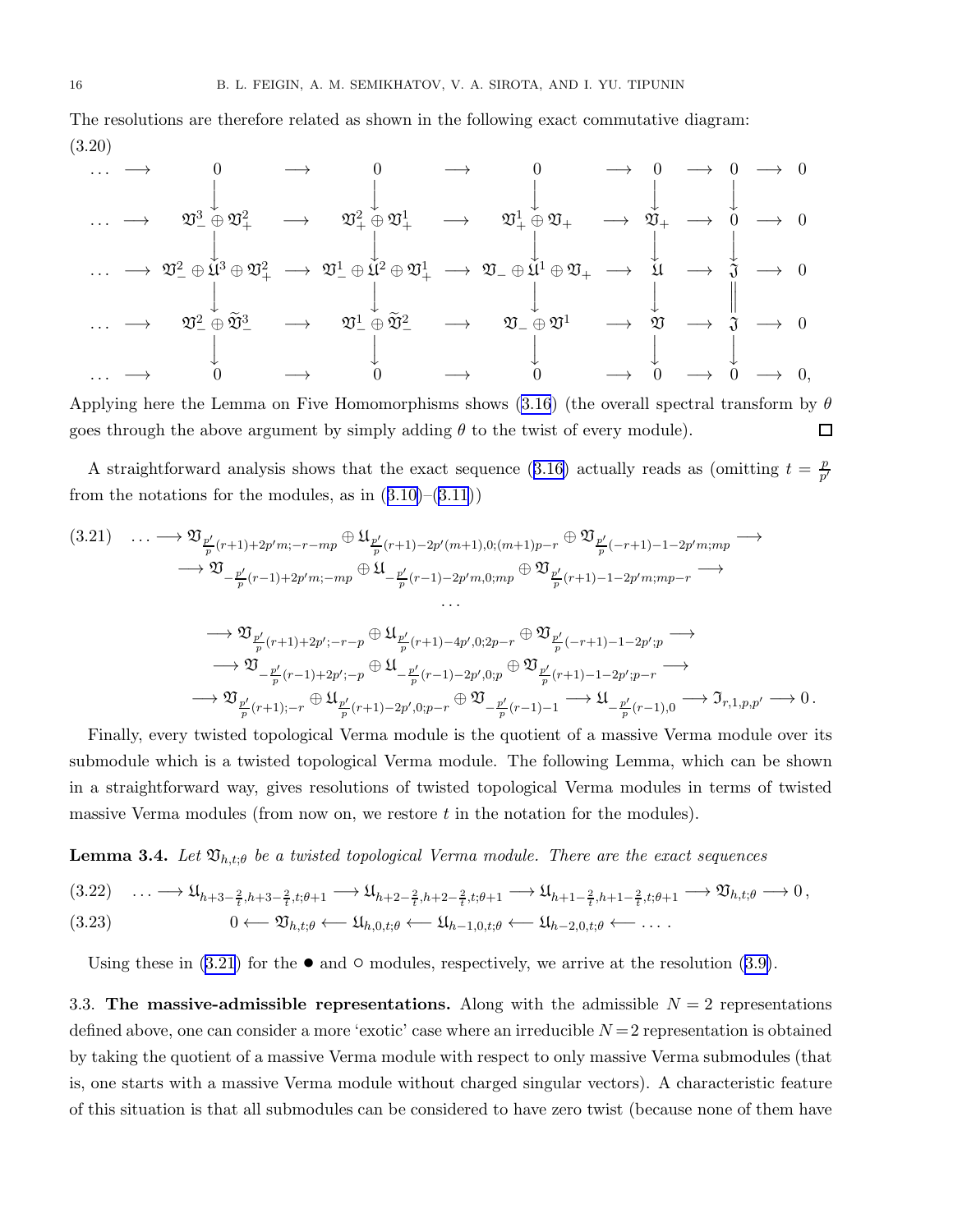The resolutions are therefore related as shown in the following exact commutative diagram:

(3.20)

$$
\begin{array}{ccccccccccccc}
\dots & \longrightarrow & 0 & \longrightarrow & 0 & \longrightarrow & 0 & \longrightarrow & 0 & \longrightarrow & 0 & \longrightarrow & 0\\
 & & \downarrow & & \downarrow & & \downarrow & & \downarrow & & \downarrow & & \\
\dots & \longrightarrow & \mathfrak{V}^3_- \oplus \mathfrak{V}^2_+ & \longrightarrow & \mathfrak{V}^2_+ \oplus \mathfrak{V}^1_+ & \longrightarrow & \mathfrak{V}^1_+ \oplus \mathfrak{V}_+ & \longrightarrow & \mathfrak{V}_+ & \longrightarrow & 0 & \longrightarrow & 0\\
 & & \downarrow & & \downarrow & & \downarrow & & \downarrow & & \downarrow & & \\
\dots & \longrightarrow & \mathfrak{V}^2_- \oplus \mathfrak{U}^3 \oplus \mathfrak{V}^2_+ & \longrightarrow & \mathfrak{V}^1_- \oplus \mathfrak{U}^2 \oplus \mathfrak{V}^1_+ & \longrightarrow & \mathfrak{V}_- \oplus \mathfrak{U}^1 \oplus \mathfrak{V}_+ & \longrightarrow & \mathfrak{U} & \longrightarrow & \mathfrak{J} & \longrightarrow & 0\\
 & & \downarrow & & \downarrow & & \downarrow & & \downarrow & & \| & & \\
\dots & \longrightarrow & \mathfrak{V}^2_- \oplus \widetilde{\mathfrak{V}}^3_- & \longrightarrow & \mathfrak{V}^1_- \oplus \widetilde{\mathfrak{V}}^2_- & \longrightarrow & \mathfrak{V}_- \oplus \mathfrak{V}^1 & \longrightarrow & \mathfrak{V} & \longrightarrow & \mathfrak{J} & \longrightarrow & 0\\
 & & \downarrow & & \downarrow & & \downarrow & & \downarrow & & \downarrow & & \\
\dots & \longrightarrow & 0 & \longrightarrow & 0 & \longrightarrow & 0 & \longrightarrow & 0 & \longrightarrow & 0 & \longrightarrow & 0,
\end{array}
$$

Applying here the Lemma on Five Homomorphisms shows (3.16) (the overall spectral transform by $\theta$ goes through the above argument by simply adding $\theta$ to the twist of every module). □

A straightforward analysis shows that the exact sequence (3.16) actually reads as (omitting $t = \frac{p}{p'}$ from the notations for the modules, as in (3.10)–(3.11))

$$
\begin{aligned}
(3.21)\quad \dots \longrightarrow\ & \mathfrak{V}_{\frac{p'}{p}(r+1)+2p'm;-r-mp} \oplus \mathfrak{U}_{\frac{p'}{p}(r+1)-2p'(m+1),0;(m+1)p-r} \oplus \mathfrak{V}_{\frac{p'}{p}(-r+1)-1-2p'm;mp} \longrightarrow\\
\longrightarrow\ & \mathfrak{V}_{-\frac{p'}{p}(r-1)+2p'm;-mp} \oplus \mathfrak{U}_{-\frac{p'}{p}(r-1)-2p'm,0;mp} \oplus \mathfrak{V}_{\frac{p'}{p}(r+1)-1-2p'm;mp-r} \longrightarrow\\
& \dots\\
\longrightarrow\ & \mathfrak{V}_{\frac{p'}{p}(r+1)+2p';-r-p} \oplus \mathfrak{U}_{\frac{p'}{p}(r+1)-4p',0;2p-r} \oplus \mathfrak{V}_{\frac{p'}{p}(-r+1)-1-2p';p} \longrightarrow\\
\longrightarrow\ & \mathfrak{V}_{-\frac{p'}{p}(r-1)+2p';-p} \oplus \mathfrak{U}_{-\frac{p'}{p}(r-1)-2p',0;p} \oplus \mathfrak{V}_{\frac{p'}{p}(r+1)-1-2p';p-r} \longrightarrow\\
\longrightarrow\ & \mathfrak{V}_{\frac{p'}{p}(r+1);-r} \oplus \mathfrak{U}_{\frac{p'}{p}(r+1)-2p',0;p-r} \oplus \mathfrak{V}_{-\frac{p'}{p}(r-1)-1} \longrightarrow \mathfrak{U}_{-\frac{p'}{p}(r-1),0} \longrightarrow \mathfrak{I}_{r,1,p,p'} \longrightarrow 0\,.
\end{aligned}
$$

Finally, every twisted topological Verma module is the quotient of a massive Verma module over its submodule which is a twisted topological Verma module. The following Lemma, which can be shown in a straightforward way, gives resolutions of twisted topological Verma modules in terms of twisted massive Verma modules (from now on, we restore $t$ in the notation for the modules).

**Lemma 3.4.** *Let $\mathfrak{V}_{h,t;\theta}$ be a twisted topological Verma module. There are the exact sequences*

$$
(3.22)\quad \dots \longrightarrow \mathfrak{U}_{h+3-\frac{2}{t},h+3-\frac{2}{t},t;\theta+1} \longrightarrow \mathfrak{U}_{h+2-\frac{2}{t},h+2-\frac{2}{t},t;\theta+1} \longrightarrow \mathfrak{U}_{h+1-\frac{2}{t},h+1-\frac{2}{t},t;\theta+1} \longrightarrow \mathfrak{V}_{h,t;\theta} \longrightarrow 0\,,
$$

$$
(3.23)\quad 0 \longleftarrow \mathfrak{V}_{h,t;\theta} \longleftarrow \mathfrak{U}_{h,0,t;\theta} \longleftarrow \mathfrak{U}_{h-1,0,t;\theta} \longleftarrow \mathfrak{U}_{h-2,0,t;\theta} \longleftarrow \dots\,.
$$

Using these in (3.21) for the $\bullet$ and $\circ$ modules, respectively, we arrive at the resolution (3.9).

3.3. **The massive-admissible representations.** Along with the admissible $N = 2$ representations defined above, one can consider a more 'exotic' case where an irreducible $N=2$ representation is obtained by taking the quotient of a massive Verma module with respect to only massive Verma submodules (that is, one starts with a massive Verma module without charged singular vectors). A characteristic feature of this situation is that all submodules can be considered to have zero twist (because none of them have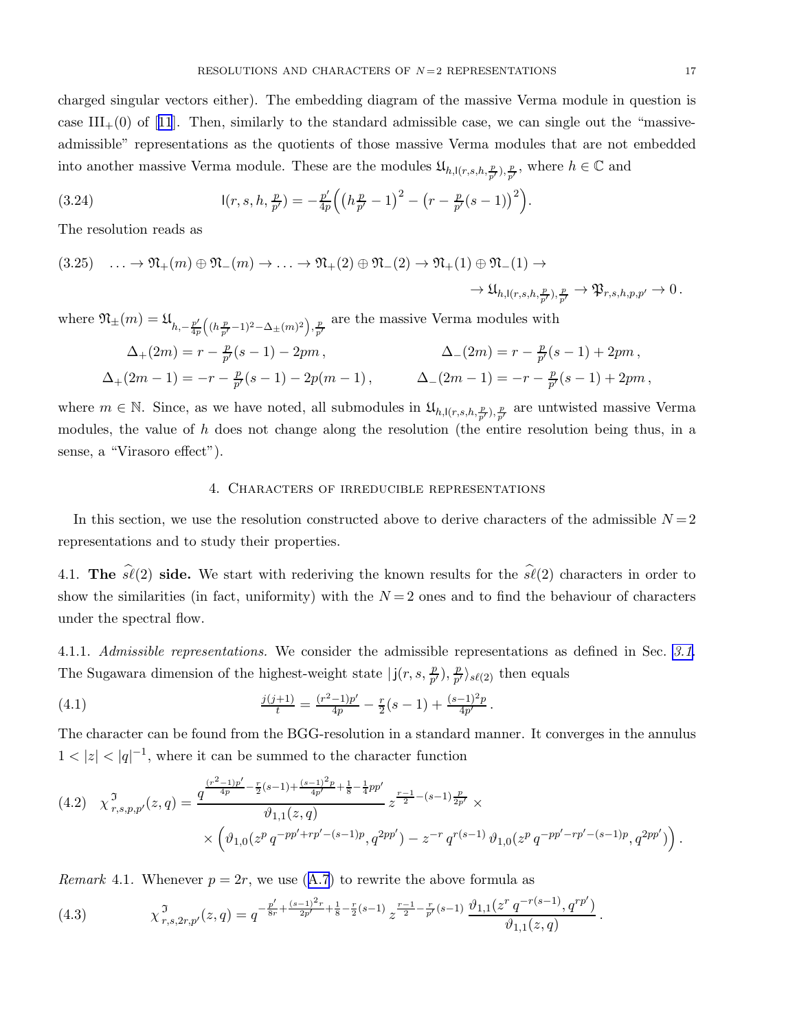charged singular vectors either). The embedding diagram of the massive Verma module in question is case III$_+(0)$ of [11]. Then, similarly to the standard admissible case, we can single out the "massive-admissible" representations as the quotients of those massive Verma modules that are not embedded into another massive Verma module. These are the modules $\mathfrak{U}_{h,\mathsf{l}(r,s,h,\frac{p}{p'}),\frac{p}{p'}}$, where $h \in \mathbb{C}$ and

$$\mathsf{l}(r,s,h,\tfrac{p}{p'}) = -\tfrac{p'}{4p}\Big(\big(h\tfrac{p}{p'}-1\big)^2 - \big(r-\tfrac{p}{p'}(s-1)\big)^2\Big). \tag{3.24}$$

The resolution reads as

$$\begin{aligned}\ldots \to \mathfrak{N}_+(m)\oplus\mathfrak{N}_-(m) \to \ldots \to \mathfrak{N}_+(2)\oplus\mathfrak{N}_-(2) \to \mathfrak{N}_+(1)\oplus\mathfrak{N}_-(1) \to \\ \to \mathfrak{U}_{h,\mathsf{l}(r,s,h,\frac{p}{p'}),\frac{p}{p'}} \to \mathfrak{P}_{r,s,h,p,p'} \to 0\,.\end{aligned} \tag{3.25}$$

where $\mathfrak{N}_\pm(m) = \mathfrak{U}_{h,-\frac{p'}{4p}\left((h\frac{p}{p'}-1)^2-\Delta_\pm(m)^2\right),\frac{p}{p'}}$ are the massive Verma modules with

$$\Delta_+(2m) = r - \tfrac{p}{p'}(s-1) - 2pm\,, \qquad \Delta_-(2m) = r - \tfrac{p}{p'}(s-1) + 2pm\,,$$
$$\Delta_+(2m-1) = -r - \tfrac{p}{p'}(s-1) - 2p(m-1)\,, \qquad \Delta_-(2m-1) = -r - \tfrac{p}{p'}(s-1) + 2pm\,,$$

where $m \in \mathbb{N}$. Since, as we have noted, all submodules in $\mathfrak{U}_{h,\mathsf{l}(r,s,h,\frac{p}{p'}),\frac{p}{p'}}$ are untwisted massive Verma modules, the value of $h$ does not change along the resolution (the entire resolution being thus, in a sense, a "Virasoro effect").

## 4. Characters of irreducible representations

In this section, we use the resolution constructed above to derive characters of the admissible $N=2$ representations and to study their properties.

**4.1. The $\widehat{s\ell}(2)$ side.** We start with rederiving the known results for the $\widehat{s\ell}(2)$ characters in order to show the similarities (in fact, uniformity) with the $N=2$ ones and to find the behaviour of characters under the spectral flow.

4.1.1. *Admissible representations.* We consider the admissible representations as defined in Sec. 3.1. The Sugawara dimension of the highest-weight state $|\mathsf{j}(r,s,\frac{p}{p'}),\frac{p}{p'}\rangle_{s\ell(2)}$ then equals

$$\tfrac{j(j+1)}{t} = \tfrac{(r^2-1)p'}{4p} - \tfrac{r}{2}(s-1) + \tfrac{(s-1)^2p}{4p'}\,. \tag{4.1}$$

The character can be found from the BGG-resolution in a standard manner. It converges in the annulus $1<|z|<|q|^{-1}$, where it can be summed to the character function

$$\begin{aligned}\chi^{\mathfrak{I}}_{r,s,p,p'}(z,q) = \frac{q^{\frac{(r^2-1)p'}{4p}-\frac{r}{2}(s-1)+\frac{(s-1)^2p}{4p'}+\frac{1}{8}-\frac{1}{4}pp'}}{\vartheta_{1,1}(z,q)}\, z^{\frac{r-1}{2}-(s-1)\frac{p}{2p'}} \times \\ \times \Big(\vartheta_{1,0}(z^p\,q^{-pp'+rp'-(s-1)p},q^{2pp'}) - z^{-r}\,q^{r(s-1)}\,\vartheta_{1,0}(z^p\,q^{-pp'-rp'-(s-1)p},q^{2pp'})\Big)\,.\end{aligned} \tag{4.2}$$

*Remark* 4.1. Whenever $p=2r$, we use (A.7) to rewrite the above formula as

$$\chi^{\mathfrak{I}}_{r,s,2r,p'}(z,q) = q^{-\frac{p'}{8r}+\frac{(s-1)^2r}{2p'}+\frac{1}{8}-\frac{r}{2}(s-1)}\, z^{\frac{r-1}{2}-\frac{r}{p'}(s-1)}\, \frac{\vartheta_{1,1}(z^r\,q^{-r(s-1)},q^{rp'})}{\vartheta_{1,1}(z,q)}\,. \tag{4.3}$$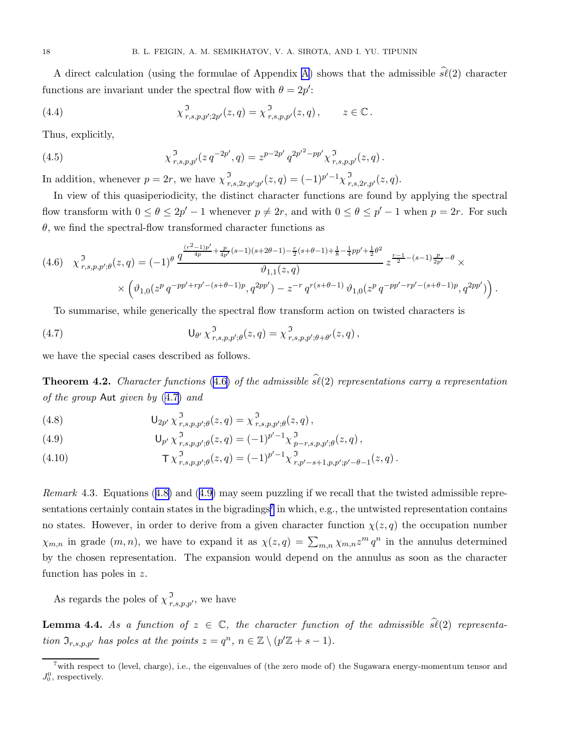A direct calculation (using the formulae of Appendix A) shows that the admissible $\widehat{s\ell}(2)$ character functions are invariant under the spectral flow with $\theta = 2p'$:

$$\chi^{\mathfrak{I}}_{r,s,p,p';2p'}(z,q) = \chi^{\mathfrak{I}}_{r,s,p,p'}(z,q)\,, \qquad z \in \mathbb{C}\,. \tag{4.4}$$

Thus, explicitly,

$$\chi^{\mathfrak{I}}_{r,s,p,p'}(z\,q^{-2p'},q) = z^{p-2p'}\,q^{2p'^2-pp'}\chi^{\mathfrak{I}}_{r,s,p,p'}(z,q)\,. \tag{4.5}$$

In addition, whenever $p = 2r$, we have $\chi^{\mathfrak{I}}_{r,s,2r,p';p'}(z,q) = (-1)^{p'-1}\chi^{\mathfrak{I}}_{r,s,2r,p'}(z,q)$.

In view of this quasiperiodicity, the distinct character functions are found by applying the spectral flow transform with $0 \le \theta \le 2p'-1$ whenever $p \neq 2r$, and with $0 \le \theta \le p'-1$ when $p = 2r$. For such $\theta$, we find the spectral-flow transformed character functions as

$$\chi^{\mathfrak{I}}_{r,s,p,p';\theta}(z,q) = (-1)^{\theta}\,\frac{q^{\frac{(r^2-1)p'}{4p}+\frac{p}{4p'}(s-1)(s+2\theta-1)-\frac{r}{2}(s+\theta-1)+\frac{1}{8}-\frac{1}{4}pp'+\frac{1}{2}\theta^2}}{\vartheta_{1,1}(z,q)}\,z^{\frac{r-1}{2}-(s-1)\frac{p}{2p'}-\theta}\times$$
$$\times\Big(\vartheta_{1,0}(z^p\,q^{-pp'+rp'-(s+\theta-1)p},q^{2pp'}) - z^{-r}\,q^{r(s+\theta-1)}\,\vartheta_{1,0}(z^p\,q^{-pp'-rp'-(s+\theta-1)p},q^{2pp'})\Big)\,. \tag{4.6}$$

To summarise, while generically the spectral flow transform action on twisted characters is

$$\mathsf{U}_{\theta'}\,\chi^{\mathfrak{I}}_{r,s,p,p';\theta}(z,q) = \chi^{\mathfrak{I}}_{r,s,p,p';\theta+\theta'}(z,q)\,, \tag{4.7}$$

we have the special cases described as follows.

**Theorem 4.2.** *Character functions (4.6) of the admissible $\widehat{s\ell}(2)$ representations carry a representation of the group* $\mathsf{Aut}$ *given by (4.7) and*

$$\mathsf{U}_{2p'}\,\chi^{\mathfrak{I}}_{r,s,p,p';\theta}(z,q) = \chi^{\mathfrak{I}}_{r,s,p,p';\theta}(z,q)\,, \tag{4.8}$$

$$\mathsf{U}_{p'}\,\chi^{\mathfrak{I}}_{r,s,p,p';\theta}(z,q) = (-1)^{p'-1}\chi^{\mathfrak{I}}_{p-r,s,p,p';\theta}(z,q)\,, \tag{4.9}$$

$$\mathsf{T}\,\chi^{\mathfrak{I}}_{r,s,p,p';\theta}(z,q) = (-1)^{p'-1}\chi^{\mathfrak{I}}_{r,p'-s+1,p,p';p'-\theta-1}(z,q)\,. \tag{4.10}$$

*Remark* 4.3. Equations (4.8) and (4.9) may seem puzzling if we recall that the twisted admissible representations certainly contain states in the bigradings[7] in which, e.g., the untwisted representation contains no states. However, in order to derive from a given character function $\chi(z,q)$ the occupation number $\chi_{m,n}$ in grade $(m,n)$, we have to expand it as $\chi(z,q) = \sum_{m,n}\chi_{m,n}z^m\,q^n$ in the annulus determined by the chosen representation. The expansion would depend on the annulus as soon as the character function has poles in $z$.

As regards the poles of $\chi^{\mathfrak{I}}_{r,s,p,p'}$, we have

**Lemma 4.4.** *As a function of $z \in \mathbb{C}$, the character function of the admissible $\widehat{s\ell}(2)$ representation $\mathfrak{I}_{r,s,p,p'}$ has poles at the points $z = q^n$, $n \in \mathbb{Z} \setminus (p'\mathbb{Z} + s - 1)$.*

---

[7] with respect to (level, charge), i.e., the eigenvalues of (the zero mode of) the Sugawara energy-momentum tensor and $J^0_0$, respectively.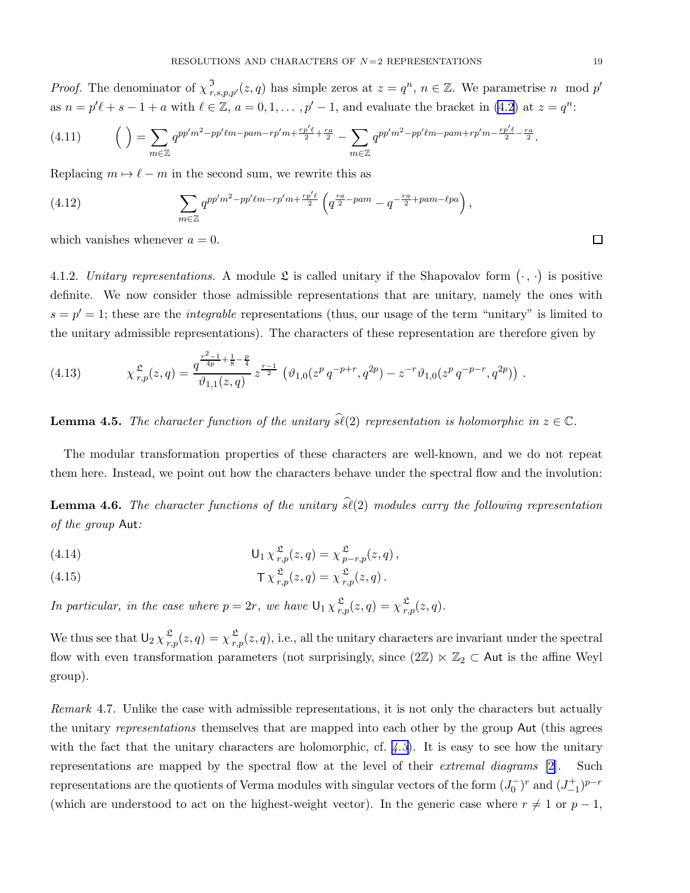*Proof.* The denominator of $\chi^{\mathfrak{I}}_{r,s,p,p'}(z,q)$ has simple zeros at $z = q^n$, $n \in \mathbb{Z}$. We parametrise $n \mod p'$ as $n = p'\ell + s - 1 + a$ with $\ell \in \mathbb{Z}$, $a = 0, 1, \ldots, p'-1$, and evaluate the bracket in (4.2) at $z = q^n$:

$$\Big(\;\Big) = \sum_{m\in\mathbb{Z}} q^{pp'm^2 - pp'\ell m - pam - rp'm + \frac{rp'\ell}{2} + \frac{ra}{2}} - \sum_{m\in\mathbb{Z}} q^{pp'm^2 - pp'\ell m - pam + rp'm - \frac{rp'\ell}{2} - \frac{ra}{2}}. \tag{4.11}$$

Replacing $m \mapsto \ell - m$ in the second sum, we rewrite this as

$$\sum_{m\in\mathbb{Z}} q^{pp'm^2 - pp'\ell m - rp'm + \frac{rp'\ell}{2}} \left(q^{\frac{ra}{2} - pam} - q^{-\frac{ra}{2} + pam - \ell pa}\right), \tag{4.12}$$

which vanishes whenever $a = 0$. $\square$

4.1.2. *Unitary representations.* A module $\mathfrak{L}$ is called unitary if the Shapovalov form $(\cdot\,,\,\cdot)$ is positive definite. We now consider those admissible representations that are unitary, namely the ones with $s = p' = 1$; these are the *integrable* representations (thus, our usage of the term "unitary" is limited to the unitary admissible representations). The characters of these representation are therefore given by

$$\chi^{\mathfrak{L}}_{r,p}(z,q) = \frac{q^{\frac{r^2-1}{4p} + \frac{1}{8} - \frac{p}{4}}}{\vartheta_{1,1}(z,q)}\, z^{\frac{r-1}{2}} \left(\vartheta_{1,0}(z^p\, q^{-p+r}, q^{2p}) - z^{-r}\vartheta_{1,0}(z^p\, q^{-p-r}, q^{2p})\right). \tag{4.13}$$

**Lemma 4.5.** *The character function of the unitary $\widehat{s\ell}(2)$ representation is holomorphic in $z \in \mathbb{C}$.*

The modular transformation properties of these characters are well-known, and we do not repeat them here. Instead, we point out how the characters behave under the spectral flow and the involution:

**Lemma 4.6.** *The character functions of the unitary $\widehat{s\ell}(2)$ modules carry the following representation of the group* $\mathsf{Aut}$*:*

$$\mathsf{U}_1\, \chi^{\mathfrak{L}}_{r,p}(z,q) = \chi^{\mathfrak{L}}_{p-r,p}(z,q)\,, \tag{4.14}$$

$$\mathsf{T}\, \chi^{\mathfrak{L}}_{r,p}(z,q) = \chi^{\mathfrak{L}}_{r,p}(z,q)\,. \tag{4.15}$$

*In particular, in the case where $p = 2r$, we have $\mathsf{U}_1\, \chi^{\mathfrak{L}}_{r,p}(z,q) = \chi^{\mathfrak{L}}_{r,p}(z,q)$.*

We thus see that $\mathsf{U}_2\, \chi^{\mathfrak{L}}_{r,p}(z,q) = \chi^{\mathfrak{L}}_{r,p}(z,q)$, i.e., all the unitary characters are invariant under the spectral flow with even transformation parameters (not surprisingly, since $(2\mathbb{Z}) \ltimes \mathbb{Z}_2 \subset \mathsf{Aut}$ is the affine Weyl group).

*Remark* 4.7. Unlike the case with admissible representations, it is not only the characters but actually the unitary *representations* themselves that are mapped into each other by the group $\mathsf{Aut}$ (this agrees with the fact that the unitary characters are holomorphic, cf. 4.3). It is easy to see how the unitary representations are mapped by the spectral flow at the level of their *extremal diagrams* [2]. Such representations are the quotients of Verma modules with singular vectors of the form $(J^-_0)^r$ and $(J^+_{-1})^{p-r}$ (which are understood to act on the highest-weight vector). In the generic case where $r \neq 1$ or $p - 1$,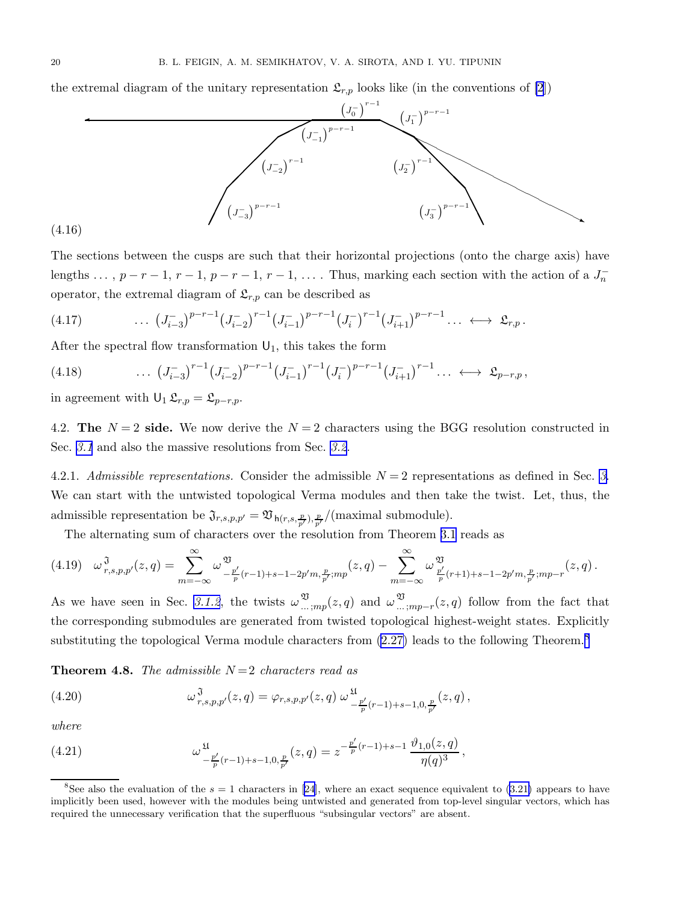the extremal diagram of the unitary representation $\mathfrak{L}_{r,p}$ looks like (in the conventions of [2])

(4.16)

$$\left(J_0^-\right)^{r-1} \quad \left(J_1^-\right)^{p-r-1} \quad \left(J_{-1}^-\right)^{p-r-1} \quad \left(J_{-2}^-\right)^{r-1} \quad \left(J_2^-\right)^{r-1} \quad \left(J_{-3}^-\right)^{p-r-1} \quad \left(J_3^-\right)^{p-r-1}$$

The sections between the cusps are such that their horizontal projections (onto the charge axis) have lengths $\dots$, $p-r-1$, $r-1$, $p-r-1$, $r-1$, $\dots$. Thus, marking each section with the action of a $J_n^-$ operator, the extremal diagram of $\mathfrak{L}_{r,p}$ can be described as

$$\dots \left(J_{i-3}^-\right)^{p-r-1}\left(J_{i-2}^-\right)^{r-1}\left(J_{i-1}^-\right)^{p-r-1}\left(J_{i}^-\right)^{r-1}\left(J_{i+1}^-\right)^{p-r-1}\dots \longleftrightarrow \mathfrak{L}_{r,p}\,. \tag{4.17}$$

After the spectral flow transformation $\mathsf{U}_1$, this takes the form

$$\dots \left(J_{i-3}^-\right)^{r-1}\left(J_{i-2}^-\right)^{p-r-1}\left(J_{i-1}^-\right)^{r-1}\left(J_{i}^-\right)^{p-r-1}\left(J_{i+1}^-\right)^{r-1}\dots \longleftrightarrow \mathfrak{L}_{p-r,p}\,, \tag{4.18}$$

in agreement with $\mathsf{U}_1\,\mathfrak{L}_{r,p} = \mathfrak{L}_{p-r,p}$.

4.2. **The $N=2$ side.** We now derive the $N=2$ characters using the BGG resolution constructed in Sec. *3.1* and also the massive resolutions from Sec. *3.2*.

4.2.1. *Admissible representations.* Consider the admissible $N=2$ representations as defined in Sec. *3*. We can start with the untwisted topological Verma modules and then take the twist. Let, thus, the admissible representation be $\mathfrak{I}_{r,s,p,p'} = \mathfrak{V}_{\mathsf{h}(r,s,\frac{p}{p'}),\frac{p}{p'}}/(\text{maximal submodule})$.

The alternating sum of characters over the resolution from Theorem 3.1 reads as

$$\omega^{\,\mathfrak{I}}_{r,s,p,p'}(z,q) = \sum_{m=-\infty}^{\infty}\omega^{\,\mathfrak{V}}_{-\frac{p'}{p}(r-1)+s-1-2p'm,\frac{p}{p'};mp}(z,q) - \sum_{m=-\infty}^{\infty}\omega^{\,\mathfrak{V}}_{\frac{p'}{p}(r+1)+s-1-2p'm,\frac{p}{p'};mp-r}(z,q)\,. \tag{4.19}$$

As we have seen in Sec. *3.1.2*, the twists $\omega^{\,\mathfrak{V}}_{\dots;mp}(z,q)$ and $\omega^{\,\mathfrak{V}}_{\dots;mp-r}(z,q)$ follow from the fact that the corresponding submodules are generated from twisted topological highest-weight states. Explicitly substituting the topological Verma module characters from (2.27) leads to the following Theorem.[8]

**Theorem 4.8.** *The admissible $N=2$ characters read as*

$$\omega^{\,\mathfrak{I}}_{r,s,p,p'}(z,q) = \varphi_{r,s,p,p'}(z,q)\,\omega^{\,\mathfrak{U}}_{-\frac{p'}{p}(r-1)+s-1,0,\frac{p}{p'}}(z,q)\,, \tag{4.20}$$

*where*

$$\omega^{\,\mathfrak{U}}_{-\frac{p'}{p}(r-1)+s-1,0,\frac{p}{p'}}(z,q) = z^{-\frac{p'}{p}(r-1)+s-1}\,\frac{\vartheta_{1,0}(z,q)}{\eta(q)^3}\,, \tag{4.21}$$

---

[8] See also the evaluation of the $s=1$ characters in [24], where an exact sequence equivalent to (3.21) appears to have implicitly been used, however with the modules being untwisted and generated from top-level singular vectors, which has required the unnecessary verification that the superfluous "subsingular vectors" are absent.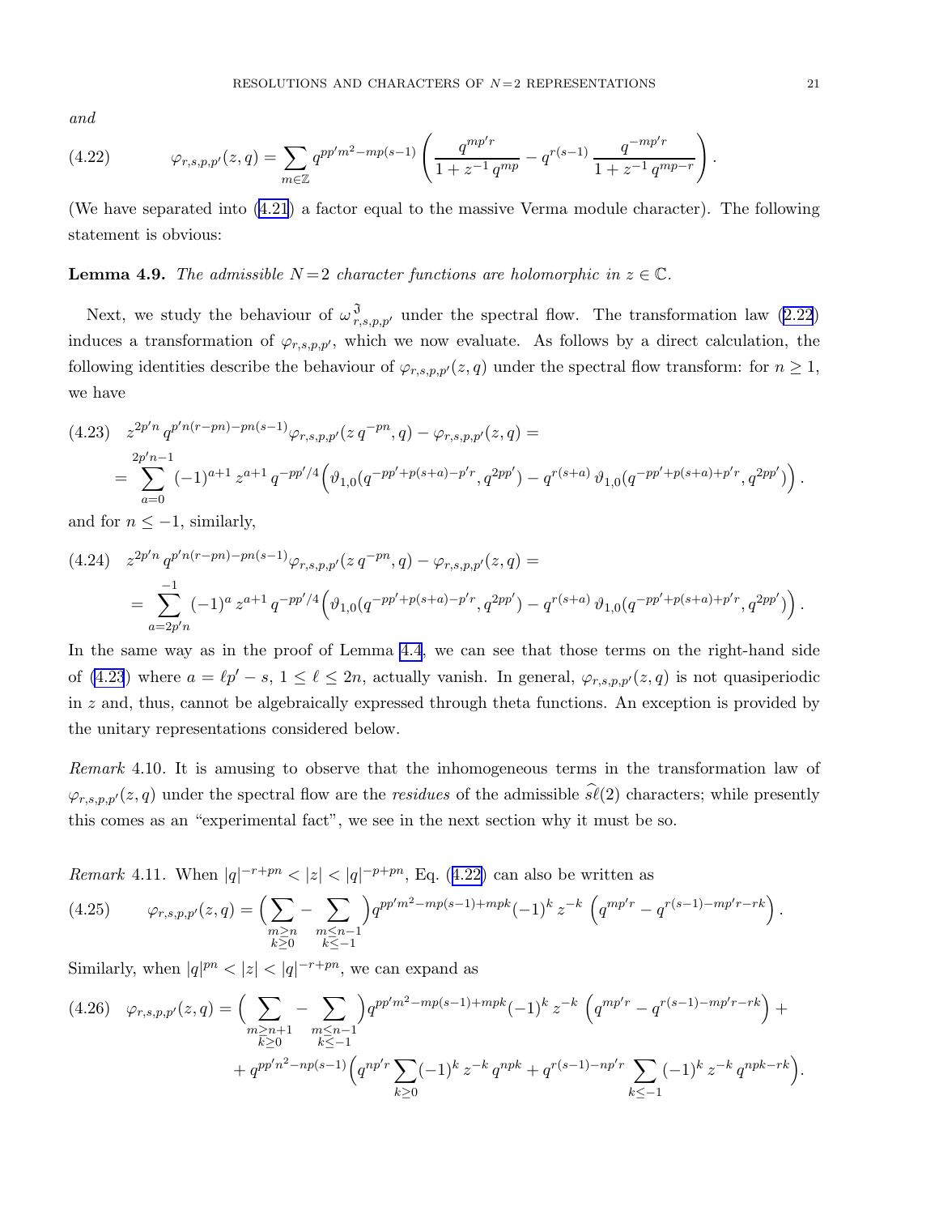*and*

$$\varphi_{r,s,p,p'}(z,q) = \sum_{m\in\mathbb{Z}} q^{pp'm^2-mp(s-1)} \left( \frac{q^{mp'r}}{1+z^{-1}\,q^{mp}} - q^{r(s-1)}\,\frac{q^{-mp'r}}{1+z^{-1}\,q^{mp-r}} \right). \tag{4.22}$$

(We have separated into (4.21) a factor equal to the massive Verma module character). The following statement is obvious:

**Lemma 4.9.** *The admissible $N=2$ character functions are holomorphic in $z\in\mathbb{C}$.*

Next, we study the behaviour of $\omega^{\mathfrak{I}}_{r,s,p,p'}$ under the spectral flow. The transformation law (2.22) induces a transformation of $\varphi_{r,s,p,p'}$, which we now evaluate. As follows by a direct calculation, the following identities describe the behaviour of $\varphi_{r,s,p,p'}(z,q)$ under the spectral flow transform: for $n\geq 1$, we have

$$\begin{aligned} &z^{2p'n}\,q^{p'n(r-pn)-pn(s-1)}\varphi_{r,s,p,p'}(z\,q^{-pn},q) - \varphi_{r,s,p,p'}(z,q) = \\ &= \sum_{a=0}^{2p'n-1} (-1)^{a+1}\,z^{a+1}\,q^{-pp'/4}\Big(\vartheta_{1,0}(q^{-pp'+p(s+a)-p'r},q^{2pp'}) - q^{r(s+a)}\,\vartheta_{1,0}(q^{-pp'+p(s+a)+p'r},q^{2pp'})\Big)\,. \end{aligned} \tag{4.23}$$

and for $n\leq -1$, similarly,

$$\begin{aligned} &z^{2p'n}\,q^{p'n(r-pn)-pn(s-1)}\varphi_{r,s,p,p'}(z\,q^{-pn},q) - \varphi_{r,s,p,p'}(z,q) = \\ &= \sum_{a=2p'n}^{-1} (-1)^{a}\,z^{a+1}\,q^{-pp'/4}\Big(\vartheta_{1,0}(q^{-pp'+p(s+a)-p'r},q^{2pp'}) - q^{r(s+a)}\,\vartheta_{1,0}(q^{-pp'+p(s+a)+p'r},q^{2pp'})\Big)\,. \end{aligned} \tag{4.24}$$

In the same way as in the proof of Lemma 4.4, we can see that those terms on the right-hand side of (4.23) where $a=\ell p'-s$, $1\leq \ell\leq 2n$, actually vanish. In general, $\varphi_{r,s,p,p'}(z,q)$ is not quasiperiodic in $z$ and, thus, cannot be algebraically expressed through theta functions. An exception is provided by the unitary representations considered below.

*Remark* 4.10. It is amusing to observe that the inhomogeneous terms in the transformation law of $\varphi_{r,s,p,p'}(z,q)$ under the spectral flow are the *residues* of the admissible $\widehat{s\ell}(2)$ characters; while presently this comes as an "experimental fact", we see in the next section why it must be so.

*Remark* 4.11. When $|q|^{-r+pn}<|z|<|q|^{-p+pn}$, Eq. (4.22) can also be written as

$$\varphi_{r,s,p,p'}(z,q) = \Big(\sum_{\substack{m\geq n\\k\geq 0}} - \sum_{\substack{m\leq n-1\\k\leq -1}}\Big) q^{pp'm^2-mp(s-1)+mpk}(-1)^k\,z^{-k}\,\Big(q^{mp'r} - q^{r(s-1)-mp'r-rk}\Big)\,. \tag{4.25}$$

Similarly, when $|q|^{pn}<|z|<|q|^{-r+pn}$, we can expand as

$$\begin{aligned} \varphi_{r,s,p,p'}(z,q) = &\Big(\sum_{\substack{m\geq n+1\\k\geq 0}} - \sum_{\substack{m\leq n-1\\k\leq -1}}\Big) q^{pp'm^2-mp(s-1)+mpk}(-1)^k\,z^{-k}\,\Big(q^{mp'r} - q^{r(s-1)-mp'r-rk}\Big) + \\ &+ q^{pp'n^2-np(s-1)}\Big(q^{np'r}\sum_{k\geq 0}(-1)^k\,z^{-k}\,q^{npk} + q^{r(s-1)-np'r}\sum_{k\leq -1}(-1)^k\,z^{-k}\,q^{npk-rk}\Big). \end{aligned} \tag{4.26}$$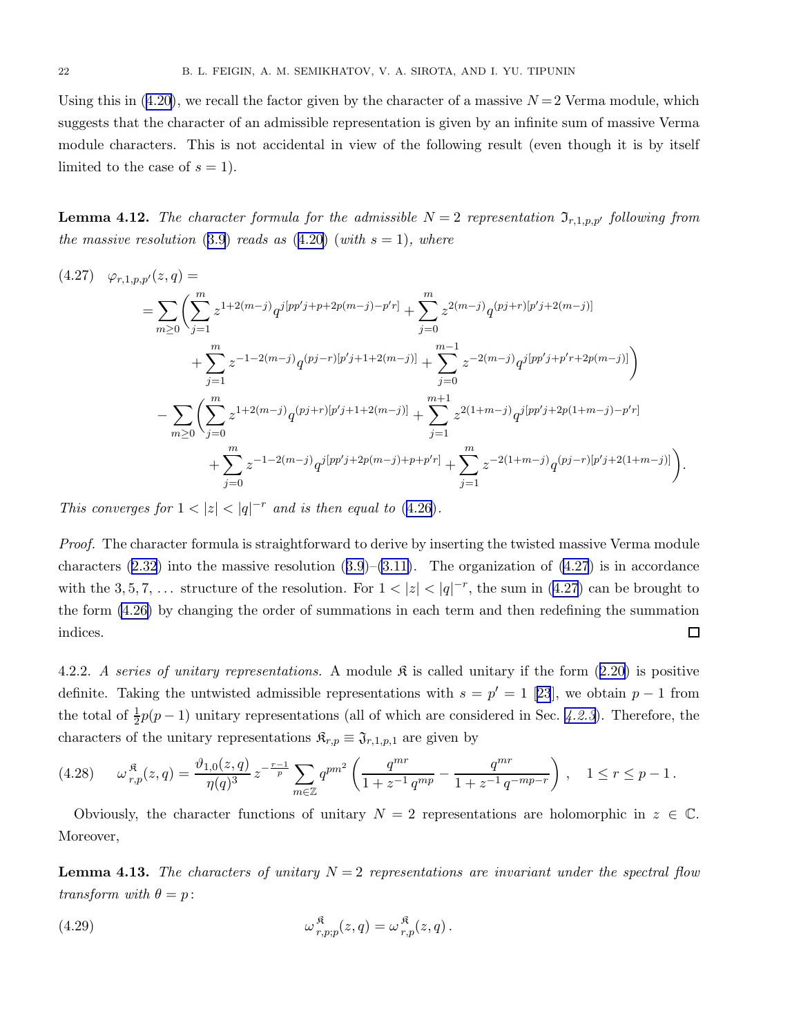Using this in (4.20), we recall the factor given by the character of a massive $N=2$ Verma module, which suggests that the character of an admissible representation is given by an infinite sum of massive Verma module characters. This is not accidental in view of the following result (even though it is by itself limited to the case of $s=1$).

**Lemma 4.12.** *The character formula for the admissible $N=2$ representation $\mathfrak{I}_{r,1,p,p'}$ following from the massive resolution* (3.9) *reads as* (4.20) (*with $s=1$*), *where*

$$
\begin{aligned}
(4.27)\quad \varphi_{r,1,p,p'}(z,q) &= \\
&= \sum_{m\geq 0}\Bigg(\sum_{j=1}^{m} z^{1+2(m-j)} q^{j[pp'j+p+2p(m-j)-p'r]} + \sum_{j=0}^{m} z^{2(m-j)} q^{(pj+r)[p'j+2(m-j)]} \\
&\qquad + \sum_{j=1}^{m} z^{-1-2(m-j)} q^{(pj-r)[p'j+1+2(m-j)]} + \sum_{j=0}^{m-1} z^{-2(m-j)} q^{j[pp'j+p'r+2p(m-j)]}\Bigg) \\
&\quad - \sum_{m\geq 0}\Bigg(\sum_{j=0}^{m} z^{1+2(m-j)} q^{(pj+r)[p'j+1+2(m-j)]} + \sum_{j=1}^{m+1} z^{2(1+m-j)} q^{j[pp'j+2p(1+m-j)-p'r]} \\
&\qquad + \sum_{j=0}^{m} z^{-1-2(m-j)} q^{j[pp'j+2p(m-j)+p+p'r]} + \sum_{j=1}^{m} z^{-2(1+m-j)} q^{(pj-r)[p'j+2(1+m-j)]}\Bigg).
\end{aligned}
$$

*This converges for $1<|z|<|q|^{-r}$ and is then equal to* (4.26).

*Proof.* The character formula is straightforward to derive by inserting the twisted massive Verma module characters (2.32) into the massive resolution (3.9)–(3.11). The organization of (4.27) is in accordance with the $3,5,7,\ldots$ structure of the resolution. For $1<|z|<|q|^{-r}$, the sum in (4.27) can be brought to the form (4.26) by changing the order of summations in each term and then redefining the summation indices. ◻

4.2.2. *A series of unitary representations.* A module $\mathfrak{K}$ is called unitary if the form (2.20) is positive definite. Taking the untwisted admissible representations with $s=p'=1$ [23], we obtain $p-1$ from the total of $\frac{1}{2}p(p-1)$ unitary representations (all of which are considered in Sec. *4.2.3*). Therefore, the characters of the unitary representations $\mathfrak{K}_{r,p}\equiv\mathfrak{I}_{r,1,p,1}$ are given by

$$
(4.28)\qquad \omega^{\,\mathfrak{K}}_{r,p}(z,q) = \frac{\vartheta_{1,0}(z,q)}{\eta(q)^3}\, z^{-\frac{r-1}{p}} \sum_{m\in\mathbb{Z}} q^{pm^2}\left(\frac{q^{mr}}{1+z^{-1}\,q^{mp}} - \frac{q^{mr}}{1+z^{-1}\,q^{-mp-r}}\right), \quad 1\leq r\leq p-1\,.
$$

Obviously, the character functions of unitary $N=2$ representations are holomorphic in $z\in\mathbb{C}$. Moreover,

**Lemma 4.13.** *The characters of unitary $N=2$ representations are invariant under the spectral flow transform with $\theta=p$:*

$$
(4.29)\qquad \omega^{\,\mathfrak{K}}_{r,p;p}(z,q) = \omega^{\,\mathfrak{K}}_{r,p}(z,q)\,.
$$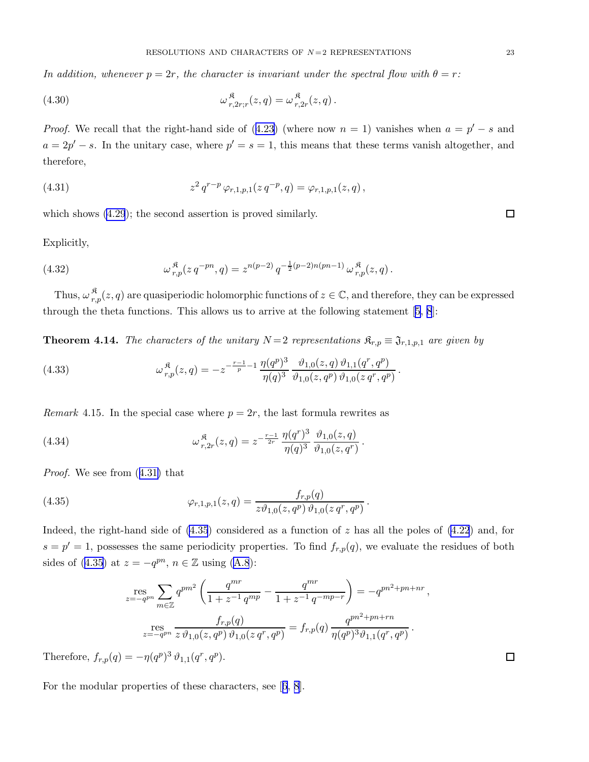*In addition, whenever $p = 2r$, the character is invariant under the spectral flow with $\theta = r$:*

$$\omega^{\mathfrak{K}}_{r,2r;r}(z,q) = \omega^{\mathfrak{K}}_{r,2r}(z,q)\,. \tag{4.30}$$

*Proof.* We recall that the right-hand side of (4.23) (where now $n = 1$) vanishes when $a = p' - s$ and $a = 2p' - s$. In the unitary case, where $p' = s = 1$, this means that these terms vanish altogether, and therefore,

$$z^2\, q^{r-p}\, \varphi_{r,1,p,1}(z\, q^{-p}, q) = \varphi_{r,1,p,1}(z,q)\,, \tag{4.31}$$

which shows (4.29); the second assertion is proved similarly. ◻

Explicitly,

$$\omega^{\mathfrak{K}}_{r,p}(z\, q^{-pn}, q) = z^{n(p-2)}\, q^{-\frac{1}{2}(p-2)n(pn-1)}\, \omega^{\mathfrak{K}}_{r,p}(z,q)\,. \tag{4.32}$$

Thus, $\omega^{\mathfrak{K}}_{r,p}(z,q)$ are quasiperiodic holomorphic functions of $z \in \mathbb{C}$, and therefore, they can be expressed through the theta functions. This allows us to arrive at the following statement [5, 8]:

**Theorem 4.14.** *The characters of the unitary $N{=}2$ representations $\mathfrak{K}_{r,p} \equiv \mathfrak{I}_{r,1,p,1}$ are given by*

$$\omega^{\mathfrak{K}}_{r,p}(z,q) = -z^{-\frac{r-1}{p}-1}\, \frac{\eta(q^p)^3}{\eta(q)^3}\, \frac{\vartheta_{1,0}(z,q)\, \vartheta_{1,1}(q^r, q^p)}{\vartheta_{1,0}(z,q^p)\, \vartheta_{1,0}(z\, q^r, q^p)}\,. \tag{4.33}$$

*Remark* 4.15. In the special case where $p = 2r$, the last formula rewrites as

$$\omega^{\mathfrak{K}}_{r,2r}(z,q) = z^{-\frac{r-1}{2r}}\, \frac{\eta(q^r)^3}{\eta(q)^3}\, \frac{\vartheta_{1,0}(z,q)}{\vartheta_{1,0}(z,q^r)}\,. \tag{4.34}$$

*Proof.* We see from (4.31) that

$$\varphi_{r,1,p,1}(z,q) = \frac{f_{r,p}(q)}{z\vartheta_{1,0}(z,q^p)\, \vartheta_{1,0}(z\, q^r, q^p)}\,. \tag{4.35}$$

Indeed, the right-hand side of (4.35) considered as a function of $z$ has all the poles of (4.22) and, for $s = p' = 1$, possesses the same periodicity properties. To find $f_{r,p}(q)$, we evaluate the residues of both sides of (4.35) at $z = -q^{pn}$, $n \in \mathbb{Z}$ using (A.8):

$$\operatorname*{res}_{z=-q^{pn}} \sum_{m\in\mathbb{Z}} q^{pm^2} \left( \frac{q^{mr}}{1 + z^{-1}\, q^{mp}} - \frac{q^{mr}}{1 + z^{-1}\, q^{-mp-r}} \right) = -q^{pn^2+pn+nr}\,,$$

$$\operatorname*{res}_{z=-q^{pn}} \frac{f_{r,p}(q)}{z\, \vartheta_{1,0}(z,q^p)\, \vartheta_{1,0}(z\, q^r, q^p)} = f_{r,p}(q)\, \frac{q^{pn^2+pn+rn}}{\eta(q^p)^3 \vartheta_{1,1}(q^r, q^p)}\,.$$

Therefore, $f_{r,p}(q) = -\eta(q^p)^3\, \vartheta_{1,1}(q^r, q^p)$. ◻

For the modular properties of these characters, see [6, 8].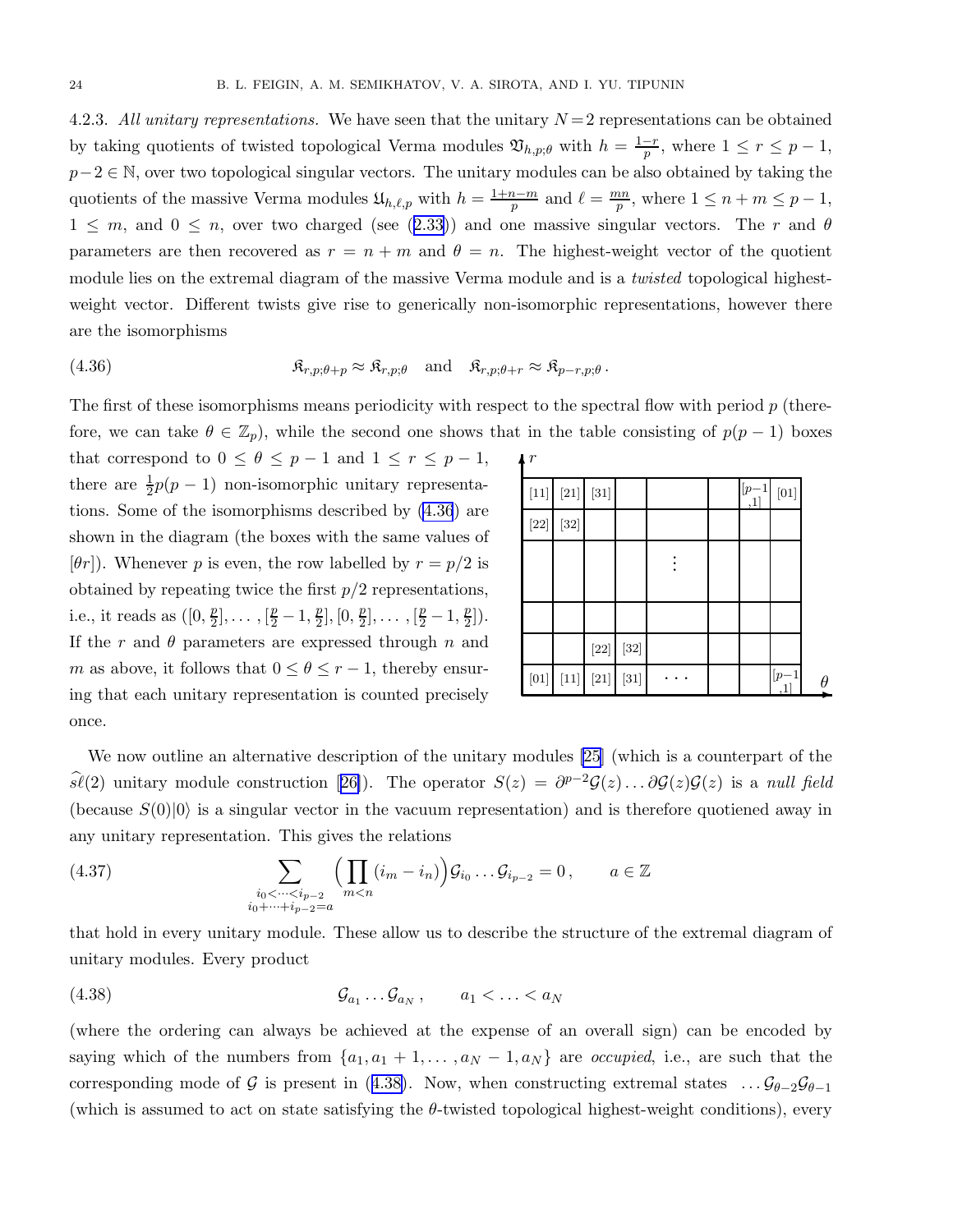4.2.3. *All unitary representations.* We have seen that the unitary $N=2$ representations can be obtained by taking quotients of twisted topological Verma modules $\mathfrak{V}_{h,p;\theta}$ with $h = \frac{1-r}{p}$, where $1 \le r \le p-1$, $p-2 \in \mathbb{N}$, over two topological singular vectors. The unitary modules can be also obtained by taking the quotients of the massive Verma modules $\mathfrak{U}_{h,\ell,p}$ with $h = \frac{1+n-m}{p}$ and $\ell = \frac{mn}{p}$, where $1 \le n+m \le p-1$, $1 \le m$, and $0 \le n$, over two charged (see (2.33)) and one massive singular vectors. The $r$ and $\theta$ parameters are then recovered as $r = n+m$ and $\theta = n$. The highest-weight vector of the quotient module lies on the extremal diagram of the massive Verma module and is a *twisted* topological highest-weight vector. Different twists give rise to generically non-isomorphic representations, however there are the isomorphisms

$$\mathfrak{K}_{r,p;\theta+p} \approx \mathfrak{K}_{r,p;\theta} \quad \text{and} \quad \mathfrak{K}_{r,p;\theta+r} \approx \mathfrak{K}_{p-r,p;\theta}\,. \tag{4.36}$$

The first of these isomorphisms means periodicity with respect to the spectral flow with period $p$ (therefore, we can take $\theta \in \mathbb{Z}_p$), while the second one shows that in the table consisting of $p(p-1)$ boxes that correspond to $0 \le \theta \le p-1$ and $1 \le r \le p-1$, there are $\frac{1}{2}p(p-1)$ non-isomorphic unitary representations. Some of the isomorphisms described by (4.36) are shown in the diagram (the boxes with the same values of $[\theta r]$). Whenever $p$ is even, the row labelled by $r = p/2$ is obtained by repeating twice the first $p/2$ representations, i.e., it reads as $([0, \frac{p}{2}], \dots, [\frac{p}{2}-1, \frac{p}{2}], [0, \frac{p}{2}], \dots, [\frac{p}{2}-1, \frac{p}{2}])$. If the $r$ and $\theta$ parameters are expressed through $n$ and $m$ as above, it follows that $0 \le \theta \le r-1$, thereby ensuring that each unitary representation is counted precisely once.

| $r$ ↑ | | | | | | | |
|---|---|---|---|---|---|---|---|
| [11] | [21] | [31] | | | | [$p-1$,1] | [01] |
| [22] | [32] | | | | | | |
| | | | | ⋮ | | | |
| | | | | | | | |
| | | [22] | [32] | | | | |
| [01] | [11] | [21] | [31] | ⋯ | | | [$p-1$,1] → $\theta$ |

We now outline an alternative description of the unitary modules [25] (which is a counterpart of the $\widehat{s\ell}(2)$ unitary module construction [26]). The operator $S(z) = \partial^{p-2}\mathcal{G}(z)\dots\partial\mathcal{G}(z)\mathcal{G}(z)$ is a *null field* (because $S(0)|0\rangle$ is a singular vector in the vacuum representation) and is therefore quotiened away in any unitary representation. This gives the relations

$$\sum_{\substack{i_0<\dots<i_{p-2}\\ i_0+\dots+i_{p-2}=a}} \Big(\prod_{m<n}(i_m - i_n)\Big)\mathcal{G}_{i_0}\dots\mathcal{G}_{i_{p-2}} = 0\,, \qquad a \in \mathbb{Z} \tag{4.37}$$

that hold in every unitary module. These allow us to describe the structure of the extremal diagram of unitary modules. Every product

$$\mathcal{G}_{a_1}\dots\mathcal{G}_{a_N}\,, \qquad a_1 < \dots < a_N \tag{4.38}$$

(where the ordering can always be achieved at the expense of an overall sign) can be encoded by saying which of the numbers from $\{a_1, a_1+1, \dots, a_N-1, a_N\}$ are *occupied*, i.e., are such that the corresponding mode of $\mathcal{G}$ is present in (4.38). Now, when constructing extremal states $\dots\mathcal{G}_{\theta-2}\mathcal{G}_{\theta-1}$ (which is assumed to act on state satisfying the $\theta$-twisted topological highest-weight conditions), every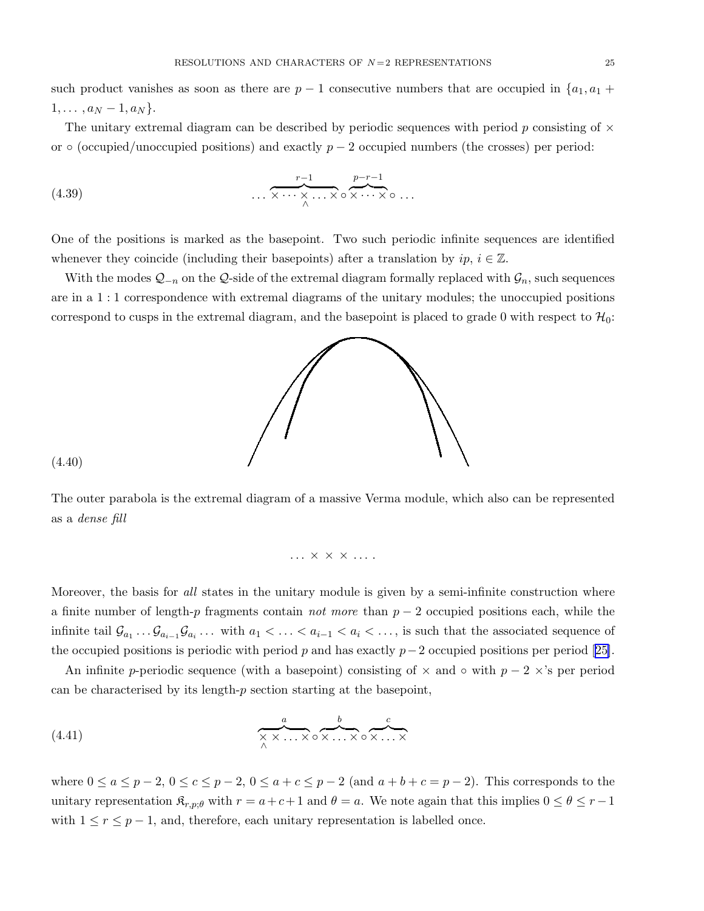such product vanishes as soon as there are $p-1$ consecutive numbers that are occupied in $\{a_1, a_1 + 1, \ldots, a_N - 1, a_N\}$.

The unitary extremal diagram can be described by periodic sequences with period $p$ consisting of $\times$ or $\circ$ (occupied/unoccupied positions) and exactly $p-2$ occupied numbers (the crosses) per period:

$$\ldots \overbrace{\times \cdots \underset{\wedge}{\times} \ldots \times}^{r-1} \circ \overbrace{\times \cdots \times}^{p-r-1} \circ \ldots \tag{4.39}$$

One of the positions is marked as the basepoint. Two such periodic infinite sequences are identified whenever they coincide (including their basepoints) after a translation by $ip$, $i \in \mathbb{Z}$.

With the modes $\mathcal{Q}_{-n}$ on the $\mathcal{Q}$-side of the extremal diagram formally replaced with $\mathcal{G}_n$, such sequences are in a $1:1$ correspondence with extremal diagrams of the unitary modules; the unoccupied positions correspond to cusps in the extremal diagram, and the basepoint is placed to grade 0 with respect to $\mathcal{H}_0$:

(4.40)

The outer parabola is the extremal diagram of a massive Verma module, which also can be represented as a *dense fill*

$$\ldots \times \times \times \ldots .$$

Moreover, the basis for *all* states in the unitary module is given by a semi-infinite construction where a finite number of length-$p$ fragments contain *not more* than $p-2$ occupied positions each, while the infinite tail $\mathcal{G}_{a_1} \ldots \mathcal{G}_{a_{i-1}} \mathcal{G}_{a_i} \ldots$ with $a_1 < \ldots < a_{i-1} < a_i < \ldots$, is such that the associated sequence of the occupied positions is periodic with period $p$ and has exactly $p-2$ occupied positions per period [25].

An infinite $p$-periodic sequence (with a basepoint) consisting of $\times$ and $\circ$ with $p-2$ $\times$'s per period can be characterised by its length-$p$ section starting at the basepoint,

$$\overbrace{\underset{\wedge}{\times} \times \ldots \times}^{a} \circ \overbrace{\times \ldots \times}^{b} \circ \overbrace{\times \ldots \times}^{c} \tag{4.41}$$

where $0 \leq a \leq p-2$, $0 \leq c \leq p-2$, $0 \leq a+c \leq p-2$ (and $a+b+c = p-2$). This corresponds to the unitary representation $\mathfrak{K}_{r,p;\theta}$ with $r = a+c+1$ and $\theta = a$. We note again that this implies $0 \leq \theta \leq r-1$ with $1 \leq r \leq p-1$, and, therefore, each unitary representation is labelled once.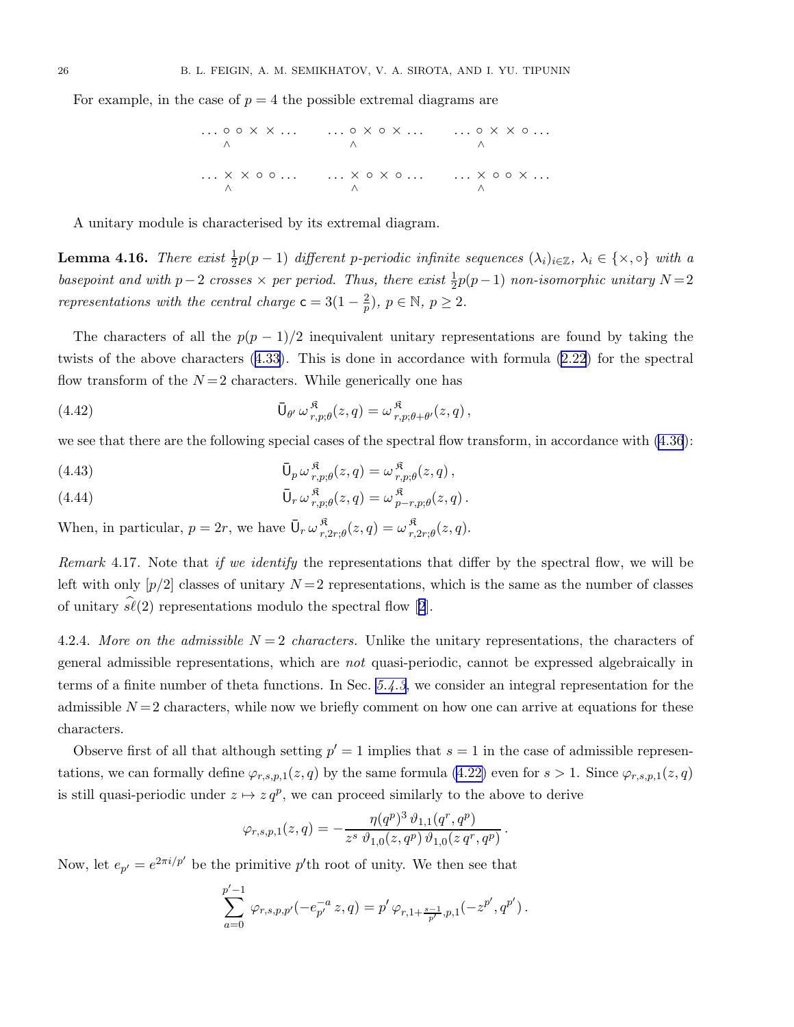For example, in the case of $p = 4$ the possible extremal diagrams are

$$
\begin{array}{ccc}
\ldots \circ \underset{\wedge}{\circ} \times \times \ldots & \ldots \circ \underset{\wedge}{\times} \circ \times \ldots & \ldots \circ \underset{\wedge}{\times} \times \circ \ldots \\[2ex]
\ldots \times \underset{\wedge}{\times} \circ \circ \ldots & \ldots \times \underset{\wedge}{\circ} \times \circ \ldots & \ldots \times \underset{\wedge}{\circ} \circ \times \ldots
\end{array}
$$

A unitary module is characterised by its extremal diagram.

**Lemma 4.16.** *There exist $\frac{1}{2}p(p-1)$ different $p$-periodic infinite sequences $(\lambda_i)_{i\in\mathbb{Z}}$, $\lambda_i \in \{\times, \circ\}$ with a basepoint and with $p-2$ crosses $\times$ per period. Thus, there exist $\frac{1}{2}p(p-1)$ non-isomorphic unitary $N=2$ representations with the central charge $\mathsf{c} = 3(1-\frac{2}{p})$, $p \in \mathbb{N}$, $p \geq 2$.*

The characters of all the $p(p-1)/2$ inequivalent unitary representations are found by taking the twists of the above characters (4.33). This is done in accordance with formula (2.22) for the spectral flow transform of the $N=2$ characters. While generically one has

$$
\bar{\mathsf{U}}_{\theta'}\, \omega^{\mathfrak{K}}_{r,p;\theta}(z,q) = \omega^{\mathfrak{K}}_{r,p;\theta+\theta'}(z,q)\,, \tag{4.42}
$$

we see that there are the following special cases of the spectral flow transform, in accordance with (4.36):

$$
\bar{\mathsf{U}}_{p}\, \omega^{\mathfrak{K}}_{r,p;\theta}(z,q) = \omega^{\mathfrak{K}}_{r,p;\theta}(z,q)\,, \tag{4.43}
$$

$$
\bar{\mathsf{U}}_{r}\, \omega^{\mathfrak{K}}_{r,p;\theta}(z,q) = \omega^{\mathfrak{K}}_{p-r,p;\theta}(z,q)\,. \tag{4.44}
$$

When, in particular, $p = 2r$, we have $\bar{\mathsf{U}}_{r}\, \omega^{\mathfrak{K}}_{r,2r;\theta}(z,q) = \omega^{\mathfrak{K}}_{r,2r;\theta}(z,q)$.

*Remark* 4.17. Note that *if we identify* the representations that differ by the spectral flow, we will be left with only $[p/2]$ classes of unitary $N=2$ representations, which is the same as the number of classes of unitary $\widehat{s\ell}(2)$ representations modulo the spectral flow [2].

4.2.4. *More on the admissible $N=2$ characters.* Unlike the unitary representations, the characters of general admissible representations, which are *not* quasi-periodic, cannot be expressed algebraically in terms of a finite number of theta functions. In Sec. *5.4.3*, we consider an integral representation for the admissible $N=2$ characters, while now we briefly comment on how one can arrive at equations for these characters.

Observe first of all that although setting $p'=1$ implies that $s=1$ in the case of admissible representations, we can formally define $\varphi_{r,s,p,1}(z,q)$ by the same formula (4.22) even for $s>1$. Since $\varphi_{r,s,p,1}(z,q)$ is still quasi-periodic under $z \mapsto z\,q^p$, we can proceed similarly to the above to derive

$$
\varphi_{r,s,p,1}(z,q) = -\frac{\eta(q^p)^3\, \vartheta_{1,1}(q^r,q^p)}{z^s\; \vartheta_{1,0}(z,q^p)\, \vartheta_{1,0}(z\,q^r,q^p)}\,.
$$

Now, let $e_{p'} = e^{2\pi i/p'}$ be the primitive $p'$th root of unity. We then see that

$$
\sum_{a=0}^{p'-1} \varphi_{r,s,p,p'}(-e_{p'}^{-a}\,z,q) = p'\,\varphi_{r,1+\frac{s-1}{p'},p,1}(-z^{p'},q^{p'})\,.
$$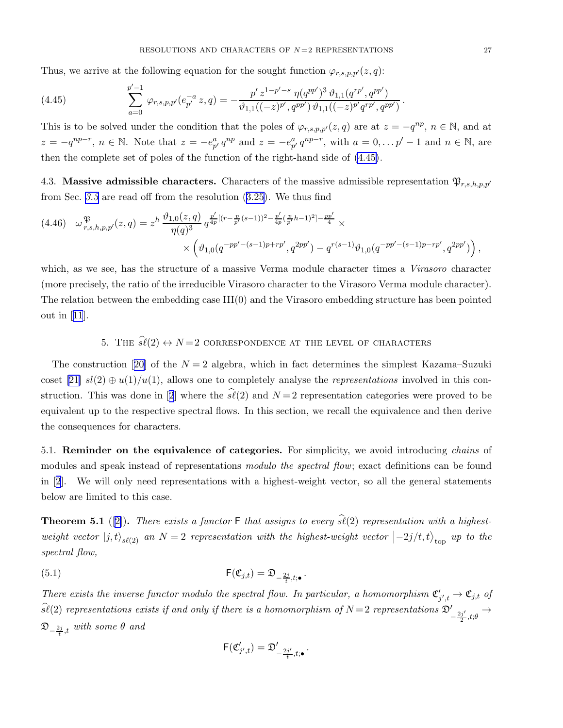Thus, we arrive at the following equation for the sought function $\varphi_{r,s,p,p'}(z,q)$:

$$\sum_{a=0}^{p'-1} \varphi_{r,s,p,p'}(e_{p'}^{-a}\, z, q) = -\frac{p'\, z^{1-p'-s}\, \eta(q^{pp'})^3\, \vartheta_{1,1}(q^{rp'}, q^{pp'})}{\vartheta_{1,1}((-z)^{p'}, q^{pp'})\, \vartheta_{1,1}((-z)^{p'} q^{rp'}, q^{pp'})}\,. \tag{4.45}$$

This is to be solved under the condition that the poles of $\varphi_{r,s,p,p'}(z,q)$ are at $z = -q^{np}$, $n \in \mathbb{N}$, and at $z = -q^{np-r}$, $n \in \mathbb{N}$. Note that $z = -e_{p'}^{a}\, q^{np}$ and $z = -e_{p'}^{a}\, q^{np-r}$, with $a = 0, \dots p'-1$ and $n \in \mathbb{N}$, are then the complete set of poles of the function of the right-hand side of (4.45).

4.3. **Massive admissible characters.** Characters of the massive admissible representation $\mathfrak{P}_{r,s,h,p,p'}$ from Sec. *3.3* are read off from the resolution (3.25). We thus find

$$\omega^{\mathfrak{P}}_{r,s,h,p,p'}(z,q) = z^h\, \frac{\vartheta_{1,0}(z,q)}{\eta(q)^3}\, q^{\frac{p'}{4p}[(r-\frac{p}{p'}(s-1))^2 - \frac{p'}{4p}(\frac{p}{p'}h-1)^2] - \frac{pp'}{4}} \times \\ \times \left(\vartheta_{1,0}(q^{-pp'-(s-1)p+rp'}, q^{2pp'}) - q^{r(s-1)}\vartheta_{1,0}(q^{-pp'-(s-1)p-rp'}, q^{2pp'})\right), \tag{4.46}$$

which, as we see, has the structure of a massive Verma module character times a *Virasoro* character (more precisely, the ratio of the irreducible Virasoro character to the Virasoro Verma module character). The relation between the embedding case III(0) and the Virasoro embedding structure has been pointed out in [11].

## 5. The $\widehat{s\ell}(2) \leftrightarrow N=2$ correspondence at the level of characters

The construction [20] of the $N=2$ algebra, which in fact determines the simplest Kazama–Suzuki coset [21] $sl(2) \oplus u(1)/u(1)$, allows one to completely analyse the *representations* involved in this construction. This was done in [2] where the $\widehat{s\ell}(2)$ and $N=2$ representation categories were proved to be equivalent up to the respective spectral flows. In this section, we recall the equivalence and then derive the consequences for characters.

5.1. **Reminder on the equivalence of categories.** For simplicity, we avoid introducing *chains* of modules and speak instead of representations *modulo the spectral flow*; exact definitions can be found in [2]. We will only need representations with a highest-weight vector, so all the general statements below are limited to this case.

**Theorem 5.1** ([2]). *There exists a functor* $\mathsf{F}$ *that assigns to every* $\widehat{s\ell}(2)$ *representation with a highest-weight vector* $|j,t\rangle_{s\ell(2)}$ *an* $N=2$ *representation with the highest-weight vector* $\left|-2j/t, t\right\rangle_{\text{top}}$ *up to the spectral flow,*

$$\mathsf{F}(\mathfrak{C}_{j,t}) = \mathfrak{D}_{-\frac{2j}{t},t;\bullet}\,. \tag{5.1}$$

*There exists the inverse functor modulo the spectral flow. In particular, a homomorphism* $\mathfrak{C}'_{j',t} \to \mathfrak{C}_{j,t}$ *of* $\widehat{s\ell}(2)$ *representations exists if and only if there is a homomorphism of* $N=2$ *representations* $\mathfrak{D}'_{-\frac{2j'}{2},t;\theta} \to \mathfrak{D}_{-\frac{2j}{t},t}$ *with some* $\theta$ *and*

$$\mathsf{F}(\mathfrak{C}'_{j',t}) = \mathfrak{D}'_{-\frac{2j'}{t},t;\bullet}\,.$$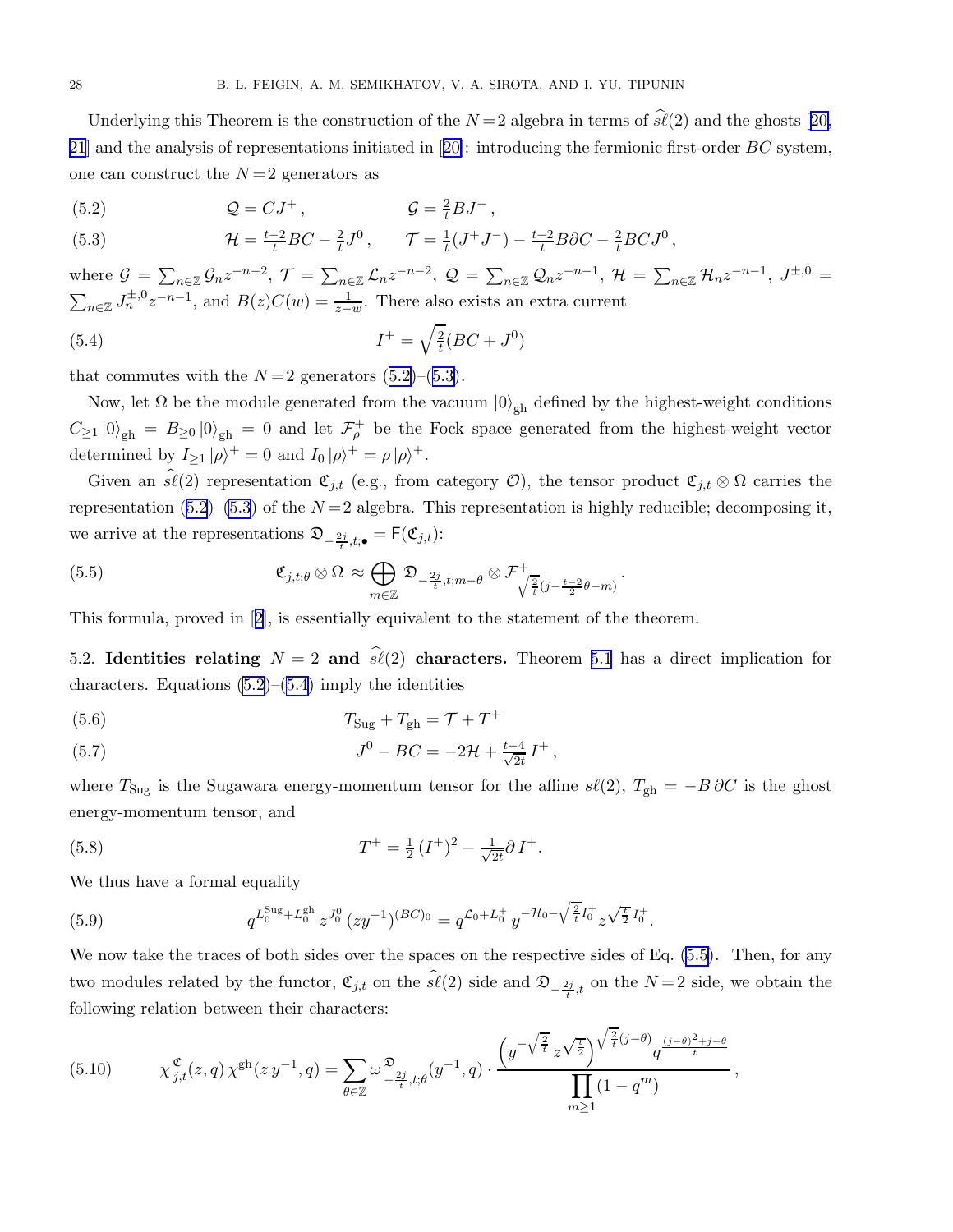Underlying this Theorem is the construction of the $N=2$ algebra in terms of $\widehat{s\ell}(2)$ and the ghosts [20, 21] and the analysis of representations initiated in [20]: introducing the fermionic first-order $BC$ system, one can construct the $N=2$ generators as

$$\mathcal{Q} = CJ^+ , \qquad \mathcal{G} = \tfrac{2}{t} BJ^- , \tag{5.2}$$

$$\mathcal{H} = \tfrac{t-2}{t} BC - \tfrac{2}{t} J^0 , \qquad \mathcal{T} = \tfrac{1}{t}(J^+ J^-) - \tfrac{t-2}{t} B\partial C - \tfrac{2}{t} BCJ^0 , \tag{5.3}$$

where $\mathcal{G} = \sum_{n\in\mathbb{Z}} \mathcal{G}_n z^{-n-2}$, $\mathcal{T} = \sum_{n\in\mathbb{Z}} \mathcal{L}_n z^{-n-2}$, $\mathcal{Q} = \sum_{n\in\mathbb{Z}} \mathcal{Q}_n z^{-n-1}$, $\mathcal{H} = \sum_{n\in\mathbb{Z}} \mathcal{H}_n z^{-n-1}$, $J^{\pm,0} = \sum_{n\in\mathbb{Z}} J^{\pm,0}_n z^{-n-1}$, and $B(z)C(w) = \frac{1}{z-w}$. There also exists an extra current

$$I^+ = \sqrt{\tfrac{2}{t}}(BC + J^0) \tag{5.4}$$

that commutes with the $N=2$ generators (5.2)–(5.3).

Now, let $\Omega$ be the module generated from the vacuum $|0\rangle_{\rm gh}$ defined by the highest-weight conditions $C_{\geq 1}\,|0\rangle_{\rm gh} = B_{\geq 0}\,|0\rangle_{\rm gh} = 0$ and let $\mathcal{F}^+_\rho$ be the Fock space generated from the highest-weight vector determined by $I_{\geq 1}\,|\rho\rangle^+ = 0$ and $I_0\,|\rho\rangle^+ = \rho\,|\rho\rangle^+$.

Given an $\widehat{s\ell}(2)$ representation $\mathfrak{C}_{j,t}$ (e.g., from category $\mathcal{O}$), the tensor product $\mathfrak{C}_{j,t} \otimes \Omega$ carries the representation (5.2)–(5.3) of the $N=2$ algebra. This representation is highly reducible; decomposing it, we arrive at the representations $\mathfrak{D}_{-\frac{2j}{t},t;\bullet} = \mathsf{F}(\mathfrak{C}_{j,t})$:

$$\mathfrak{C}_{j,t;\theta} \otimes \Omega \approx \bigoplus_{m\in\mathbb{Z}} \mathfrak{D}_{-\frac{2j}{t},t;m-\theta} \otimes \mathcal{F}^+_{\sqrt{\frac{2}{t}}(j-\frac{t-2}{2}\theta-m)} . \tag{5.5}$$

This formula, proved in [2], is essentially equivalent to the statement of the theorem.

**5.2. Identities relating $N=2$ and $\widehat{s\ell}(2)$ characters.** Theorem 5.1 has a direct implication for characters. Equations (5.2)–(5.4) imply the identities

$$T_{\rm Sug} + T_{\rm gh} = \mathcal{T} + T^+ \tag{5.6}$$

$$J^0 - BC = -2\mathcal{H} + \tfrac{t-4}{\sqrt{2t}}\, I^+ , \tag{5.7}$$

where $T_{\rm Sug}$ is the Sugawara energy-momentum tensor for the affine $s\ell(2)$, $T_{\rm gh} = -B\,\partial C$ is the ghost energy-momentum tensor, and

$$T^+ = \tfrac{1}{2}\,(I^+)^2 - \tfrac{1}{\sqrt{2t}}\partial\, I^+ . \tag{5.8}$$

We thus have a formal equality

$$q^{L_0^{\rm Sug} + L_0^{\rm gh}}\, z^{J_0^0}\, (zy^{-1})^{(BC)_0} = q^{\mathcal{L}_0 + L_0^+}\, y^{-\mathcal{H}_0 - \sqrt{\frac{2}{t}} I_0^+}\, z^{\sqrt{\frac{t}{2}} I_0^+} . \tag{5.9}$$

We now take the traces of both sides over the spaces on the respective sides of Eq. (5.5). Then, for any two modules related by the functor, $\mathfrak{C}_{j,t}$ on the $\widehat{s\ell}(2)$ side and $\mathfrak{D}_{-\frac{2j}{t},t}$ on the $N=2$ side, we obtain the following relation between their characters:

$$\chi^{\mathfrak{C}}_{j,t}(z,q)\,\chi^{\rm gh}(z\,y^{-1},q) = \sum_{\theta\in\mathbb{Z}} \omega^{\mathfrak{D}}_{-\frac{2j}{t},t;\theta}(y^{-1},q) \cdot \frac{\left(y^{-\sqrt{\frac{2}{t}}}\, z^{\sqrt{\frac{t}{2}}}\right)^{\sqrt{\frac{2}{t}}(j-\theta)} q^{\frac{(j-\theta)^2 + j - \theta}{t}}}{\prod\limits_{m\geq 1}(1-q^m)} , \tag{5.10}$$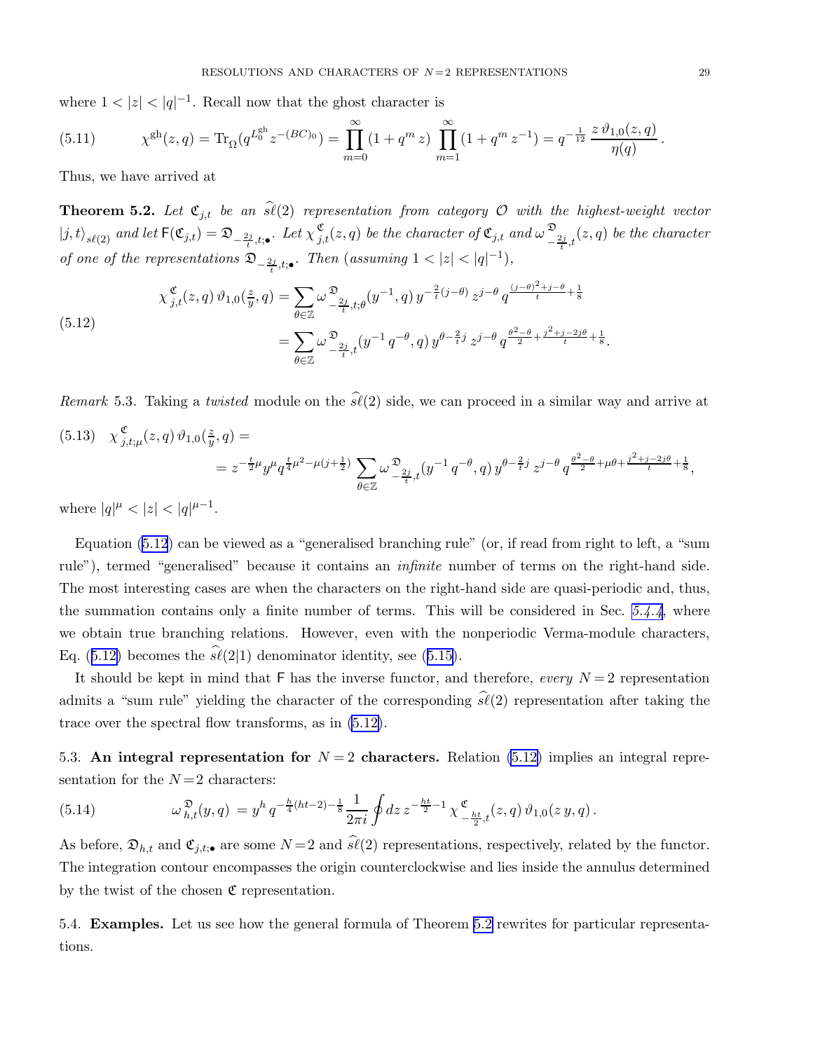where $1 < |z| < |q|^{-1}$. Recall now that the ghost character is

$$\chi^{\mathrm{gh}}(z,q) = \mathrm{Tr}_{\Omega}(q^{L_0^{\mathrm{gh}}} z^{-(BC)_0}) = \prod_{m=0}^{\infty}(1+q^m z)\prod_{m=1}^{\infty}(1+q^m z^{-1}) = q^{-\frac{1}{12}}\,\frac{z\,\vartheta_{1,0}(z,q)}{\eta(q)}\,. \tag{5.11}$$

Thus, we have arrived at

**Theorem 5.2.** *Let $\mathfrak{C}_{j,t}$ be an $\widehat{s\ell}(2)$ representation from category $\mathcal{O}$ with the highest-weight vector $|j,t\rangle_{s\ell(2)}$ and let $\mathsf{F}(\mathfrak{C}_{j,t}) = \mathfrak{D}_{-\frac{2j}{t},t;\bullet}$. Let $\chi^{\mathfrak{C}}_{j,t}(z,q)$ be the character of $\mathfrak{C}_{j,t}$ and $\omega^{\mathfrak{D}}_{-\frac{2j}{t},t}(z,q)$ be the character of one of the representations $\mathfrak{D}_{-\frac{2j}{t},t;\bullet}$. Then (assuming $1 < |z| < |q|^{-1}$),*

$$\begin{aligned}
\chi^{\mathfrak{C}}_{j,t}(z,q)\,\vartheta_{1,0}(\tfrac{z}{y},q) &= \sum_{\theta\in\mathbb{Z}} \omega^{\mathfrak{D}}_{-\frac{2j}{t},t;\theta}(y^{-1},q)\,y^{-\frac{2}{t}(j-\theta)}\,z^{j-\theta}\,q^{\frac{(j-\theta)^2+j-\theta}{t}+\frac{1}{8}}\\
&= \sum_{\theta\in\mathbb{Z}} \omega^{\mathfrak{D}}_{-\frac{2j}{t},t}(y^{-1}q^{-\theta},q)\,y^{\theta-\frac{2}{t}j}\,z^{j-\theta}\,q^{\frac{\theta^2-\theta}{2}+\frac{j^2+j-2j\theta}{t}+\frac{1}{8}}.
\end{aligned}\tag{5.12}$$

*Remark* 5.3. Taking a *twisted* module on the $\widehat{s\ell}(2)$ side, we can proceed in a similar way and arrive at

$$\begin{aligned}
&\chi^{\mathfrak{C}}_{j,t;\mu}(z,q)\,\vartheta_{1,0}(\tfrac{z}{y},q) =\\
&\quad= z^{-\frac{t}{2}\mu}y^{\mu}q^{\frac{t}{4}\mu^2-\mu(j+\frac{1}{2})}\sum_{\theta\in\mathbb{Z}} \omega^{\mathfrak{D}}_{-\frac{2j}{t},t}(y^{-1}q^{-\theta},q)\,y^{\theta-\frac{2}{t}j}\,z^{j-\theta}\,q^{\frac{\theta^2-\theta}{2}+\mu\theta+\frac{j^2+j-2j\theta}{t}+\frac{1}{8}},
\end{aligned}\tag{5.13}$$

where $|q|^{\mu} < |z| < |q|^{\mu-1}$.

Equation (5.12) can be viewed as a "generalised branching rule" (or, if read from right to left, a "sum rule"), termed "generalised" because it contains an *infinite* number of terms on the right-hand side. The most interesting cases are when the characters on the right-hand side are quasi-periodic and, thus, the summation contains only a finite number of terms. This will be considered in Sec. *5.4.4*, where we obtain true branching relations. However, even with the nonperiodic Verma-module characters, Eq. (5.12) becomes the $\widehat{s\ell}(2|1)$ denominator identity, see (5.15).

It should be kept in mind that $\mathsf{F}$ has the inverse functor, and therefore, *every* $N=2$ representation admits a "sum rule" yielding the character of the corresponding $\widehat{s\ell}(2)$ representation after taking the trace over the spectral flow transforms, as in (5.12).

## 5.3. An integral representation for $N=2$ characters.

Relation (5.12) implies an integral representation for the $N=2$ characters:

$$\omega^{\mathfrak{D}}_{h,t}(y,q) = y^{h}\,q^{-\frac{h}{4}(ht-2)-\frac{1}{8}}\,\frac{1}{2\pi i}\oint dz\,z^{-\frac{ht}{2}-1}\,\chi^{\mathfrak{C}}_{-\frac{ht}{2},t}(z,q)\,\vartheta_{1,0}(z\,y,q)\,. \tag{5.14}$$

As before, $\mathfrak{D}_{h,t}$ and $\mathfrak{C}_{j,t;\bullet}$ are some $N=2$ and $\widehat{s\ell}(2)$ representations, respectively, related by the functor. The integration contour encompasses the origin counterclockwise and lies inside the annulus determined by the twist of the chosen $\mathfrak{C}$ representation.

## 5.4. Examples.

Let us see how the general formula of Theorem 5.2 rewrites for particular representations.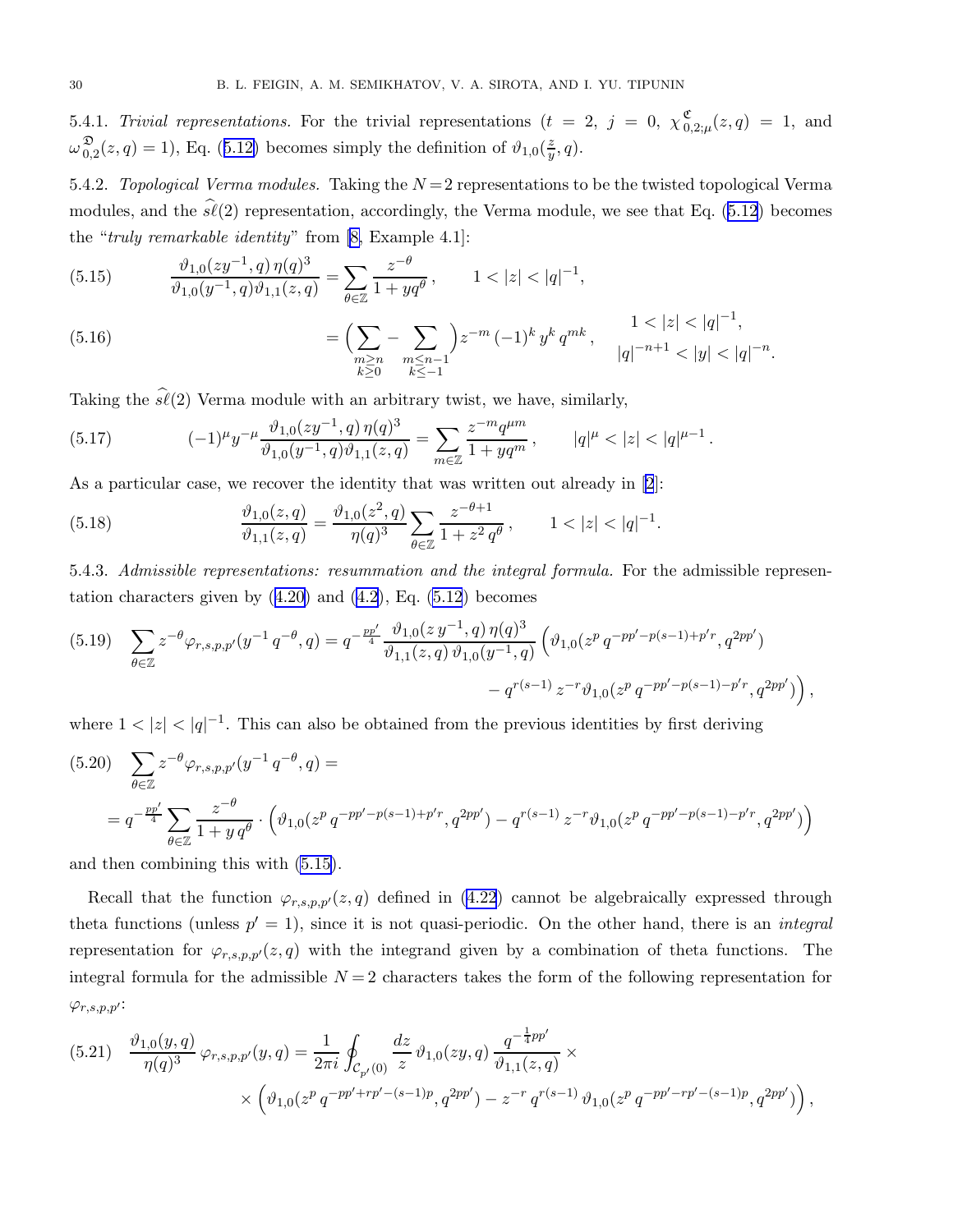5.4.1. *Trivial representations.* For the trivial representations ($t = 2$, $j = 0$, $\chi^{\mathfrak{C}}_{0,2;\mu}(z,q) = 1$, and $\omega^{\mathfrak{D}}_{0,2}(z,q) = 1$), Eq. (5.12) becomes simply the definition of $\vartheta_{1,0}(\frac{z}{y}, q)$.

5.4.2. *Topological Verma modules.* Taking the $N=2$ representations to be the twisted topological Verma modules, and the $\widehat{s\ell}(2)$ representation, accordingly, the Verma module, we see that Eq. (5.12) becomes the "*truly remarkable identity*" from [8, Example 4.1]:

$$\frac{\vartheta_{1,0}(zy^{-1},q)\,\eta(q)^3}{\vartheta_{1,0}(y^{-1},q)\vartheta_{1,1}(z,q)} = \sum_{\theta\in\mathbb{Z}} \frac{z^{-\theta}}{1+yq^{\theta}}\,, \qquad 1<|z|<|q|^{-1}, \tag{5.15}$$

$$= \Big(\sum_{\substack{m\geq n\\ k\geq 0}} - \sum_{\substack{m\leq n-1\\ k\leq -1}}\Big) z^{-m}\,(-1)^k\, y^k\, q^{mk}\,, \qquad \begin{matrix} 1<|z|<|q|^{-1},\\ |q|^{-n+1}<|y|<|q|^{-n}. \end{matrix} \tag{5.16}$$

Taking the $\widehat{s\ell}(2)$ Verma module with an arbitrary twist, we have, similarly,

$$(-1)^{\mu} y^{-\mu} \frac{\vartheta_{1,0}(zy^{-1},q)\,\eta(q)^3}{\vartheta_{1,0}(y^{-1},q)\vartheta_{1,1}(z,q)} = \sum_{m\in\mathbb{Z}} \frac{z^{-m}q^{\mu m}}{1+yq^{m}}\,, \qquad |q|^{\mu}<|z|<|q|^{\mu-1}\,. \tag{5.17}$$

As a particular case, we recover the identity that was written out already in [2]:

$$\frac{\vartheta_{1,0}(z,q)}{\vartheta_{1,1}(z,q)} = \frac{\vartheta_{1,0}(z^2,q)}{\eta(q)^3}\sum_{\theta\in\mathbb{Z}} \frac{z^{-\theta+1}}{1+z^2\,q^{\theta}}\,, \qquad 1<|z|<|q|^{-1}. \tag{5.18}$$

5.4.3. *Admissible representations: resummation and the integral formula.* For the admissible representation characters given by (4.20) and (4.2), Eq. (5.12) becomes

$$\sum_{\theta\in\mathbb{Z}} z^{-\theta}\varphi_{r,s,p,p'}(y^{-1}\,q^{-\theta},q) = q^{-\frac{pp'}{4}} \frac{\vartheta_{1,0}(z\,y^{-1},q)\,\eta(q)^3}{\vartheta_{1,1}(z,q)\,\vartheta_{1,0}(y^{-1},q)} \Big(\vartheta_{1,0}(z^p\,q^{-pp'-p(s-1)+p'r},q^{2pp'}) \\ - q^{r(s-1)}\,z^{-r}\vartheta_{1,0}(z^p\,q^{-pp'-p(s-1)-p'r},q^{2pp'})\Big)\,, \tag{5.19}$$

where $1<|z|<|q|^{-1}$. This can also be obtained from the previous identities by first deriving

$$\sum_{\theta\in\mathbb{Z}} z^{-\theta}\varphi_{r,s,p,p'}(y^{-1}\,q^{-\theta},q) = \\ = q^{-\frac{pp'}{4}} \sum_{\theta\in\mathbb{Z}} \frac{z^{-\theta}}{1+y\,q^{\theta}}\cdot\Big(\vartheta_{1,0}(z^p\,q^{-pp'-p(s-1)+p'r},q^{2pp'}) - q^{r(s-1)}\,z^{-r}\vartheta_{1,0}(z^p\,q^{-pp'-p(s-1)-p'r},q^{2pp'})\Big) \tag{5.20}$$

and then combining this with (5.15).

Recall that the function $\varphi_{r,s,p,p'}(z,q)$ defined in (4.22) cannot be algebraically expressed through theta functions (unless $p'=1$), since it is not quasi-periodic. On the other hand, there is an *integral* representation for $\varphi_{r,s,p,p'}(z,q)$ with the integrand given by a combination of theta functions. The integral formula for the admissible $N=2$ characters takes the form of the following representation for $\varphi_{r,s,p,p'}$:

$$\frac{\vartheta_{1,0}(y,q)}{\eta(q)^3}\,\varphi_{r,s,p,p'}(y,q) = \frac{1}{2\pi i}\oint_{\mathcal{C}_{p'}(0)} \frac{dz}{z}\,\vartheta_{1,0}(zy,q)\,\frac{q^{-\frac{1}{4}pp'}}{\vartheta_{1,1}(z,q)}\times \\ \times\Big(\vartheta_{1,0}(z^p\,q^{-pp'+rp'-(s-1)p},q^{2pp'}) - z^{-r}\,q^{r(s-1)}\,\vartheta_{1,0}(z^p\,q^{-pp'-rp'-(s-1)p},q^{2pp'})\Big)\,, \tag{5.21}$$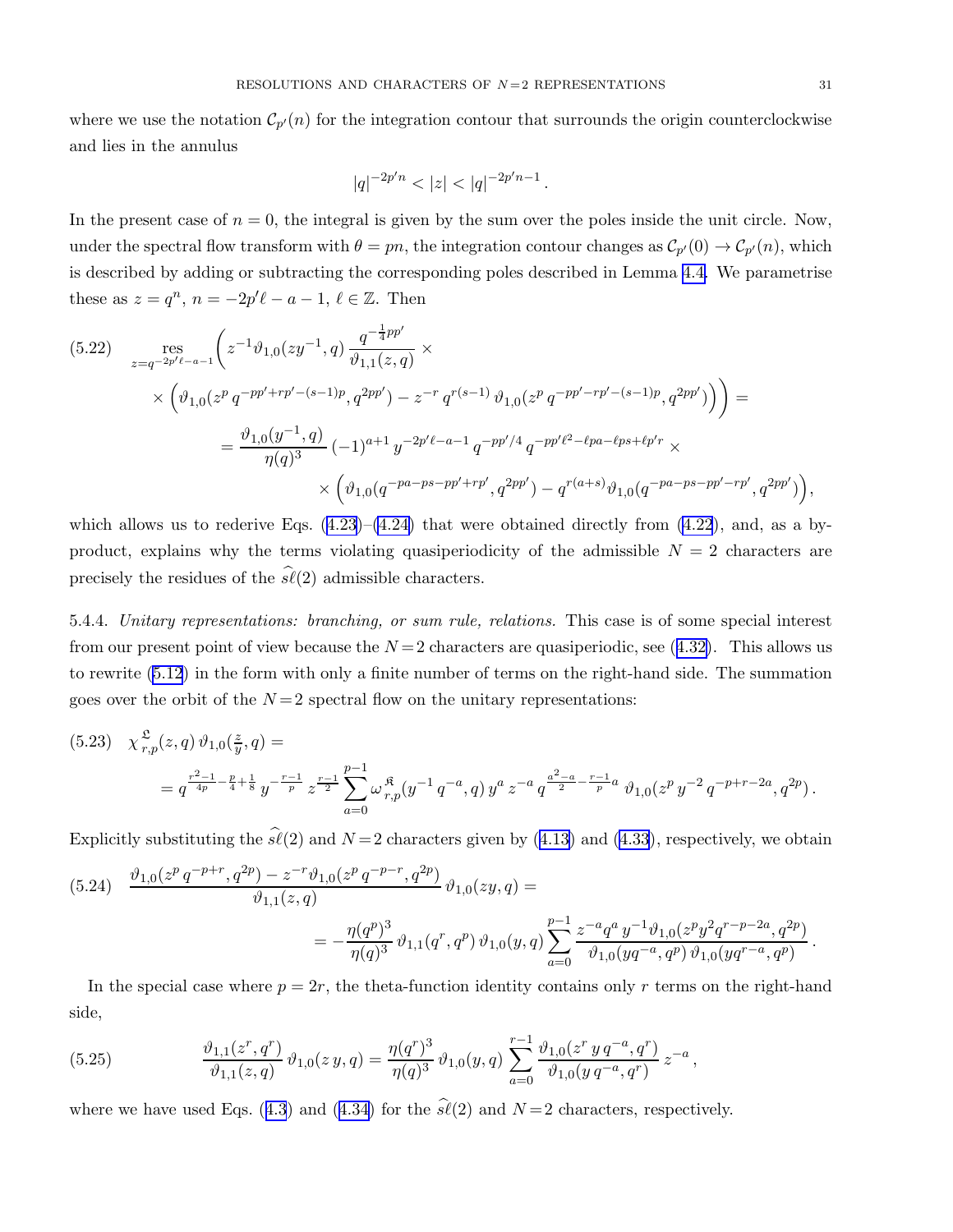where we use the notation $\mathcal{C}_{p'}(n)$ for the integration contour that surrounds the origin counterclockwise and lies in the annulus

$$|q|^{-2p'n} < |z| < |q|^{-2p'n-1}\,.$$

In the present case of $n=0$, the integral is given by the sum over the poles inside the unit circle. Now, under the spectral flow transform with $\theta = pn$, the integration contour changes as $\mathcal{C}_{p'}(0) \to \mathcal{C}_{p'}(n)$, which is described by adding or subtracting the corresponding poles described in Lemma 4.4. We parametrise these as $z = q^n$, $n = -2p'\ell - a - 1$, $\ell \in \mathbb{Z}$. Then

$$(5.22)\quad \operatorname*{res}_{z=q^{-2p'\ell-a-1}} \Bigl( z^{-1}\vartheta_{1,0}(zy^{-1},q)\,\frac{q^{-\frac{1}{4}pp'}}{\vartheta_{1,1}(z,q)} \times \\ \times \Bigl(\vartheta_{1,0}(z^p\,q^{-pp'+rp'-(s-1)p},q^{2pp'}) - z^{-r}\,q^{r(s-1)}\,\vartheta_{1,0}(z^p\,q^{-pp'-rp'-(s-1)p},q^{2pp'})\Bigr)\Bigr) = \\ = \frac{\vartheta_{1,0}(y^{-1},q)}{\eta(q)^3}\,(-1)^{a+1}\,y^{-2p'\ell-a-1}\,q^{-pp'/4}\,q^{-pp'\ell^2-\ell pa-\ell ps+\ell p' r}\times \\ \times \Bigl(\vartheta_{1,0}(q^{-pa-ps-pp'+rp'},q^{2pp'}) - q^{r(a+s)}\vartheta_{1,0}(q^{-pa-ps-pp'-rp'},q^{2pp'})\Bigr),$$

which allows us to rederive Eqs. (4.23)–(4.24) that were obtained directly from (4.22), and, as a by-product, explains why the terms violating quasiperiodicity of the admissible $N=2$ characters are precisely the residues of the $\widehat{s\ell}(2)$ admissible characters.

5.4.4. *Unitary representations: branching, or sum rule, relations.* This case is of some special interest from our present point of view because the $N=2$ characters are quasiperiodic, see (4.32). This allows us to rewrite (5.12) in the form with only a finite number of terms on the right-hand side. The summation goes over the orbit of the $N=2$ spectral flow on the unitary representations:

$$(5.23)\quad \chi^{\mathfrak{L}}_{r,p}(z,q)\,\vartheta_{1,0}(\tfrac{z}{y},q) = \\ = q^{\frac{r^2-1}{4p}-\frac{p}{4}+\frac{1}{8}}\,y^{-\frac{r-1}{p}}\,z^{\frac{r-1}{2}}\sum_{a=0}^{p-1}\omega^{\,\mathfrak{K}}_{r,p}(y^{-1}\,q^{-a},q)\,y^a\,z^{-a}\,q^{\frac{a^2-a}{2}-\frac{r-1}{p}a}\;\vartheta_{1,0}(z^p\,y^{-2}\,q^{-p+r-2a},q^{2p})\,.$$

Explicitly substituting the $\widehat{s\ell}(2)$ and $N=2$ characters given by (4.13) and (4.33), respectively, we obtain

$$(5.24)\quad \frac{\vartheta_{1,0}(z^p\,q^{-p+r},q^{2p}) - z^{-r}\vartheta_{1,0}(z^p\,q^{-p-r},q^{2p})}{\vartheta_{1,1}(z,q)}\,\vartheta_{1,0}(zy,q) = \\ = -\frac{\eta(q^p)^3}{\eta(q)^3}\,\vartheta_{1,1}(q^r,q^p)\,\vartheta_{1,0}(y,q)\sum_{a=0}^{p-1}\frac{z^{-a}q^a\,y^{-1}\vartheta_{1,0}(z^py^2q^{r-p-2a},q^{2p})}{\vartheta_{1,0}(yq^{-a},q^p)\,\vartheta_{1,0}(yq^{r-a},q^p)}\,.$$

In the special case where $p=2r$, the theta-function identity contains only $r$ terms on the right-hand side,

$$(5.25)\qquad \frac{\vartheta_{1,1}(z^r,q^r)}{\vartheta_{1,1}(z,q)}\,\vartheta_{1,0}(z\,y,q) = \frac{\eta(q^r)^3}{\eta(q)^3}\,\vartheta_{1,0}(y,q)\sum_{a=0}^{r-1}\frac{\vartheta_{1,0}(z^r\,y\,q^{-a},q^r)}{\vartheta_{1,0}(y\,q^{-a},q^r)}\,z^{-a}\,,$$

where we have used Eqs. (4.3) and (4.34) for the $\widehat{s\ell}(2)$ and $N=2$ characters, respectively.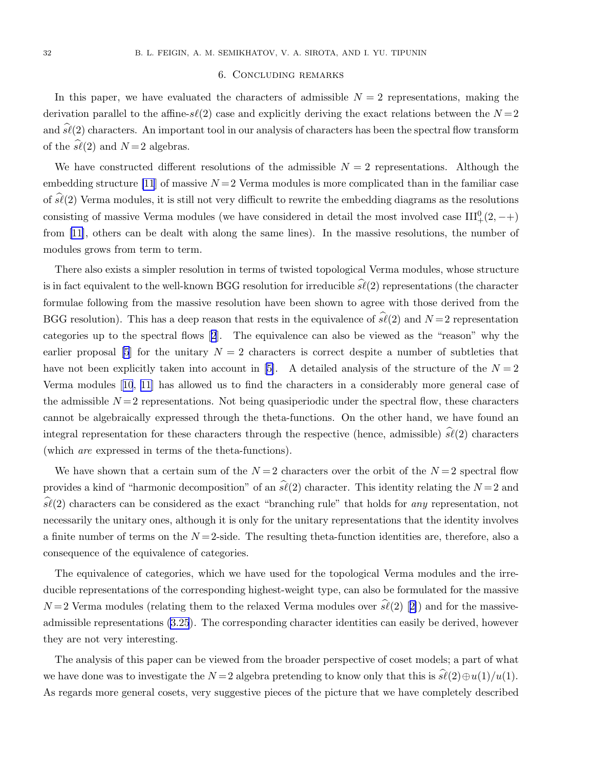## 6. Concluding remarks

In this paper, we have evaluated the characters of admissible $N=2$ representations, making the derivation parallel to the affine-$s\ell(2)$ case and explicitly deriving the exact relations between the $N=2$ and $\widehat{s\ell}(2)$ characters. An important tool in our analysis of characters has been the spectral flow transform of the $\widehat{s\ell}(2)$ and $N=2$ algebras.

We have constructed different resolutions of the admissible $N=2$ representations. Although the embedding structure [11] of massive $N=2$ Verma modules is more complicated than in the familiar case of $\widehat{s\ell}(2)$ Verma modules, it is still not very difficult to rewrite the embedding diagrams as the resolutions consisting of massive Verma modules (we have considered in detail the most involved case $\mathrm{III}^0_+(2,-+)$ from [11], others can be dealt with along the same lines). In the massive resolutions, the number of modules grows from term to term.

There also exists a simpler resolution in terms of twisted topological Verma modules, whose structure is in fact equivalent to the well-known BGG resolution for irreducible $\widehat{s\ell}(2)$ representations (the character formulae following from the massive resolution have been shown to agree with those derived from the BGG resolution). This has a deep reason that rests in the equivalence of $\widehat{s\ell}(2)$ and $N=2$ representation categories up to the spectral flows [2]. The equivalence can also be viewed as the "reason" why the earlier proposal [5] for the unitary $N=2$ characters is correct despite a number of subtleties that have not been explicitly taken into account in [5]. A detailed analysis of the structure of the $N=2$ Verma modules [10, 11] has allowed us to find the characters in a considerably more general case of the admissible $N=2$ representations. Not being quasiperiodic under the spectral flow, these characters cannot be algebraically expressed through the theta-functions. On the other hand, we have found an integral representation for these characters through the respective (hence, admissible) $\widehat{s\ell}(2)$ characters (which *are* expressed in terms of the theta-functions).

We have shown that a certain sum of the $N=2$ characters over the orbit of the $N=2$ spectral flow provides a kind of "harmonic decomposition" of an $\widehat{s\ell}(2)$ character. This identity relating the $N=2$ and $\widehat{s\ell}(2)$ characters can be considered as the exact "branching rule" that holds for *any* representation, not necessarily the unitary ones, although it is only for the unitary representations that the identity involves a finite number of terms on the $N=2$-side. The resulting theta-function identities are, therefore, also a consequence of the equivalence of categories.

The equivalence of categories, which we have used for the topological Verma modules and the irreducible representations of the corresponding highest-weight type, can also be formulated for the massive $N=2$ Verma modules (relating them to the relaxed Verma modules over $\widehat{s\ell}(2)$ [2]) and for the massive-admissible representations (3.25). The corresponding character identities can easily be derived, however they are not very interesting.

The analysis of this paper can be viewed from the broader perspective of coset models; a part of what we have done was to investigate the $N=2$ algebra pretending to know only that this is $\widehat{s\ell}(2)\oplus u(1)/u(1)$. As regards more general cosets, very suggestive pieces of the picture that we have completely described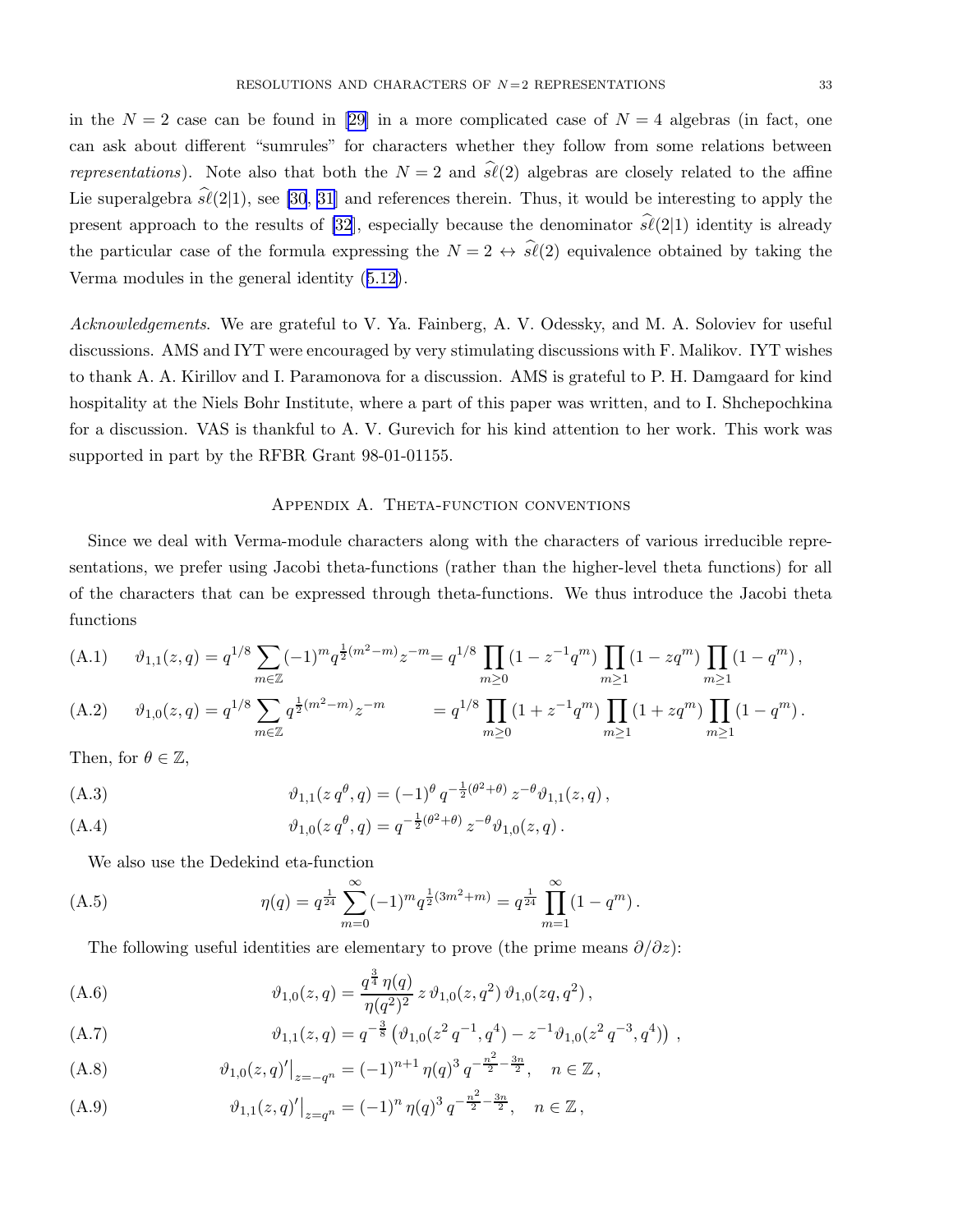in the $N=2$ case can be found in [29] in a more complicated case of $N=4$ algebras (in fact, one can ask about different "sumrules" for characters whether they follow from some relations between *representations*). Note also that both the $N=2$ and $\widehat{s\ell}(2)$ algebras are closely related to the affine Lie superalgebra $\widehat{s\ell}(2|1)$, see [30, 31] and references therein. Thus, it would be interesting to apply the present approach to the results of [32], especially because the denominator $\widehat{s\ell}(2|1)$ identity is already the particular case of the formula expressing the $N=2 \leftrightarrow \widehat{s\ell}(2)$ equivalence obtained by taking the Verma modules in the general identity (5.12).

*Acknowledgements.* We are grateful to V. Ya. Fainberg, A. V. Odessky, and M. A. Soloviev for useful discussions. AMS and IYT were encouraged by very stimulating discussions with F. Malikov. IYT wishes to thank A. A. Kirillov and I. Paramonova for a discussion. AMS is grateful to P. H. Damgaard for kind hospitality at the Niels Bohr Institute, where a part of this paper was written, and to I. Shchepochkina for a discussion. VAS is thankful to A. V. Gurevich for his kind attention to her work. This work was supported in part by the RFBR Grant 98-01-01155.

## Appendix A. Theta-function conventions

Since we deal with Verma-module characters along with the characters of various irreducible representations, we prefer using Jacobi theta-functions (rather than the higher-level theta functions) for all of the characters that can be expressed through theta-functions. We thus introduce the Jacobi theta functions

$$\vartheta_{1,1}(z,q) = q^{1/8}\sum_{m\in\mathbb{Z}}(-1)^m q^{\frac{1}{2}(m^2-m)}z^{-m} = q^{1/8}\prod_{m\geq 0}(1-z^{-1}q^m)\prod_{m\geq 1}(1-zq^m)\prod_{m\geq 1}(1-q^m)\,, \tag{A.1}$$

$$\vartheta_{1,0}(z,q) = q^{1/8}\sum_{m\in\mathbb{Z}} q^{\frac{1}{2}(m^2-m)}z^{-m} = q^{1/8}\prod_{m\geq 0}(1+z^{-1}q^m)\prod_{m\geq 1}(1+zq^m)\prod_{m\geq 1}(1-q^m)\,. \tag{A.2}$$

Then, for $\theta\in\mathbb{Z}$,

$$\vartheta_{1,1}(z\,q^\theta,q) = (-1)^\theta\, q^{-\frac{1}{2}(\theta^2+\theta)}\, z^{-\theta}\vartheta_{1,1}(z,q)\,, \tag{A.3}$$

$$\vartheta_{1,0}(z\,q^\theta,q) = q^{-\frac{1}{2}(\theta^2+\theta)}\, z^{-\theta}\vartheta_{1,0}(z,q)\,. \tag{A.4}$$

We also use the Dedekind eta-function

$$\eta(q) = q^{\frac{1}{24}}\sum_{m=0}^{\infty}(-1)^m q^{\frac{1}{2}(3m^2+m)} = q^{\frac{1}{24}}\prod_{m=1}^{\infty}(1-q^m)\,. \tag{A.5}$$

The following useful identities are elementary to prove (the prime means $\partial/\partial z$):

$$\vartheta_{1,0}(z,q) = \frac{q^{\frac{3}{4}}\,\eta(q)}{\eta(q^2)^2}\,z\,\vartheta_{1,0}(z,q^2)\,\vartheta_{1,0}(zq,q^2)\,, \tag{A.6}$$

$$\vartheta_{1,1}(z,q) = q^{-\frac{3}{8}}\left(\vartheta_{1,0}(z^2\,q^{-1},q^4) - z^{-1}\vartheta_{1,0}(z^2\,q^{-3},q^4)\right)\,, \tag{A.7}$$

$$\vartheta_{1,0}(z,q)'\big|_{z=-q^n} = (-1)^{n+1}\,\eta(q)^3\,q^{-\frac{n^2}{2}-\frac{3n}{2}},\quad n\in\mathbb{Z}\,, \tag{A.8}$$

$$\vartheta_{1,1}(z,q)'\big|_{z=q^n} = (-1)^{n}\,\eta(q)^3\,q^{-\frac{n^2}{2}-\frac{3n}{2}},\quad n\in\mathbb{Z}\,, \tag{A.9}$$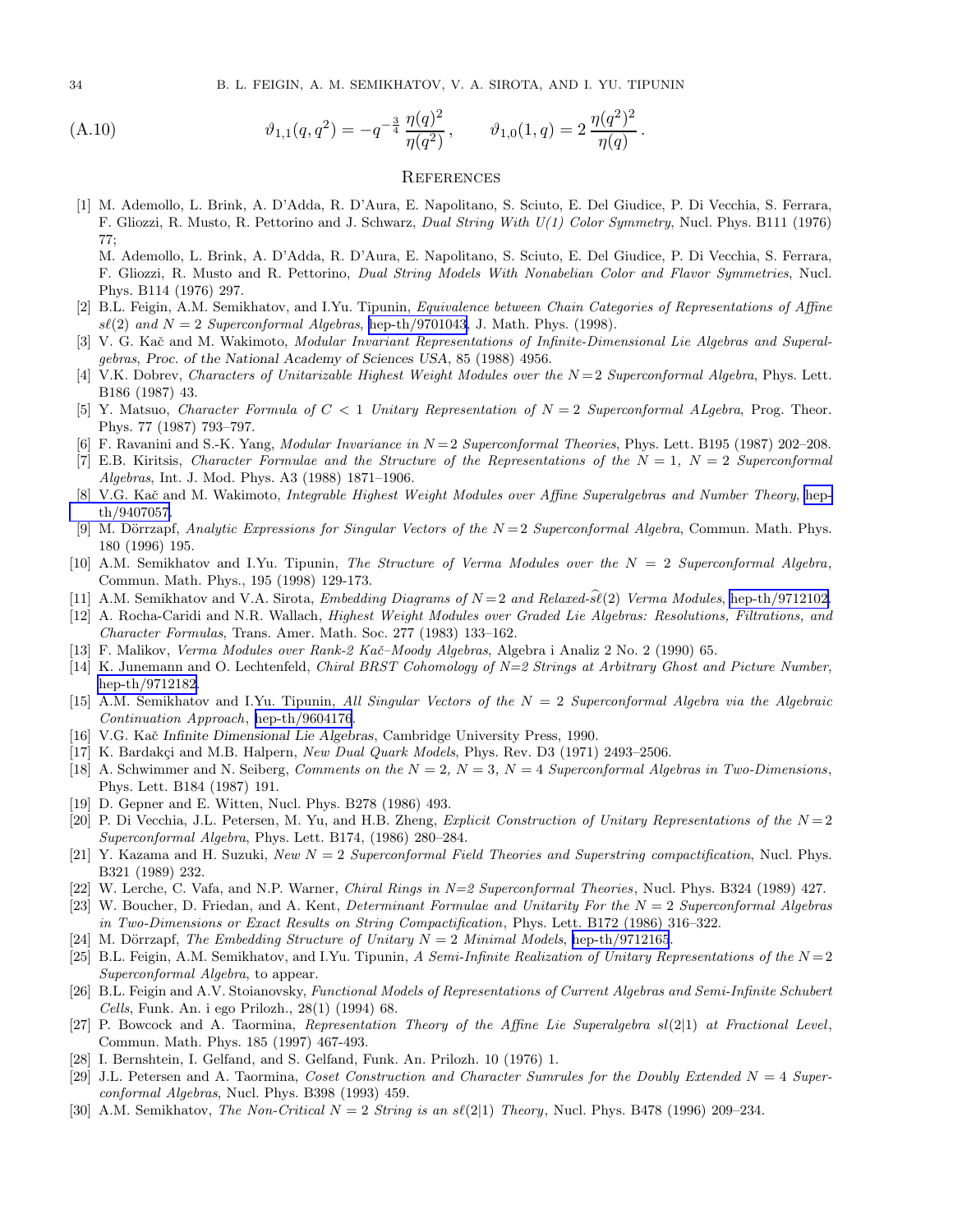$$\vartheta_{1,1}(q,q^2) = -q^{-\frac{3}{4}}\,\frac{\eta(q)^2}{\eta(q^2)}\,, \qquad \vartheta_{1,0}(1,q) = 2\,\frac{\eta(q^2)^2}{\eta(q)}\,. \tag{A.10}$$

## References

[1] M. Ademollo, L. Brink, A. D'Adda, R. D'Aura, E. Napolitano, S. Sciuto, E. Del Giudice, P. Di Vecchia, S. Ferrara, F. Gliozzi, R. Musto, R. Pettorino and J. Schwarz, *Dual String With U(1) Color Symmetry*, Nucl. Phys. B111 (1976) 77;
M. Ademollo, L. Brink, A. D'Adda, R. D'Aura, E. Napolitano, S. Sciuto, E. Del Giudice, P. Di Vecchia, S. Ferrara, F. Gliozzi, R. Musto and R. Pettorino, *Dual String Models With Nonabelian Color and Flavor Symmetries*, Nucl. Phys. B114 (1976) 297.

[2] B.L. Feigin, A.M. Semikhatov, and I.Yu. Tipunin, *Equivalence between Chain Categories of Representations of Affine* $s\ell(2)$ *and* $N=2$ *Superconformal Algebras*, hep-th/9701043, J. Math. Phys. (1998).

[3] V. G. Kač and M. Wakimoto, *Modular Invariant Representations of Infinite-Dimensional Lie Algebras and Superalgebras*, *Proc. of the National Academy of Sciences USA*, 85 (1988) 4956.

[4] V.K. Dobrev, *Characters of Unitarizable Highest Weight Modules over the* $N=2$ *Superconformal Algebra*, Phys. Lett. B186 (1987) 43.

[5] Y. Matsuo, *Character Formula of* $C<1$ *Unitary Representation of* $N=2$ *Superconformal ALgebra*, Prog. Theor. Phys. 77 (1987) 793–797.

[6] F. Ravanini and S.-K. Yang, *Modular Invariance in* $N=2$ *Superconformal Theories*, Phys. Lett. B195 (1987) 202–208.

[7] E.B. Kiritsis, *Character Formulae and the Structure of the Representations of the* $N=1$, $N=2$ *Superconformal Algebras*, Int. J. Mod. Phys. A3 (1988) 1871–1906.

[8] V.G. Kač and M. Wakimoto, *Integrable Highest Weight Modules over Affine Superalgebras and Number Theory*, hep-th/9407057.

[9] M. Dörrzapf, *Analytic Expressions for Singular Vectors of the* $N=2$ *Superconformal Algebra*, Commun. Math. Phys. 180 (1996) 195.

[10] A.M. Semikhatov and I.Yu. Tipunin, *The Structure of Verma Modules over the* $N=2$ *Superconformal Algebra*, Commun. Math. Phys., 195 (1998) 129-173.

[11] A.M. Semikhatov and V.A. Sirota, *Embedding Diagrams of* $N=2$ *and Relaxed-*$\widehat{s\ell}(2)$ *Verma Modules*, hep-th/9712102.

[12] A. Rocha-Caridi and N.R. Wallach, *Highest Weight Modules over Graded Lie Algebras: Resolutions, Filtrations, and Character Formulas*, Trans. Amer. Math. Soc. 277 (1983) 133–162.

[13] F. Malikov, *Verma Modules over Rank-2 Kač–Moody Algebras*, Algebra i Analiz 2 No. 2 (1990) 65.

[14] K. Junemann and O. Lechtenfeld, *Chiral BRST Cohomology of N=2 Strings at Arbitrary Ghost and Picture Number*, hep-th/9712182.

[15] A.M. Semikhatov and I.Yu. Tipunin, *All Singular Vectors of the* $N=2$ *Superconformal Algebra via the Algebraic Continuation Approach*, hep-th/9604176.

[16] V.G. Kač *Infinite Dimensional Lie Algebras*, Cambridge University Press, 1990.

[17] K. Bardakçi and M.B. Halpern, *New Dual Quark Models*, Phys. Rev. D3 (1971) 2493–2506.

[18] A. Schwimmer and N. Seiberg, *Comments on the* $N=2$, $N=3$, $N=4$ *Superconformal Algebras in Two-Dimensions*, Phys. Lett. B184 (1987) 191.

[19] D. Gepner and E. Witten, Nucl. Phys. B278 (1986) 493.

[20] P. Di Vecchia, J.L. Petersen, M. Yu, and H.B. Zheng, *Explicit Construction of Unitary Representations of the* $N=2$ *Superconformal Algebra*, Phys. Lett. B174, (1986) 280–284.

[21] Y. Kazama and H. Suzuki, *New* $N=2$ *Superconformal Field Theories and Superstring compactification*, Nucl. Phys. B321 (1989) 232.

[22] W. Lerche, C. Vafa, and N.P. Warner, *Chiral Rings in N=2 Superconformal Theories*, Nucl. Phys. B324 (1989) 427.

[23] W. Boucher, D. Friedan, and A. Kent, *Determinant Formulae and Unitarity For the* $N=2$ *Superconformal Algebras in Two-Dimensions or Exact Results on String Compactification*, Phys. Lett. B172 (1986) 316–322.

[24] M. Dörrzapf, *The Embedding Structure of Unitary* $N=2$ *Minimal Models*, hep-th/9712165.

[25] B.L. Feigin, A.M. Semikhatov, and I.Yu. Tipunin, *A Semi-Infinite Realization of Unitary Representations of the* $N=2$ *Superconformal Algebra*, to appear.

[26] B.L. Feigin and A.V. Stoianovsky, *Functional Models of Representations of Current Algebras and Semi-Infinite Schubert Cells*, Funk. An. i ego Prilozh., 28(1) (1994) 68.

[27] P. Bowcock and A. Taormina, *Representation Theory of the Affine Lie Superalgebra sl(2|1) at Fractional Level*, Commun. Math. Phys. 185 (1997) 467-493.

[28] I. Bernshtein, I. Gelfand, and S. Gelfand, Funk. An. Prilozh. 10 (1976) 1.

[29] J.L. Petersen and A. Taormina, *Coset Construction and Character Sumrules for the Doubly Extended* $N=4$ *Superconformal Algebras*, Nucl. Phys. B398 (1993) 459.

[30] A.M. Semikhatov, *The Non-Critical* $N=2$ *String is an* $s\ell(2|1)$ *Theory*, Nucl. Phys. B478 (1996) 209–234.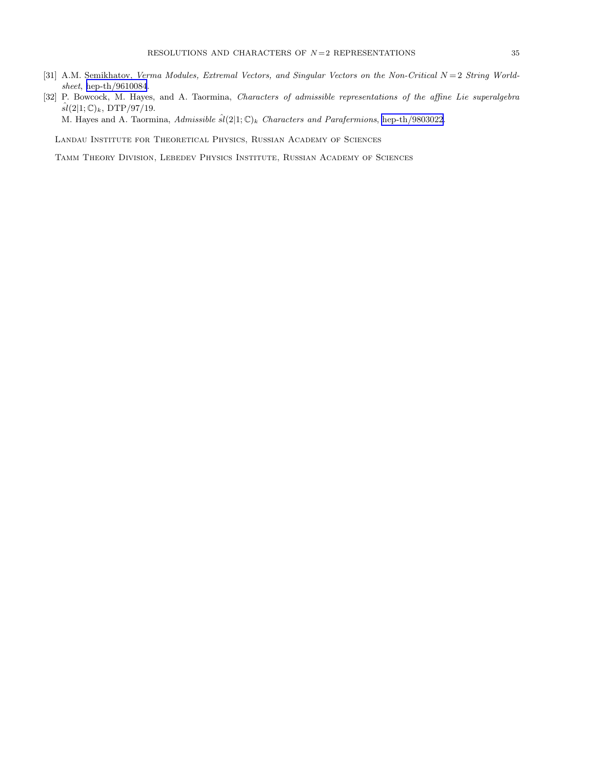[31] A.M. Semikhatov, *Verma Modules, Extremal Vectors, and Singular Vectors on the Non-Critical $N=2$ String Worldsheet*, hep-th/9610084.

[32] P. Bowcock, M. Hayes, and A. Taormina, *Characters of admissible representations of the affine Lie superalgebra $\hat{sl}(2|1;\mathbb{C})_k$*, DTP/97/19.
M. Hayes and A. Taormina, *Admissible $\hat{sl}(2|1;\mathbb{C})_k$ Characters and Parafermions*, hep-th/9803022.

Landau Institute for Theoretical Physics, Russian Academy of Sciences

Tamm Theory Division, Lebedev Physics Institute, Russian Academy of Sciences